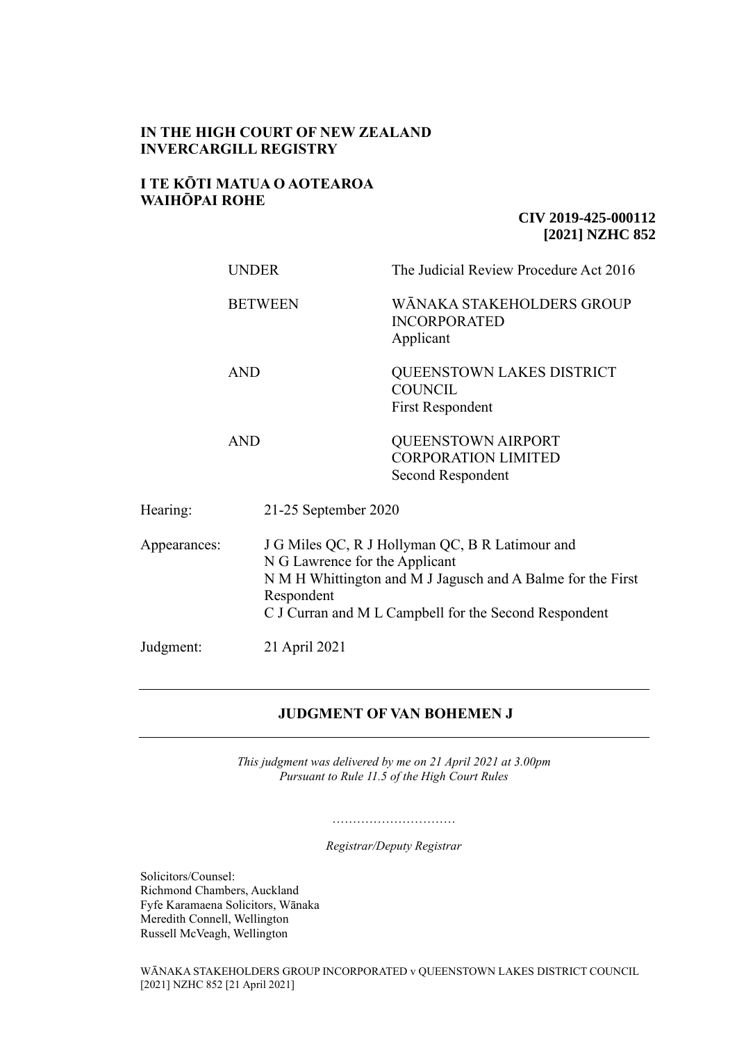**IN THE HIGH COURT OF NEW ZEALAND**
**INVERCARGILL REGISTRY**

**I TE KŌTI MATUA O AOTEAROA**
**WAIHŌPAI ROHE**

**CIV 2019-425-000112**
**[2021] NZHC 852**

| | |
|---|---|
| UNDER | The Judicial Review Procedure Act 2016 |
| BETWEEN | WĀNAKA STAKEHOLDERS GROUP INCORPORATED<br>Applicant |
| AND | QUEENSTOWN LAKES DISTRICT COUNCIL<br>First Respondent |
| AND | QUEENSTOWN AIRPORT CORPORATION LIMITED<br>Second Respondent |

| | |
|---|---|
| Hearing: | 21-25 September 2020 |
| Appearances: | J G Miles QC, R J Hollyman QC, B R Latimour and N G Lawrence for the Applicant<br>N M H Whittington and M J Jagusch and A Balme for the First Respondent<br>C J Curran and M L Campbell for the Second Respondent |
| Judgment: | 21 April 2021 |

---

## JUDGMENT OF VAN BOHEMEN J

---

*This judgment was delivered by me on 21 April 2021 at 3.00pm*
*Pursuant to Rule 11.5 of the High Court Rules*

…………………………

*Registrar/Deputy Registrar*

Solicitors/Counsel:
Richmond Chambers, Auckland
Fyfe Karamaena Solicitors, Wānaka
Meredith Connell, Wellington
Russell McVeagh, Wellington

WĀNAKA STAKEHOLDERS GROUP INCORPORATED v QUEENSTOWN LAKES DISTRICT COUNCIL [2021] NZHC 852 [21 April 2021]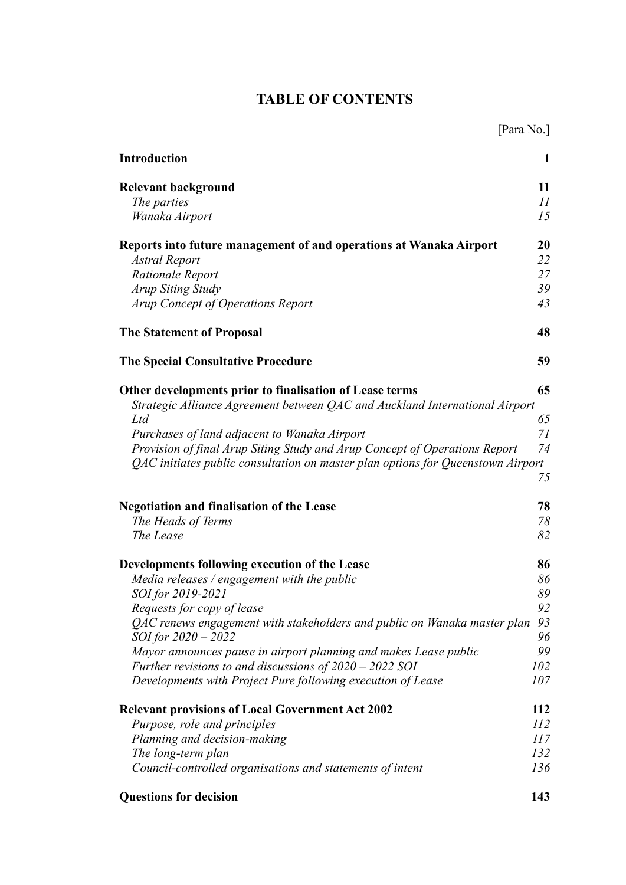# TABLE OF CONTENTS

| | [Para No.] |
|---|---|
| **Introduction** | **1** |
| **Relevant background** | **11** |
| *The parties* | *11* |
| *Wanaka Airport* | *15* |
| **Reports into future management of and operations at Wanaka Airport** | **20** |
| *Astral Report* | *22* |
| *Rationale Report* | *27* |
| *Arup Siting Study* | *39* |
| *Arup Concept of Operations Report* | *43* |
| **The Statement of Proposal** | **48** |
| **The Special Consultative Procedure** | **59** |
| **Other developments prior to finalisation of Lease terms** | **65** |
| *Strategic Alliance Agreement between QAC and Auckland International Airport Ltd* | *65* |
| *Purchases of land adjacent to Wanaka Airport* | *71* |
| *Provision of final Arup Siting Study and Arup Concept of Operations Report* | *74* |
| *QAC initiates public consultation on master plan options for Queenstown Airport* | *75* |
| **Negotiation and finalisation of the Lease** | **78** |
| *The Heads of Terms* | *78* |
| *The Lease* | *82* |
| **Developments following execution of the Lease** | **86** |
| *Media releases / engagement with the public* | *86* |
| *SOI for 2019-2021* | *89* |
| *Requests for copy of lease* | *92* |
| *QAC renews engagement with stakeholders and public on Wanaka master plan* | *93* |
| *SOI for 2020 – 2022* | *96* |
| *Mayor announces pause in airport planning and makes Lease public* | *99* |
| *Further revisions to and discussions of 2020 – 2022 SOI* | *102* |
| *Developments with Project Pure following execution of Lease* | *107* |
| **Relevant provisions of Local Government Act 2002** | **112** |
| *Purpose, role and principles* | *112* |
| *Planning and decision-making* | *117* |
| *The long-term plan* | *132* |
| *Council-controlled organisations and statements of intent* | *136* |
| **Questions for decision** | **143** |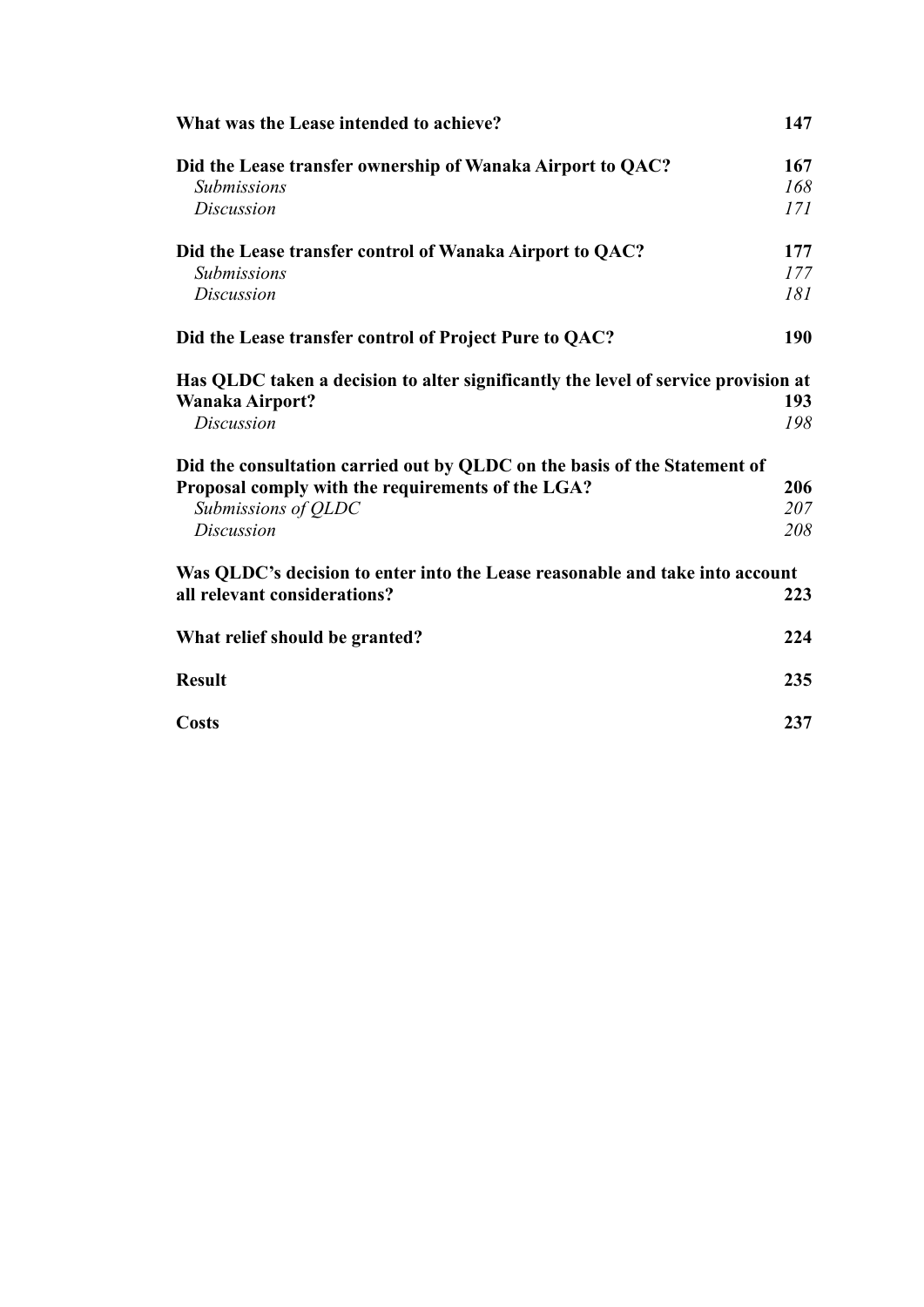| | |
|---|---|
| **What was the Lease intended to achieve?** | **147** |
| **Did the Lease transfer ownership of Wanaka Airport to QAC?** | **167** |
| *Submissions* | *168* |
| *Discussion* | *171* |
| **Did the Lease transfer control of Wanaka Airport to QAC?** | **177** |
| *Submissions* | *177* |
| *Discussion* | *181* |
| **Did the Lease transfer control of Project Pure to QAC?** | **190** |
| **Has QLDC taken a decision to alter significantly the level of service provision at Wanaka Airport?** | **193** |
| *Discussion* | *198* |
| **Did the consultation carried out by QLDC on the basis of the Statement of Proposal comply with the requirements of the LGA?** | **206** |
| *Submissions of QLDC* | *207* |
| *Discussion* | *208* |
| **Was QLDC's decision to enter into the Lease reasonable and take into account all relevant considerations?** | **223** |
| **What relief should be granted?** | **224** |
| **Result** | **235** |
| **Costs** | **237** |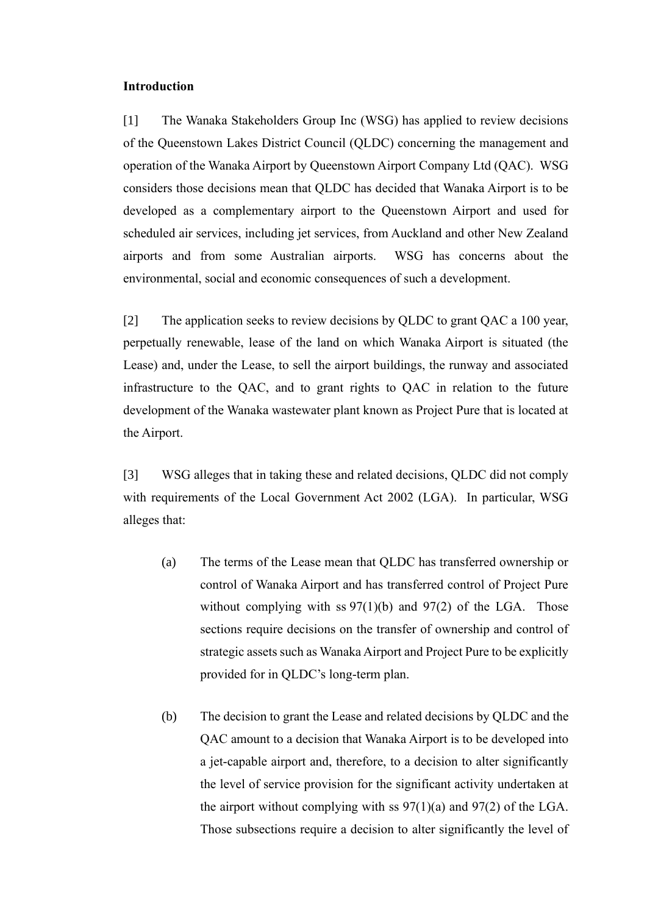**Introduction**

[1] The Wanaka Stakeholders Group Inc (WSG) has applied to review decisions of the Queenstown Lakes District Council (QLDC) concerning the management and operation of the Wanaka Airport by Queenstown Airport Company Ltd (QAC). WSG considers those decisions mean that QLDC has decided that Wanaka Airport is to be developed as a complementary airport to the Queenstown Airport and used for scheduled air services, including jet services, from Auckland and other New Zealand airports and from some Australian airports. WSG has concerns about the environmental, social and economic consequences of such a development.

[2] The application seeks to review decisions by QLDC to grant QAC a 100 year, perpetually renewable, lease of the land on which Wanaka Airport is situated (the Lease) and, under the Lease, to sell the airport buildings, the runway and associated infrastructure to the QAC, and to grant rights to QAC in relation to the future development of the Wanaka wastewater plant known as Project Pure that is located at the Airport.

[3] WSG alleges that in taking these and related decisions, QLDC did not comply with requirements of the Local Government Act 2002 (LGA). In particular, WSG alleges that:

(a) The terms of the Lease mean that QLDC has transferred ownership or control of Wanaka Airport and has transferred control of Project Pure without complying with ss 97(1)(b) and 97(2) of the LGA. Those sections require decisions on the transfer of ownership and control of strategic assets such as Wanaka Airport and Project Pure to be explicitly provided for in QLDC's long-term plan.

(b) The decision to grant the Lease and related decisions by QLDC and the QAC amount to a decision that Wanaka Airport is to be developed into a jet-capable airport and, therefore, to a decision to alter significantly the level of service provision for the significant activity undertaken at the airport without complying with ss 97(1)(a) and 97(2) of the LGA. Those subsections require a decision to alter significantly the level of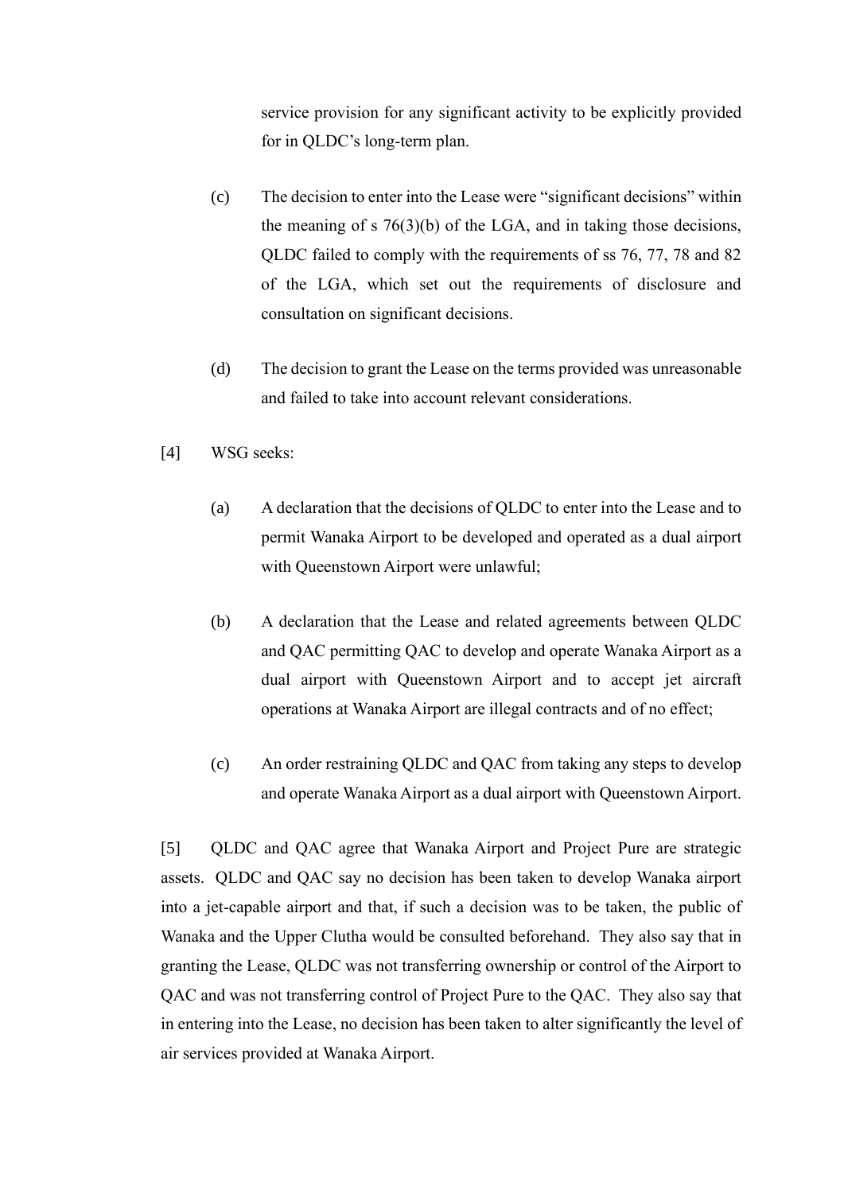service provision for any significant activity to be explicitly provided for in QLDC's long-term plan.

(c) The decision to enter into the Lease were "significant decisions" within the meaning of s 76(3)(b) of the LGA, and in taking those decisions, QLDC failed to comply with the requirements of ss 76, 77, 78 and 82 of the LGA, which set out the requirements of disclosure and consultation on significant decisions.

(d) The decision to grant the Lease on the terms provided was unreasonable and failed to take into account relevant considerations.

[4] WSG seeks:

(a) A declaration that the decisions of QLDC to enter into the Lease and to permit Wanaka Airport to be developed and operated as a dual airport with Queenstown Airport were unlawful;

(b) A declaration that the Lease and related agreements between QLDC and QAC permitting QAC to develop and operate Wanaka Airport as a dual airport with Queenstown Airport and to accept jet aircraft operations at Wanaka Airport are illegal contracts and of no effect;

(c) An order restraining QLDC and QAC from taking any steps to develop and operate Wanaka Airport as a dual airport with Queenstown Airport.

[5] QLDC and QAC agree that Wanaka Airport and Project Pure are strategic assets. QLDC and QAC say no decision has been taken to develop Wanaka airport into a jet-capable airport and that, if such a decision was to be taken, the public of Wanaka and the Upper Clutha would be consulted beforehand. They also say that in granting the Lease, QLDC was not transferring ownership or control of the Airport to QAC and was not transferring control of Project Pure to the QAC. They also say that in entering into the Lease, no decision has been taken to alter significantly the level of air services provided at Wanaka Airport.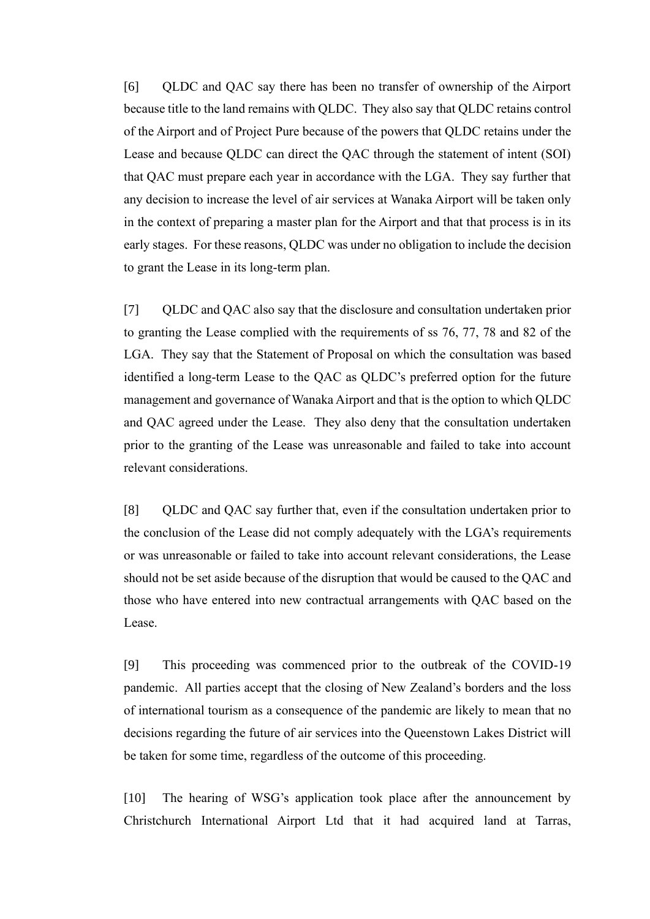[6] QLDC and QAC say there has been no transfer of ownership of the Airport because title to the land remains with QLDC. They also say that QLDC retains control of the Airport and of Project Pure because of the powers that QLDC retains under the Lease and because QLDC can direct the QAC through the statement of intent (SOI) that QAC must prepare each year in accordance with the LGA. They say further that any decision to increase the level of air services at Wanaka Airport will be taken only in the context of preparing a master plan for the Airport and that that process is in its early stages. For these reasons, QLDC was under no obligation to include the decision to grant the Lease in its long-term plan.

[7] QLDC and QAC also say that the disclosure and consultation undertaken prior to granting the Lease complied with the requirements of ss 76, 77, 78 and 82 of the LGA. They say that the Statement of Proposal on which the consultation was based identified a long-term Lease to the QAC as QLDC's preferred option for the future management and governance of Wanaka Airport and that is the option to which QLDC and QAC agreed under the Lease. They also deny that the consultation undertaken prior to the granting of the Lease was unreasonable and failed to take into account relevant considerations.

[8] QLDC and QAC say further that, even if the consultation undertaken prior to the conclusion of the Lease did not comply adequately with the LGA's requirements or was unreasonable or failed to take into account relevant considerations, the Lease should not be set aside because of the disruption that would be caused to the QAC and those who have entered into new contractual arrangements with QAC based on the Lease.

[9] This proceeding was commenced prior to the outbreak of the COVID-19 pandemic. All parties accept that the closing of New Zealand's borders and the loss of international tourism as a consequence of the pandemic are likely to mean that no decisions regarding the future of air services into the Queenstown Lakes District will be taken for some time, regardless of the outcome of this proceeding.

[10] The hearing of WSG's application took place after the announcement by Christchurch International Airport Ltd that it had acquired land at Tarras,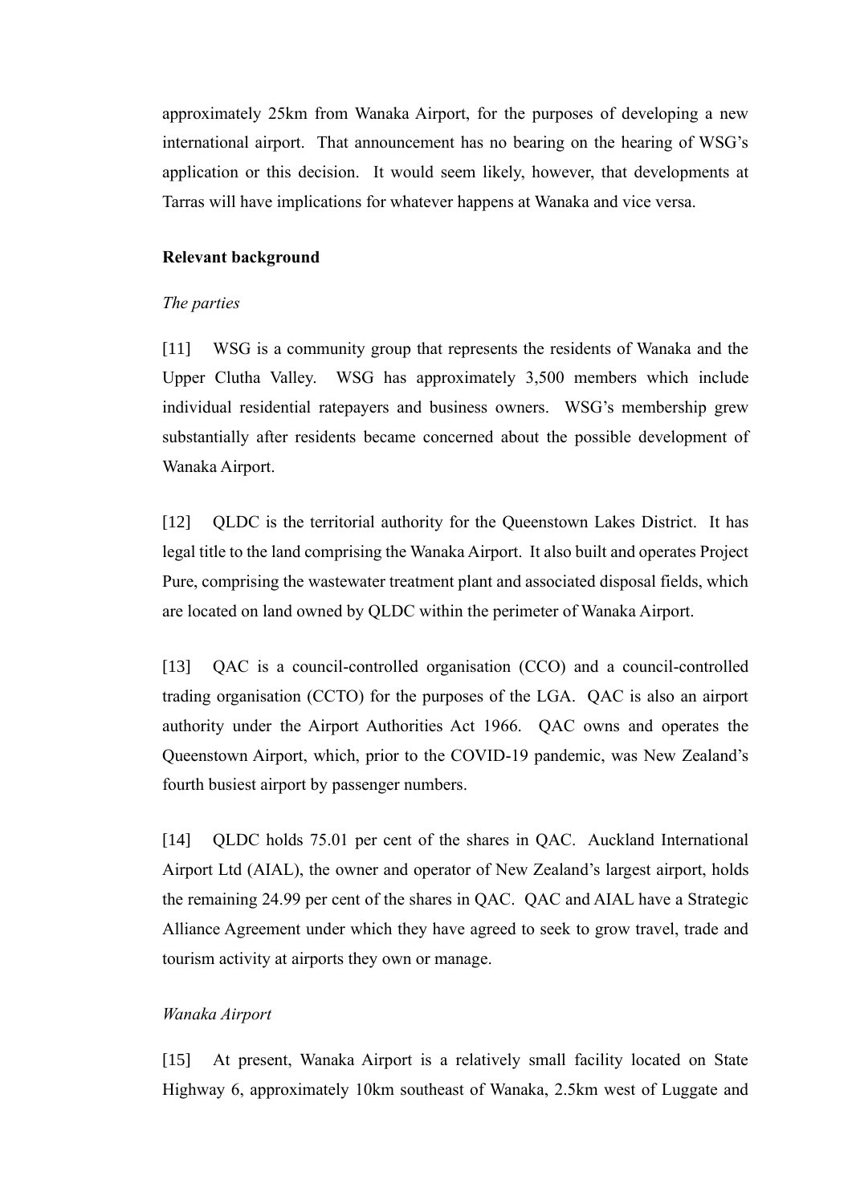approximately 25km from Wanaka Airport, for the purposes of developing a new international airport. That announcement has no bearing on the hearing of WSG's application or this decision. It would seem likely, however, that developments at Tarras will have implications for whatever happens at Wanaka and vice versa.

**Relevant background**

*The parties*

[11] WSG is a community group that represents the residents of Wanaka and the Upper Clutha Valley. WSG has approximately 3,500 members which include individual residential ratepayers and business owners. WSG's membership grew substantially after residents became concerned about the possible development of Wanaka Airport.

[12] QLDC is the territorial authority for the Queenstown Lakes District. It has legal title to the land comprising the Wanaka Airport. It also built and operates Project Pure, comprising the wastewater treatment plant and associated disposal fields, which are located on land owned by QLDC within the perimeter of Wanaka Airport.

[13] QAC is a council-controlled organisation (CCO) and a council-controlled trading organisation (CCTO) for the purposes of the LGA. QAC is also an airport authority under the Airport Authorities Act 1966. QAC owns and operates the Queenstown Airport, which, prior to the COVID-19 pandemic, was New Zealand's fourth busiest airport by passenger numbers.

[14] QLDC holds 75.01 per cent of the shares in QAC. Auckland International Airport Ltd (AIAL), the owner and operator of New Zealand's largest airport, holds the remaining 24.99 per cent of the shares in QAC. QAC and AIAL have a Strategic Alliance Agreement under which they have agreed to seek to grow travel, trade and tourism activity at airports they own or manage.

*Wanaka Airport*

[15] At present, Wanaka Airport is a relatively small facility located on State Highway 6, approximately 10km southeast of Wanaka, 2.5km west of Luggate and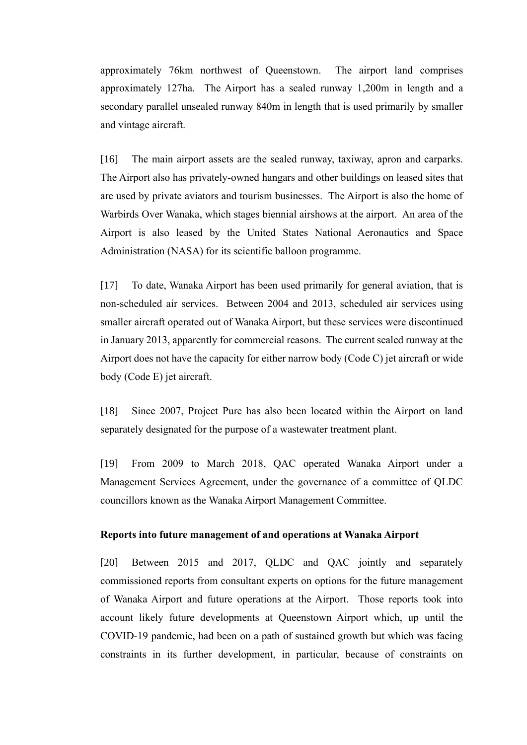approximately 76km northwest of Queenstown. The airport land comprises approximately 127ha. The Airport has a sealed runway 1,200m in length and a secondary parallel unsealed runway 840m in length that is used primarily by smaller and vintage aircraft.

[16] The main airport assets are the sealed runway, taxiway, apron and carparks. The Airport also has privately-owned hangars and other buildings on leased sites that are used by private aviators and tourism businesses. The Airport is also the home of Warbirds Over Wanaka, which stages biennial airshows at the airport. An area of the Airport is also leased by the United States National Aeronautics and Space Administration (NASA) for its scientific balloon programme.

[17] To date, Wanaka Airport has been used primarily for general aviation, that is non-scheduled air services. Between 2004 and 2013, scheduled air services using smaller aircraft operated out of Wanaka Airport, but these services were discontinued in January 2013, apparently for commercial reasons. The current sealed runway at the Airport does not have the capacity for either narrow body (Code C) jet aircraft or wide body (Code E) jet aircraft.

[18] Since 2007, Project Pure has also been located within the Airport on land separately designated for the purpose of a wastewater treatment plant.

[19] From 2009 to March 2018, QAC operated Wanaka Airport under a Management Services Agreement, under the governance of a committee of QLDC councillors known as the Wanaka Airport Management Committee.

**Reports into future management of and operations at Wanaka Airport**

[20] Between 2015 and 2017, QLDC and QAC jointly and separately commissioned reports from consultant experts on options for the future management of Wanaka Airport and future operations at the Airport. Those reports took into account likely future developments at Queenstown Airport which, up until the COVID-19 pandemic, had been on a path of sustained growth but which was facing constraints in its further development, in particular, because of constraints on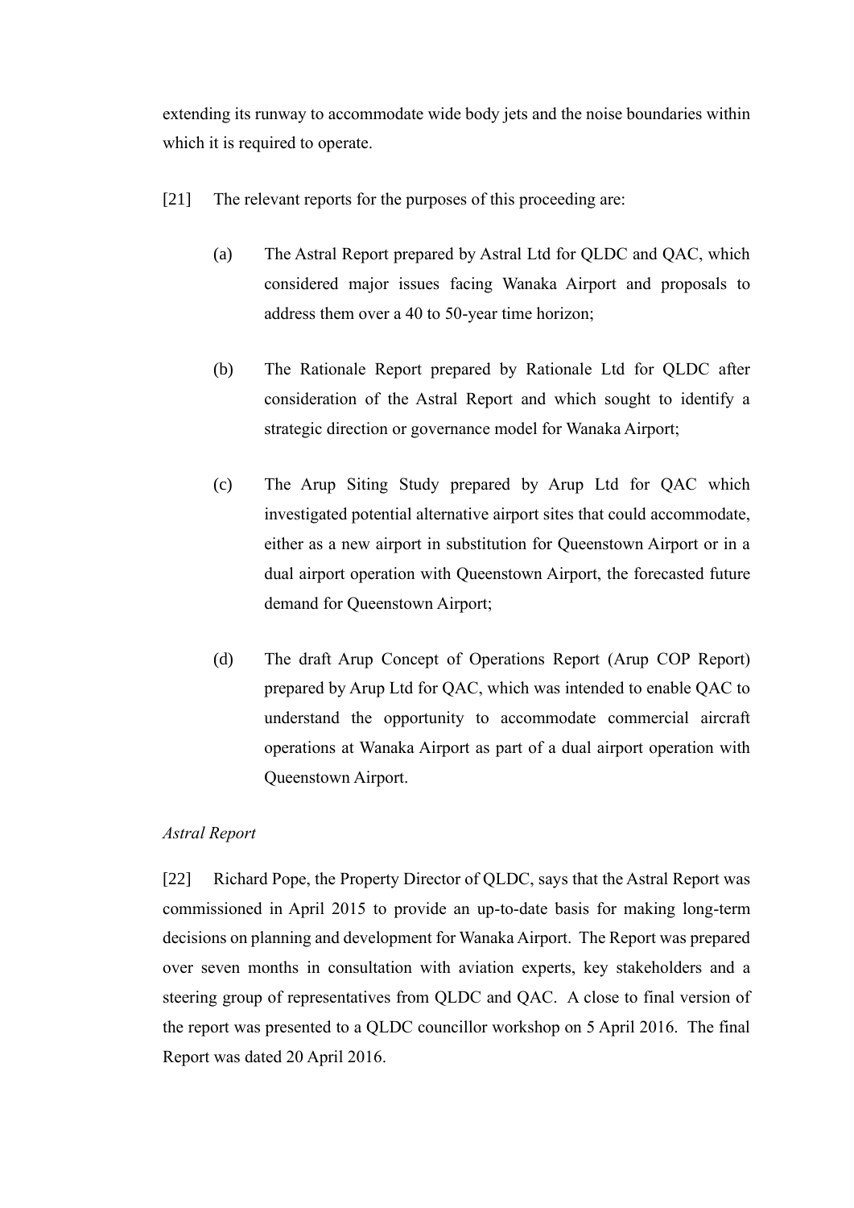extending its runway to accommodate wide body jets and the noise boundaries within which it is required to operate.

[21] The relevant reports for the purposes of this proceeding are:

(a) The Astral Report prepared by Astral Ltd for QLDC and QAC, which considered major issues facing Wanaka Airport and proposals to address them over a 40 to 50-year time horizon;

(b) The Rationale Report prepared by Rationale Ltd for QLDC after consideration of the Astral Report and which sought to identify a strategic direction or governance model for Wanaka Airport;

(c) The Arup Siting Study prepared by Arup Ltd for QAC which investigated potential alternative airport sites that could accommodate, either as a new airport in substitution for Queenstown Airport or in a dual airport operation with Queenstown Airport, the forecasted future demand for Queenstown Airport;

(d) The draft Arup Concept of Operations Report (Arup COP Report) prepared by Arup Ltd for QAC, which was intended to enable QAC to understand the opportunity to accommodate commercial aircraft operations at Wanaka Airport as part of a dual airport operation with Queenstown Airport.

*Astral Report*

[22] Richard Pope, the Property Director of QLDC, says that the Astral Report was commissioned in April 2015 to provide an up-to-date basis for making long-term decisions on planning and development for Wanaka Airport. The Report was prepared over seven months in consultation with aviation experts, key stakeholders and a steering group of representatives from QLDC and QAC. A close to final version of the report was presented to a QLDC councillor workshop on 5 April 2016. The final Report was dated 20 April 2016.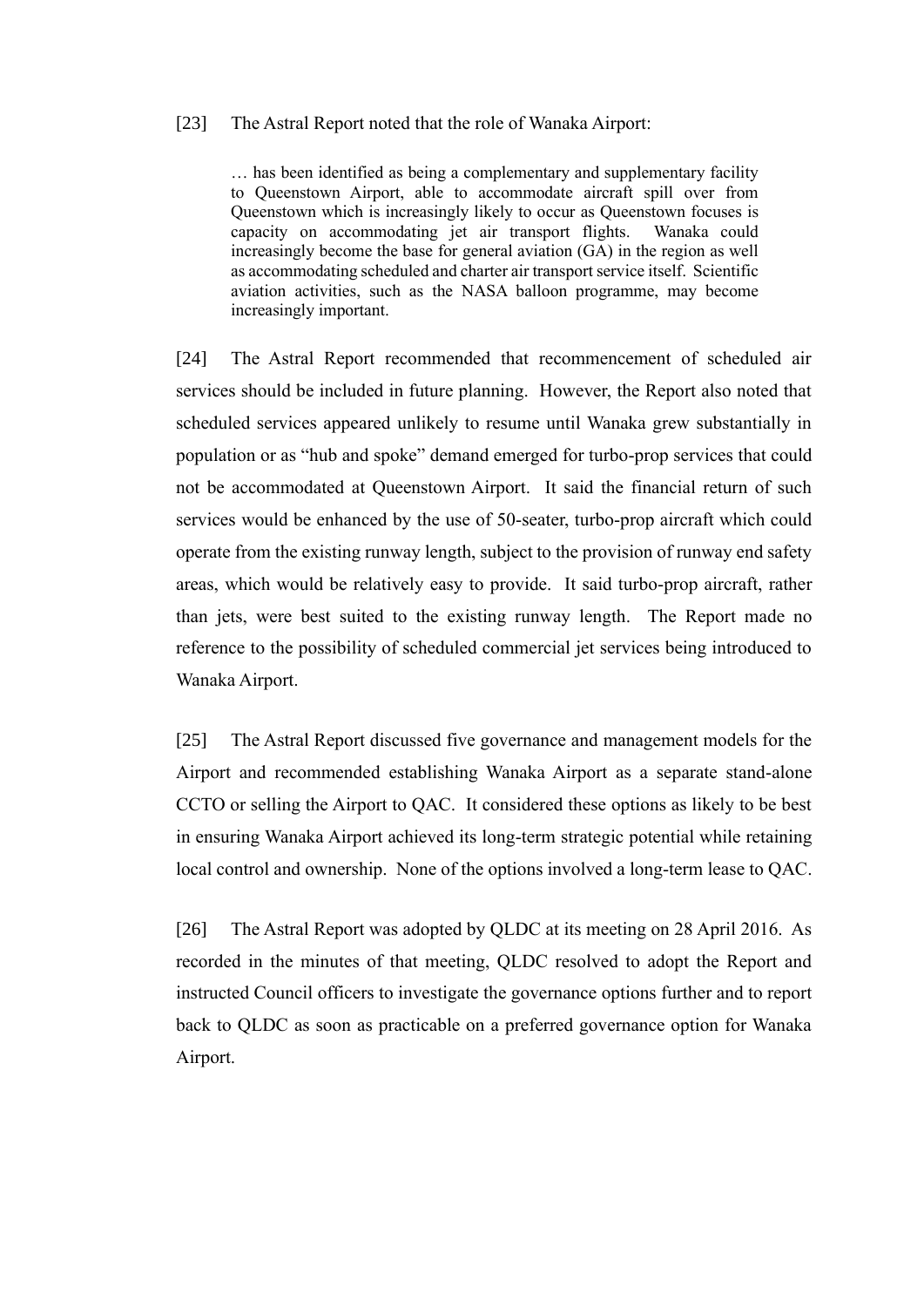[23] The Astral Report noted that the role of Wanaka Airport:

> … has been identified as being a complementary and supplementary facility to Queenstown Airport, able to accommodate aircraft spill over from Queenstown which is increasingly likely to occur as Queenstown focuses is capacity on accommodating jet air transport flights. Wanaka could increasingly become the base for general aviation (GA) in the region as well as accommodating scheduled and charter air transport service itself. Scientific aviation activities, such as the NASA balloon programme, may become increasingly important.

[24] The Astral Report recommended that recommencement of scheduled air services should be included in future planning. However, the Report also noted that scheduled services appeared unlikely to resume until Wanaka grew substantially in population or as "hub and spoke" demand emerged for turbo-prop services that could not be accommodated at Queenstown Airport. It said the financial return of such services would be enhanced by the use of 50-seater, turbo-prop aircraft which could operate from the existing runway length, subject to the provision of runway end safety areas, which would be relatively easy to provide. It said turbo-prop aircraft, rather than jets, were best suited to the existing runway length. The Report made no reference to the possibility of scheduled commercial jet services being introduced to Wanaka Airport.

[25] The Astral Report discussed five governance and management models for the Airport and recommended establishing Wanaka Airport as a separate stand-alone CCTO or selling the Airport to QAC. It considered these options as likely to be best in ensuring Wanaka Airport achieved its long-term strategic potential while retaining local control and ownership. None of the options involved a long-term lease to QAC.

[26] The Astral Report was adopted by QLDC at its meeting on 28 April 2016. As recorded in the minutes of that meeting, QLDC resolved to adopt the Report and instructed Council officers to investigate the governance options further and to report back to QLDC as soon as practicable on a preferred governance option for Wanaka Airport.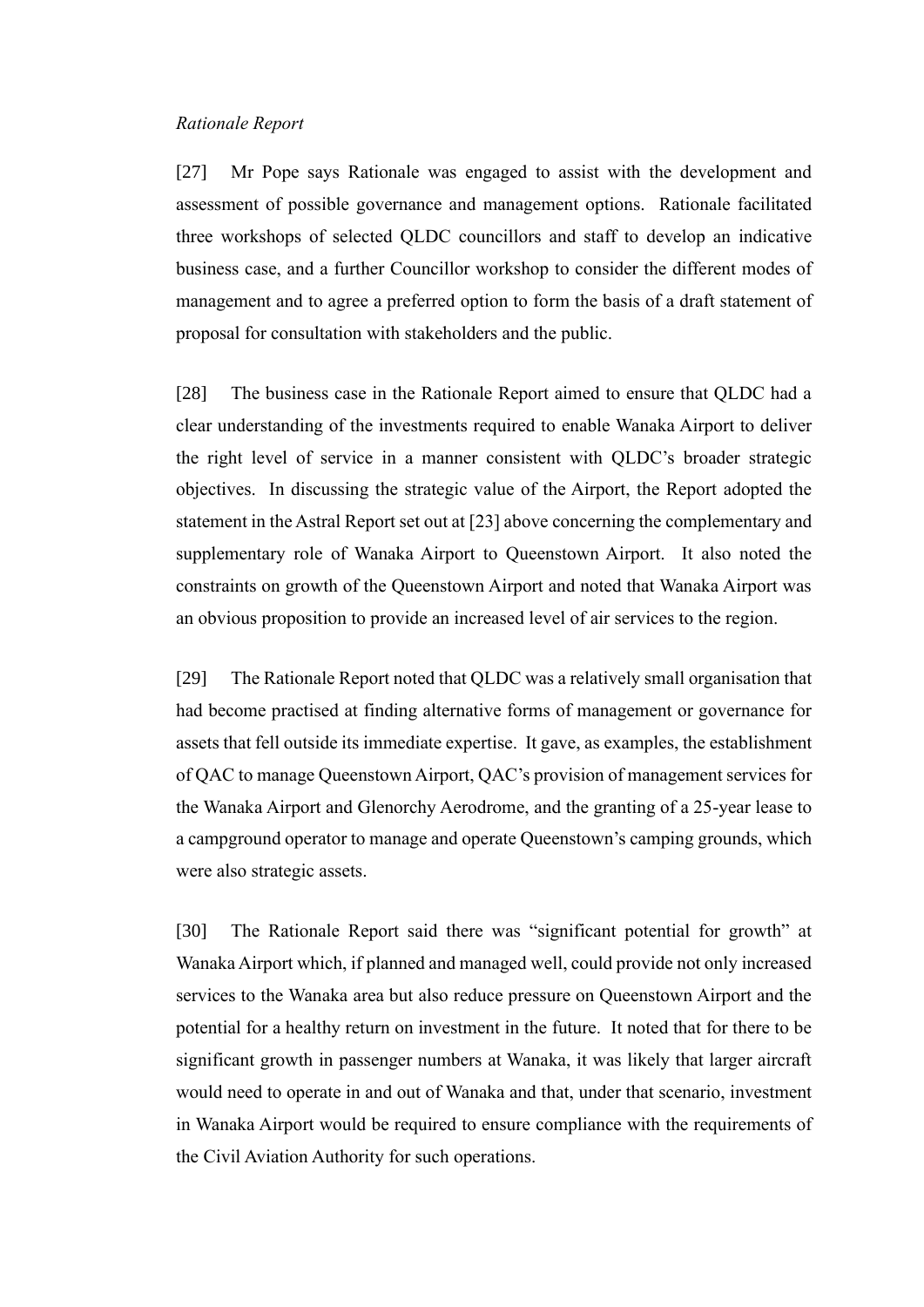*Rationale Report*

[27] Mr Pope says Rationale was engaged to assist with the development and assessment of possible governance and management options. Rationale facilitated three workshops of selected QLDC councillors and staff to develop an indicative business case, and a further Councillor workshop to consider the different modes of management and to agree a preferred option to form the basis of a draft statement of proposal for consultation with stakeholders and the public.

[28] The business case in the Rationale Report aimed to ensure that QLDC had a clear understanding of the investments required to enable Wanaka Airport to deliver the right level of service in a manner consistent with QLDC's broader strategic objectives. In discussing the strategic value of the Airport, the Report adopted the statement in the Astral Report set out at [23] above concerning the complementary and supplementary role of Wanaka Airport to Queenstown Airport. It also noted the constraints on growth of the Queenstown Airport and noted that Wanaka Airport was an obvious proposition to provide an increased level of air services to the region.

[29] The Rationale Report noted that QLDC was a relatively small organisation that had become practised at finding alternative forms of management or governance for assets that fell outside its immediate expertise. It gave, as examples, the establishment of QAC to manage Queenstown Airport, QAC's provision of management services for the Wanaka Airport and Glenorchy Aerodrome, and the granting of a 25-year lease to a campground operator to manage and operate Queenstown's camping grounds, which were also strategic assets.

[30] The Rationale Report said there was "significant potential for growth" at Wanaka Airport which, if planned and managed well, could provide not only increased services to the Wanaka area but also reduce pressure on Queenstown Airport and the potential for a healthy return on investment in the future. It noted that for there to be significant growth in passenger numbers at Wanaka, it was likely that larger aircraft would need to operate in and out of Wanaka and that, under that scenario, investment in Wanaka Airport would be required to ensure compliance with the requirements of the Civil Aviation Authority for such operations.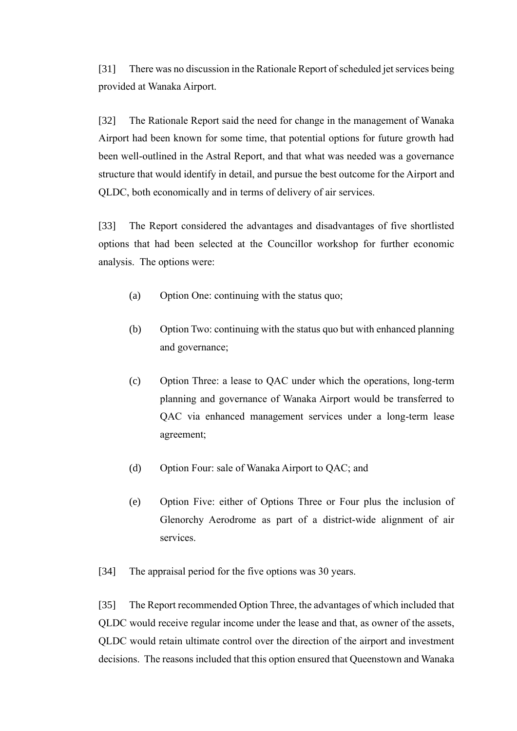[31] There was no discussion in the Rationale Report of scheduled jet services being provided at Wanaka Airport.

[32] The Rationale Report said the need for change in the management of Wanaka Airport had been known for some time, that potential options for future growth had been well-outlined in the Astral Report, and that what was needed was a governance structure that would identify in detail, and pursue the best outcome for the Airport and QLDC, both economically and in terms of delivery of air services.

[33] The Report considered the advantages and disadvantages of five shortlisted options that had been selected at the Councillor workshop for further economic analysis. The options were:

(a) Option One: continuing with the status quo;

(b) Option Two: continuing with the status quo but with enhanced planning and governance;

(c) Option Three: a lease to QAC under which the operations, long-term planning and governance of Wanaka Airport would be transferred to QAC via enhanced management services under a long-term lease agreement;

(d) Option Four: sale of Wanaka Airport to QAC; and

(e) Option Five: either of Options Three or Four plus the inclusion of Glenorchy Aerodrome as part of a district-wide alignment of air services.

[34] The appraisal period for the five options was 30 years.

[35] The Report recommended Option Three, the advantages of which included that QLDC would receive regular income under the lease and that, as owner of the assets, QLDC would retain ultimate control over the direction of the airport and investment decisions. The reasons included that this option ensured that Queenstown and Wanaka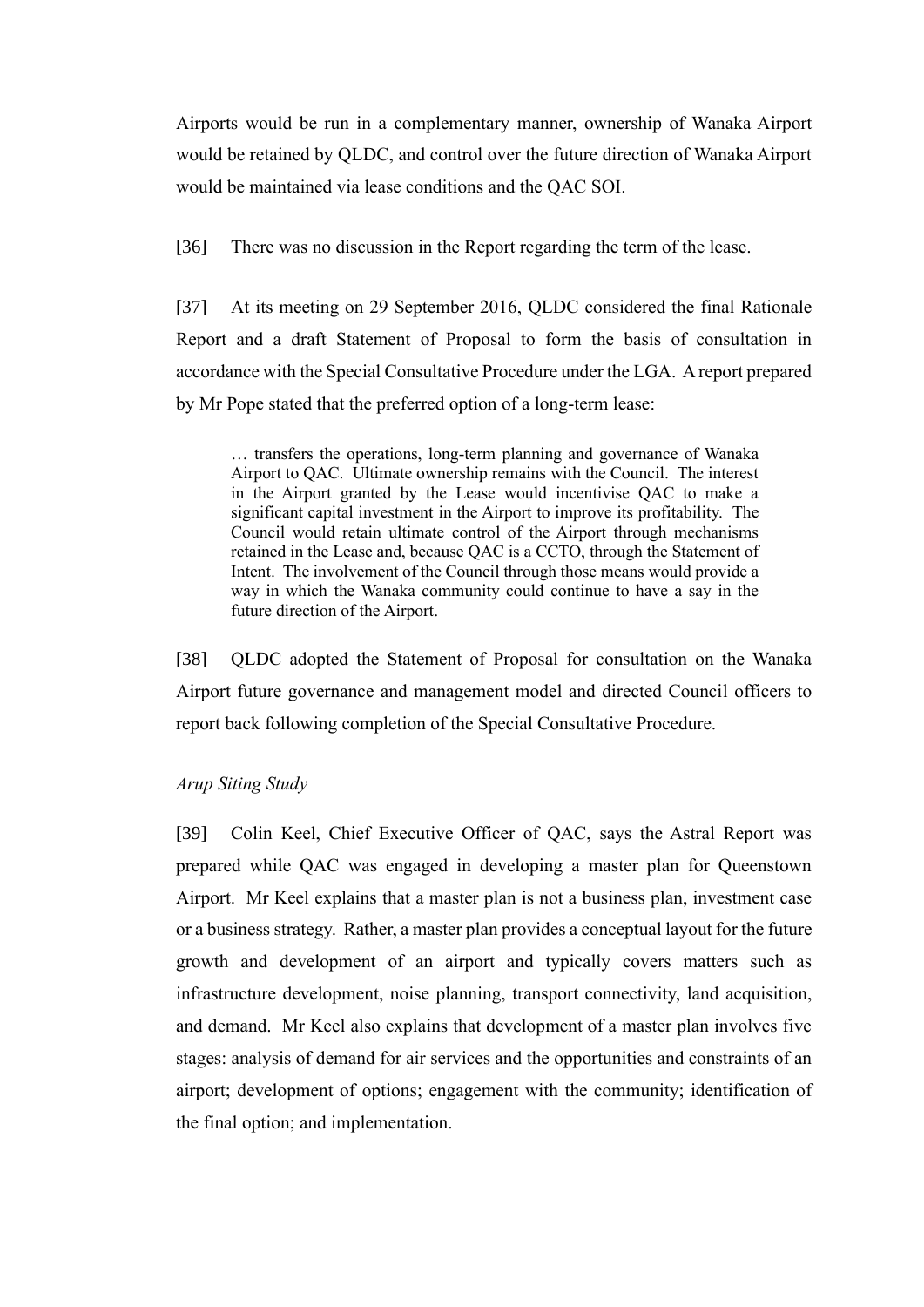Airports would be run in a complementary manner, ownership of Wanaka Airport would be retained by QLDC, and control over the future direction of Wanaka Airport would be maintained via lease conditions and the QAC SOI.

[36] There was no discussion in the Report regarding the term of the lease.

[37] At its meeting on 29 September 2016, QLDC considered the final Rationale Report and a draft Statement of Proposal to form the basis of consultation in accordance with the Special Consultative Procedure under the LGA. A report prepared by Mr Pope stated that the preferred option of a long-term lease:

> … transfers the operations, long-term planning and governance of Wanaka Airport to QAC. Ultimate ownership remains with the Council. The interest in the Airport granted by the Lease would incentivise QAC to make a significant capital investment in the Airport to improve its profitability. The Council would retain ultimate control of the Airport through mechanisms retained in the Lease and, because QAC is a CCTO, through the Statement of Intent. The involvement of the Council through those means would provide a way in which the Wanaka community could continue to have a say in the future direction of the Airport.

[38] QLDC adopted the Statement of Proposal for consultation on the Wanaka Airport future governance and management model and directed Council officers to report back following completion of the Special Consultative Procedure.

*Arup Siting Study*

[39] Colin Keel, Chief Executive Officer of QAC, says the Astral Report was prepared while QAC was engaged in developing a master plan for Queenstown Airport. Mr Keel explains that a master plan is not a business plan, investment case or a business strategy. Rather, a master plan provides a conceptual layout for the future growth and development of an airport and typically covers matters such as infrastructure development, noise planning, transport connectivity, land acquisition, and demand. Mr Keel also explains that development of a master plan involves five stages: analysis of demand for air services and the opportunities and constraints of an airport; development of options; engagement with the community; identification of the final option; and implementation.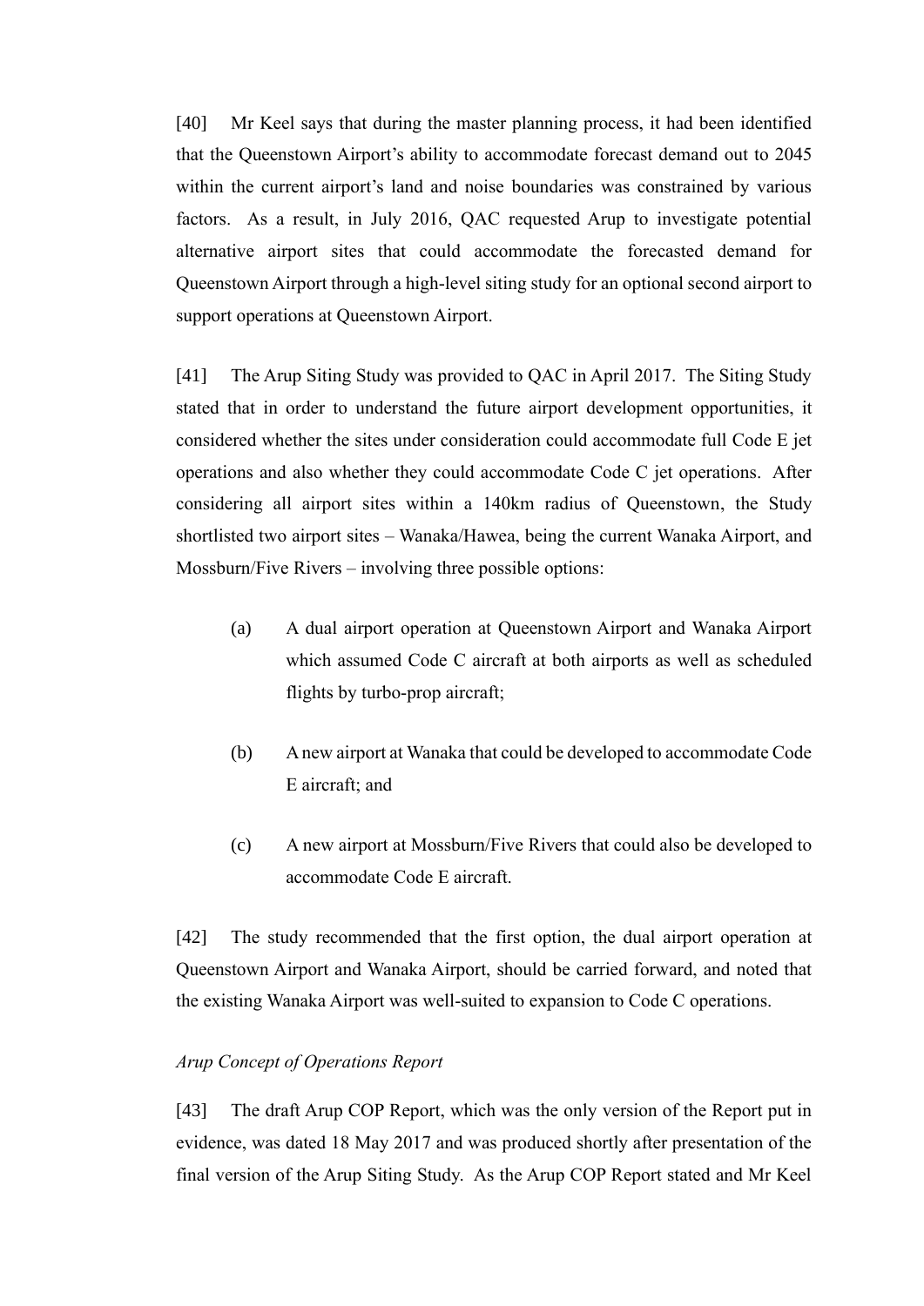[40] Mr Keel says that during the master planning process, it had been identified that the Queenstown Airport's ability to accommodate forecast demand out to 2045 within the current airport's land and noise boundaries was constrained by various factors. As a result, in July 2016, QAC requested Arup to investigate potential alternative airport sites that could accommodate the forecasted demand for Queenstown Airport through a high-level siting study for an optional second airport to support operations at Queenstown Airport.

[41] The Arup Siting Study was provided to QAC in April 2017. The Siting Study stated that in order to understand the future airport development opportunities, it considered whether the sites under consideration could accommodate full Code E jet operations and also whether they could accommodate Code C jet operations. After considering all airport sites within a 140km radius of Queenstown, the Study shortlisted two airport sites – Wanaka/Hawea, being the current Wanaka Airport, and Mossburn/Five Rivers – involving three possible options:

(a) A dual airport operation at Queenstown Airport and Wanaka Airport which assumed Code C aircraft at both airports as well as scheduled flights by turbo-prop aircraft;

(b) A new airport at Wanaka that could be developed to accommodate Code E aircraft; and

(c) A new airport at Mossburn/Five Rivers that could also be developed to accommodate Code E aircraft.

[42] The study recommended that the first option, the dual airport operation at Queenstown Airport and Wanaka Airport, should be carried forward, and noted that the existing Wanaka Airport was well-suited to expansion to Code C operations.

*Arup Concept of Operations Report*

[43] The draft Arup COP Report, which was the only version of the Report put in evidence, was dated 18 May 2017 and was produced shortly after presentation of the final version of the Arup Siting Study. As the Arup COP Report stated and Mr Keel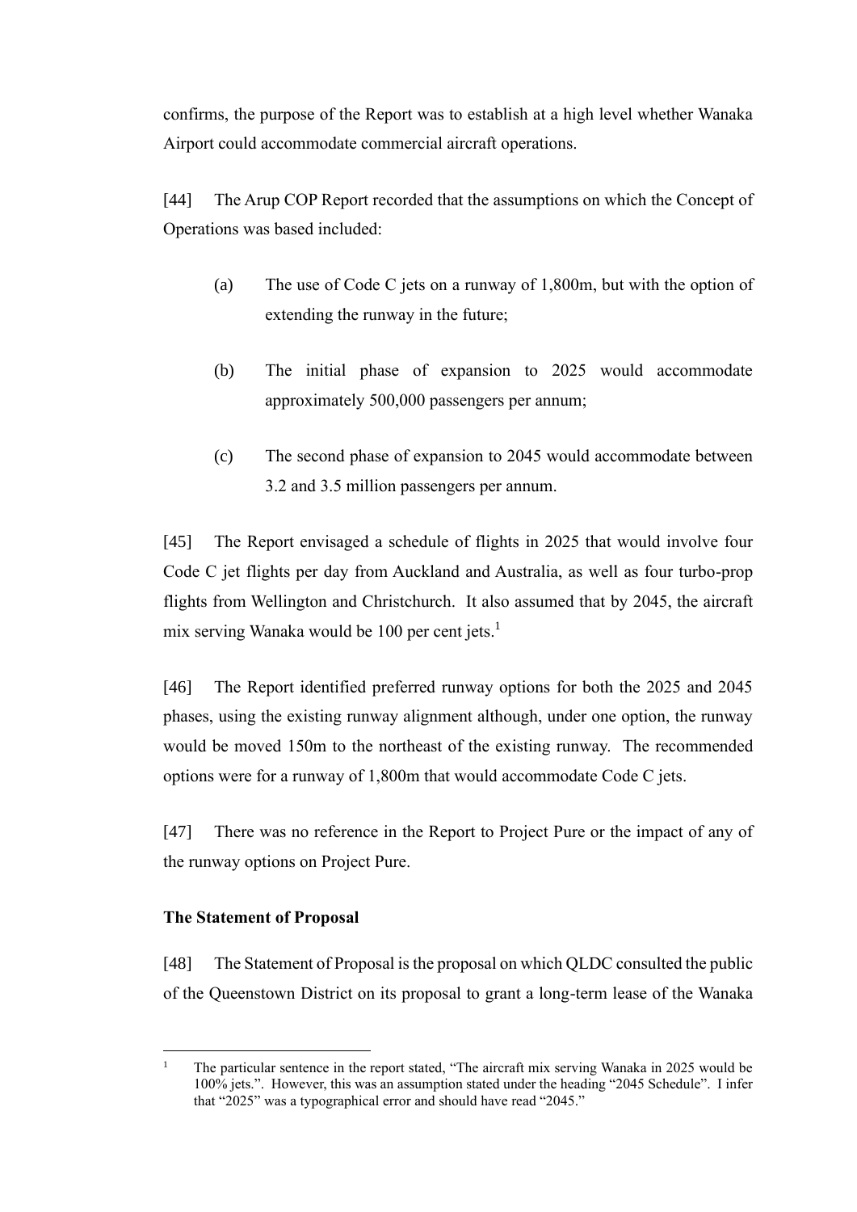confirms, the purpose of the Report was to establish at a high level whether Wanaka Airport could accommodate commercial aircraft operations.

[44] The Arup COP Report recorded that the assumptions on which the Concept of Operations was based included:

(a) The use of Code C jets on a runway of 1,800m, but with the option of extending the runway in the future;

(b) The initial phase of expansion to 2025 would accommodate approximately 500,000 passengers per annum;

(c) The second phase of expansion to 2045 would accommodate between 3.2 and 3.5 million passengers per annum.

[45] The Report envisaged a schedule of flights in 2025 that would involve four Code C jet flights per day from Auckland and Australia, as well as four turbo-prop flights from Wellington and Christchurch. It also assumed that by 2045, the aircraft mix serving Wanaka would be 100 per cent jets.[1]

[46] The Report identified preferred runway options for both the 2025 and 2045 phases, using the existing runway alignment although, under one option, the runway would be moved 150m to the northeast of the existing runway. The recommended options were for a runway of 1,800m that would accommodate Code C jets.

[47] There was no reference in the Report to Project Pure or the impact of any of the runway options on Project Pure.

**The Statement of Proposal**

[48] The Statement of Proposal is the proposal on which QLDC consulted the public of the Queenstown District on its proposal to grant a long-term lease of the Wanaka

---

[1] The particular sentence in the report stated, "The aircraft mix serving Wanaka in 2025 would be 100% jets.". However, this was an assumption stated under the heading "2045 Schedule". I infer that "2025" was a typographical error and should have read "2045."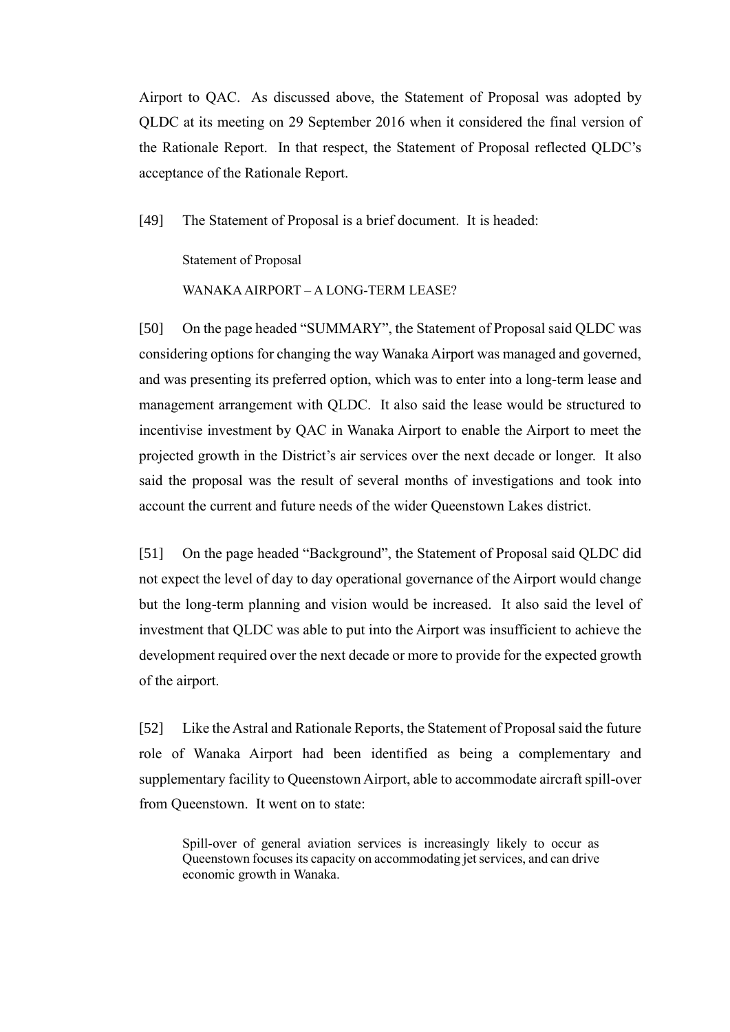Airport to QAC. As discussed above, the Statement of Proposal was adopted by QLDC at its meeting on 29 September 2016 when it considered the final version of the Rationale Report. In that respect, the Statement of Proposal reflected QLDC's acceptance of the Rationale Report.

[49] The Statement of Proposal is a brief document. It is headed:

> Statement of Proposal
>
> WANAKA AIRPORT – A LONG-TERM LEASE?

[50] On the page headed "SUMMARY", the Statement of Proposal said QLDC was considering options for changing the way Wanaka Airport was managed and governed, and was presenting its preferred option, which was to enter into a long-term lease and management arrangement with QLDC. It also said the lease would be structured to incentivise investment by QAC in Wanaka Airport to enable the Airport to meet the projected growth in the District's air services over the next decade or longer. It also said the proposal was the result of several months of investigations and took into account the current and future needs of the wider Queenstown Lakes district.

[51] On the page headed "Background", the Statement of Proposal said QLDC did not expect the level of day to day operational governance of the Airport would change but the long-term planning and vision would be increased. It also said the level of investment that QLDC was able to put into the Airport was insufficient to achieve the development required over the next decade or more to provide for the expected growth of the airport.

[52] Like the Astral and Rationale Reports, the Statement of Proposal said the future role of Wanaka Airport had been identified as being a complementary and supplementary facility to Queenstown Airport, able to accommodate aircraft spill-over from Queenstown. It went on to state:

> Spill-over of general aviation services is increasingly likely to occur as Queenstown focuses its capacity on accommodating jet services, and can drive economic growth in Wanaka.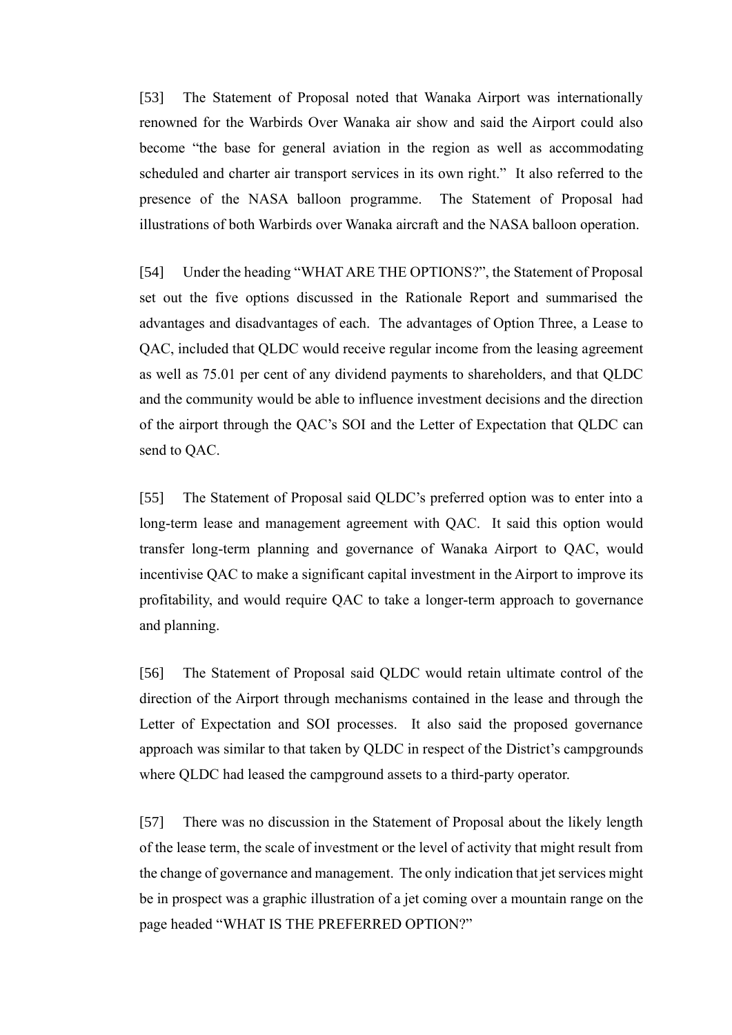[53] The Statement of Proposal noted that Wanaka Airport was internationally renowned for the Warbirds Over Wanaka air show and said the Airport could also become "the base for general aviation in the region as well as accommodating scheduled and charter air transport services in its own right." It also referred to the presence of the NASA balloon programme. The Statement of Proposal had illustrations of both Warbirds over Wanaka aircraft and the NASA balloon operation.

[54] Under the heading "WHAT ARE THE OPTIONS?", the Statement of Proposal set out the five options discussed in the Rationale Report and summarised the advantages and disadvantages of each. The advantages of Option Three, a Lease to QAC, included that QLDC would receive regular income from the leasing agreement as well as 75.01 per cent of any dividend payments to shareholders, and that QLDC and the community would be able to influence investment decisions and the direction of the airport through the QAC's SOI and the Letter of Expectation that QLDC can send to QAC.

[55] The Statement of Proposal said QLDC's preferred option was to enter into a long-term lease and management agreement with QAC. It said this option would transfer long-term planning and governance of Wanaka Airport to QAC, would incentivise QAC to make a significant capital investment in the Airport to improve its profitability, and would require QAC to take a longer-term approach to governance and planning.

[56] The Statement of Proposal said QLDC would retain ultimate control of the direction of the Airport through mechanisms contained in the lease and through the Letter of Expectation and SOI processes. It also said the proposed governance approach was similar to that taken by QLDC in respect of the District's campgrounds where QLDC had leased the campground assets to a third-party operator.

[57] There was no discussion in the Statement of Proposal about the likely length of the lease term, the scale of investment or the level of activity that might result from the change of governance and management. The only indication that jet services might be in prospect was a graphic illustration of a jet coming over a mountain range on the page headed "WHAT IS THE PREFERRED OPTION?"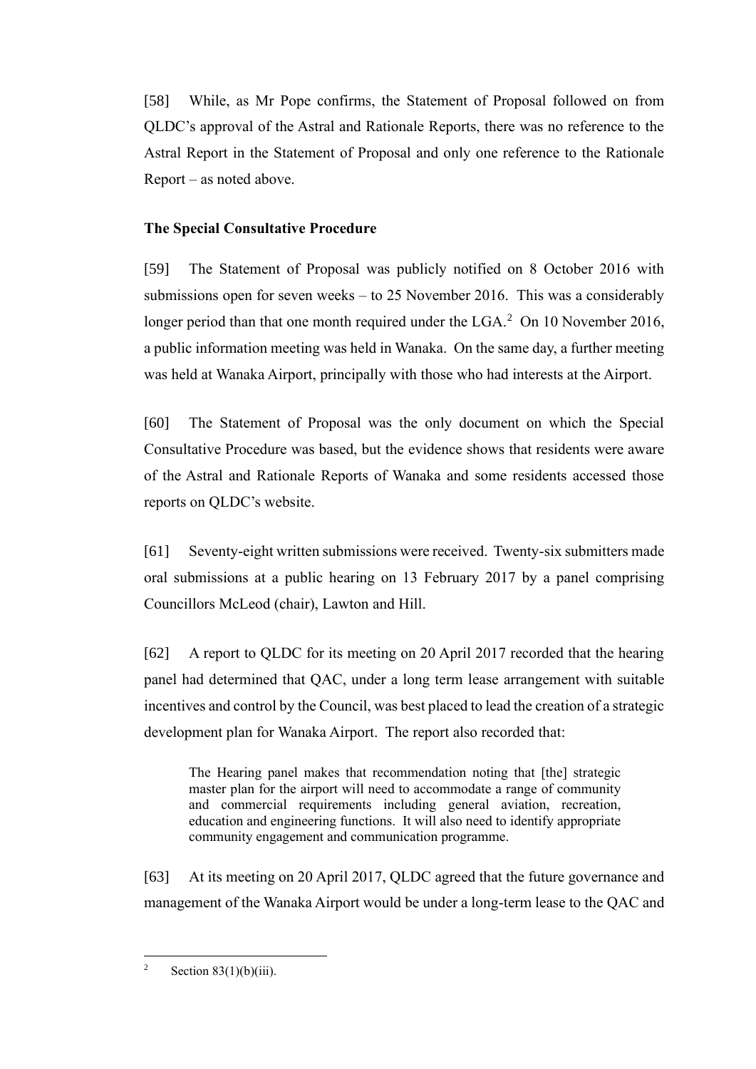[58] While, as Mr Pope confirms, the Statement of Proposal followed on from QLDC's approval of the Astral and Rationale Reports, there was no reference to the Astral Report in the Statement of Proposal and only one reference to the Rationale Report – as noted above.

**The Special Consultative Procedure**

[59] The Statement of Proposal was publicly notified on 8 October 2016 with submissions open for seven weeks – to 25 November 2016. This was a considerably longer period than that one month required under the LGA.[2] On 10 November 2016, a public information meeting was held in Wanaka. On the same day, a further meeting was held at Wanaka Airport, principally with those who had interests at the Airport.

[60] The Statement of Proposal was the only document on which the Special Consultative Procedure was based, but the evidence shows that residents were aware of the Astral and Rationale Reports of Wanaka and some residents accessed those reports on QLDC's website.

[61] Seventy-eight written submissions were received. Twenty-six submitters made oral submissions at a public hearing on 13 February 2017 by a panel comprising Councillors McLeod (chair), Lawton and Hill.

[62] A report to QLDC for its meeting on 20 April 2017 recorded that the hearing panel had determined that QAC, under a long term lease arrangement with suitable incentives and control by the Council, was best placed to lead the creation of a strategic development plan for Wanaka Airport. The report also recorded that:

> The Hearing panel makes that recommendation noting that [the] strategic master plan for the airport will need to accommodate a range of community and commercial requirements including general aviation, recreation, education and engineering functions. It will also need to identify appropriate community engagement and communication programme.

[63] At its meeting on 20 April 2017, QLDC agreed that the future governance and management of the Wanaka Airport would be under a long-term lease to the QAC and

---

[2] Section 83(1)(b)(iii).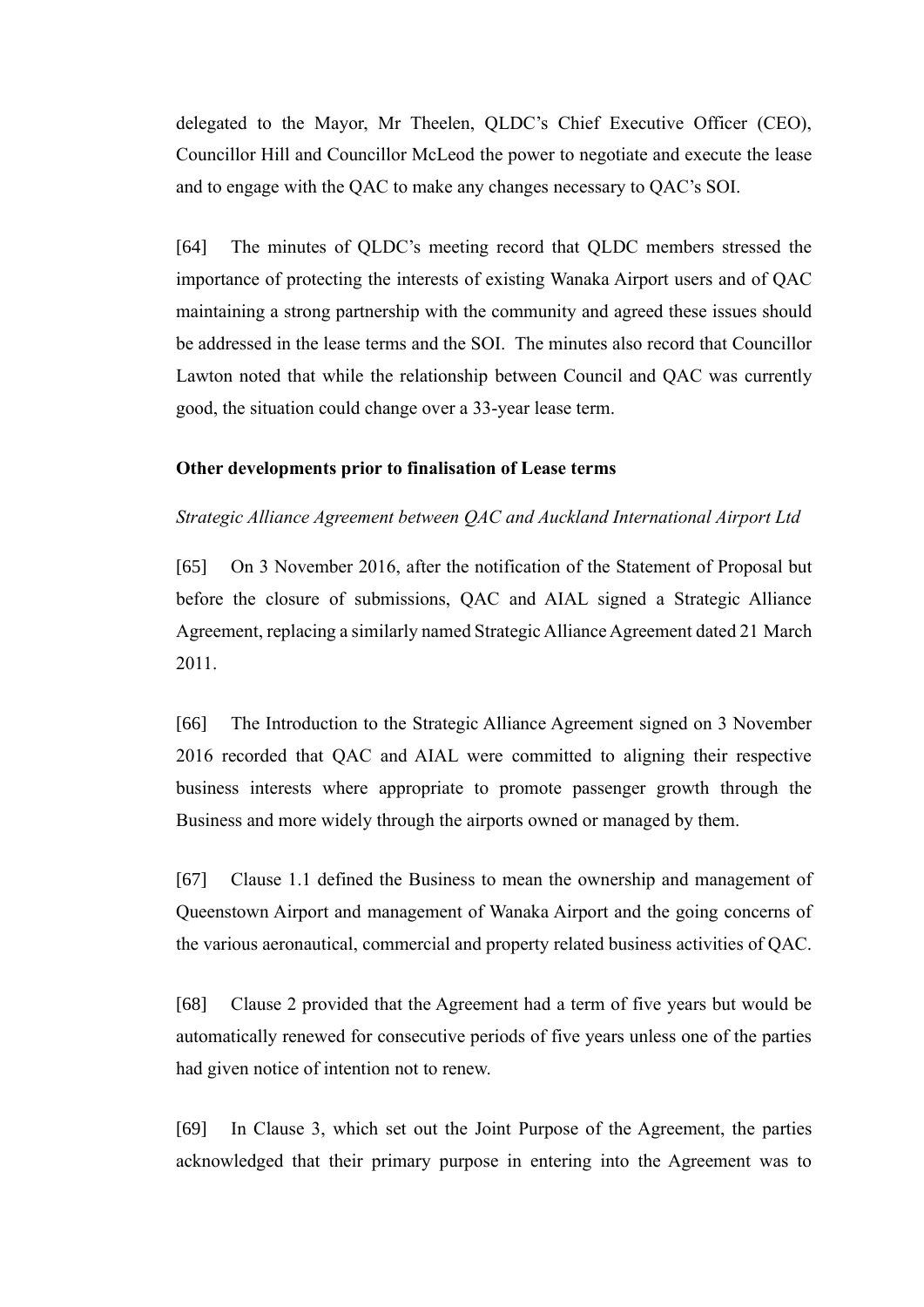delegated to the Mayor, Mr Theelen, QLDC's Chief Executive Officer (CEO), Councillor Hill and Councillor McLeod the power to negotiate and execute the lease and to engage with the QAC to make any changes necessary to QAC's SOI.

[64] The minutes of QLDC's meeting record that QLDC members stressed the importance of protecting the interests of existing Wanaka Airport users and of QAC maintaining a strong partnership with the community and agreed these issues should be addressed in the lease terms and the SOI. The minutes also record that Councillor Lawton noted that while the relationship between Council and QAC was currently good, the situation could change over a 33-year lease term.

**Other developments prior to finalisation of Lease terms**

*Strategic Alliance Agreement between QAC and Auckland International Airport Ltd*

[65] On 3 November 2016, after the notification of the Statement of Proposal but before the closure of submissions, QAC and AIAL signed a Strategic Alliance Agreement, replacing a similarly named Strategic Alliance Agreement dated 21 March 2011.

[66] The Introduction to the Strategic Alliance Agreement signed on 3 November 2016 recorded that QAC and AIAL were committed to aligning their respective business interests where appropriate to promote passenger growth through the Business and more widely through the airports owned or managed by them.

[67] Clause 1.1 defined the Business to mean the ownership and management of Queenstown Airport and management of Wanaka Airport and the going concerns of the various aeronautical, commercial and property related business activities of QAC.

[68] Clause 2 provided that the Agreement had a term of five years but would be automatically renewed for consecutive periods of five years unless one of the parties had given notice of intention not to renew.

[69] In Clause 3, which set out the Joint Purpose of the Agreement, the parties acknowledged that their primary purpose in entering into the Agreement was to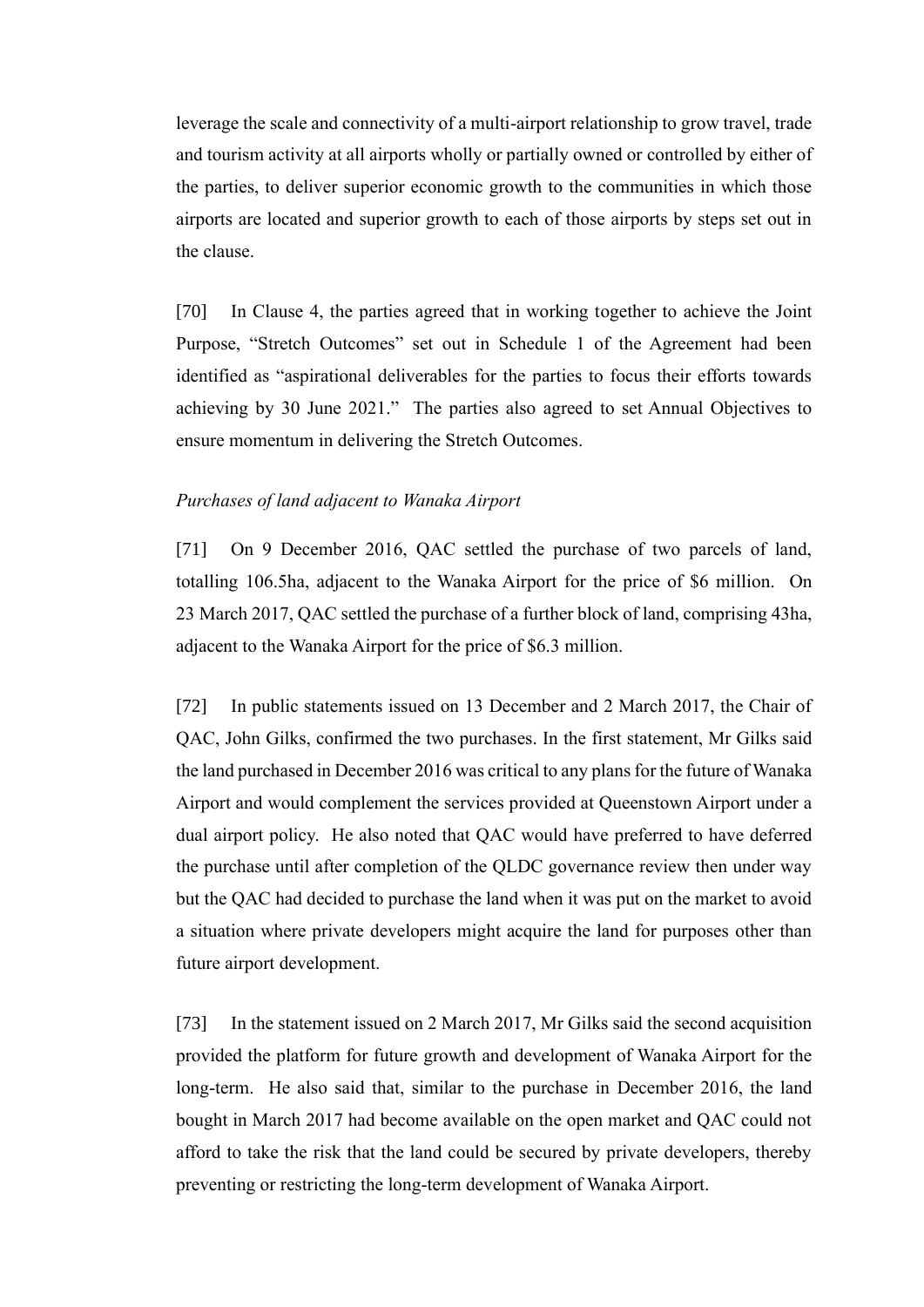leverage the scale and connectivity of a multi-airport relationship to grow travel, trade and tourism activity at all airports wholly or partially owned or controlled by either of the parties, to deliver superior economic growth to the communities in which those airports are located and superior growth to each of those airports by steps set out in the clause.

[70] In Clause 4, the parties agreed that in working together to achieve the Joint Purpose, "Stretch Outcomes" set out in Schedule 1 of the Agreement had been identified as "aspirational deliverables for the parties to focus their efforts towards achieving by 30 June 2021." The parties also agreed to set Annual Objectives to ensure momentum in delivering the Stretch Outcomes.

*Purchases of land adjacent to Wanaka Airport*

[71] On 9 December 2016, QAC settled the purchase of two parcels of land, totalling 106.5ha, adjacent to the Wanaka Airport for the price of $6 million. On 23 March 2017, QAC settled the purchase of a further block of land, comprising 43ha, adjacent to the Wanaka Airport for the price of $6.3 million.

[72] In public statements issued on 13 December and 2 March 2017, the Chair of QAC, John Gilks, confirmed the two purchases. In the first statement, Mr Gilks said the land purchased in December 2016 was critical to any plans for the future of Wanaka Airport and would complement the services provided at Queenstown Airport under a dual airport policy. He also noted that QAC would have preferred to have deferred the purchase until after completion of the QLDC governance review then under way but the QAC had decided to purchase the land when it was put on the market to avoid a situation where private developers might acquire the land for purposes other than future airport development.

[73] In the statement issued on 2 March 2017, Mr Gilks said the second acquisition provided the platform for future growth and development of Wanaka Airport for the long-term. He also said that, similar to the purchase in December 2016, the land bought in March 2017 had become available on the open market and QAC could not afford to take the risk that the land could be secured by private developers, thereby preventing or restricting the long-term development of Wanaka Airport.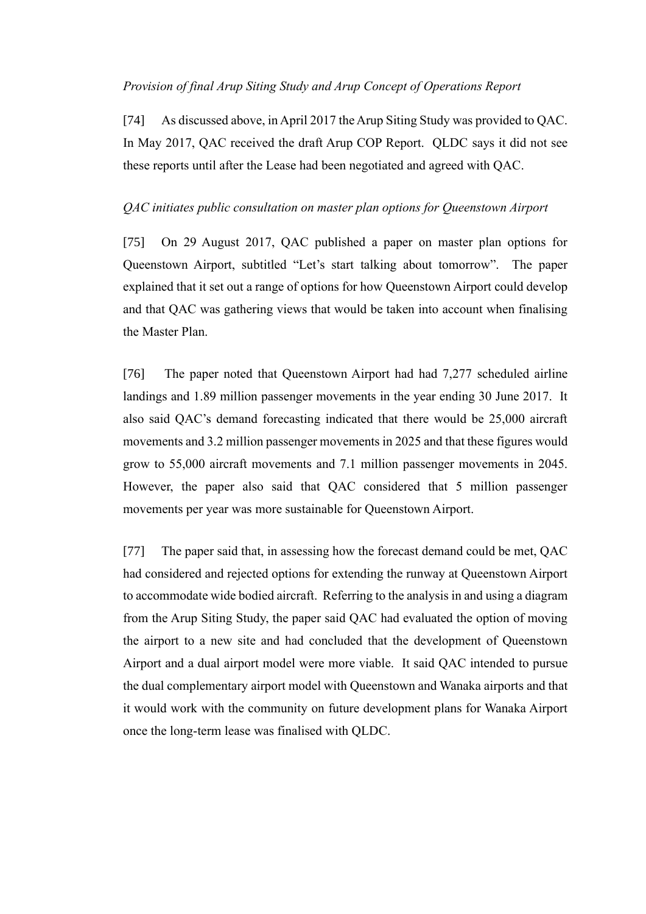*Provision of final Arup Siting Study and Arup Concept of Operations Report*

[74] As discussed above, in April 2017 the Arup Siting Study was provided to QAC. In May 2017, QAC received the draft Arup COP Report. QLDC says it did not see these reports until after the Lease had been negotiated and agreed with QAC.

*QAC initiates public consultation on master plan options for Queenstown Airport*

[75] On 29 August 2017, QAC published a paper on master plan options for Queenstown Airport, subtitled "Let's start talking about tomorrow". The paper explained that it set out a range of options for how Queenstown Airport could develop and that QAC was gathering views that would be taken into account when finalising the Master Plan.

[76] The paper noted that Queenstown Airport had had 7,277 scheduled airline landings and 1.89 million passenger movements in the year ending 30 June 2017. It also said QAC's demand forecasting indicated that there would be 25,000 aircraft movements and 3.2 million passenger movements in 2025 and that these figures would grow to 55,000 aircraft movements and 7.1 million passenger movements in 2045. However, the paper also said that QAC considered that 5 million passenger movements per year was more sustainable for Queenstown Airport.

[77] The paper said that, in assessing how the forecast demand could be met, QAC had considered and rejected options for extending the runway at Queenstown Airport to accommodate wide bodied aircraft. Referring to the analysis in and using a diagram from the Arup Siting Study, the paper said QAC had evaluated the option of moving the airport to a new site and had concluded that the development of Queenstown Airport and a dual airport model were more viable. It said QAC intended to pursue the dual complementary airport model with Queenstown and Wanaka airports and that it would work with the community on future development plans for Wanaka Airport once the long-term lease was finalised with QLDC.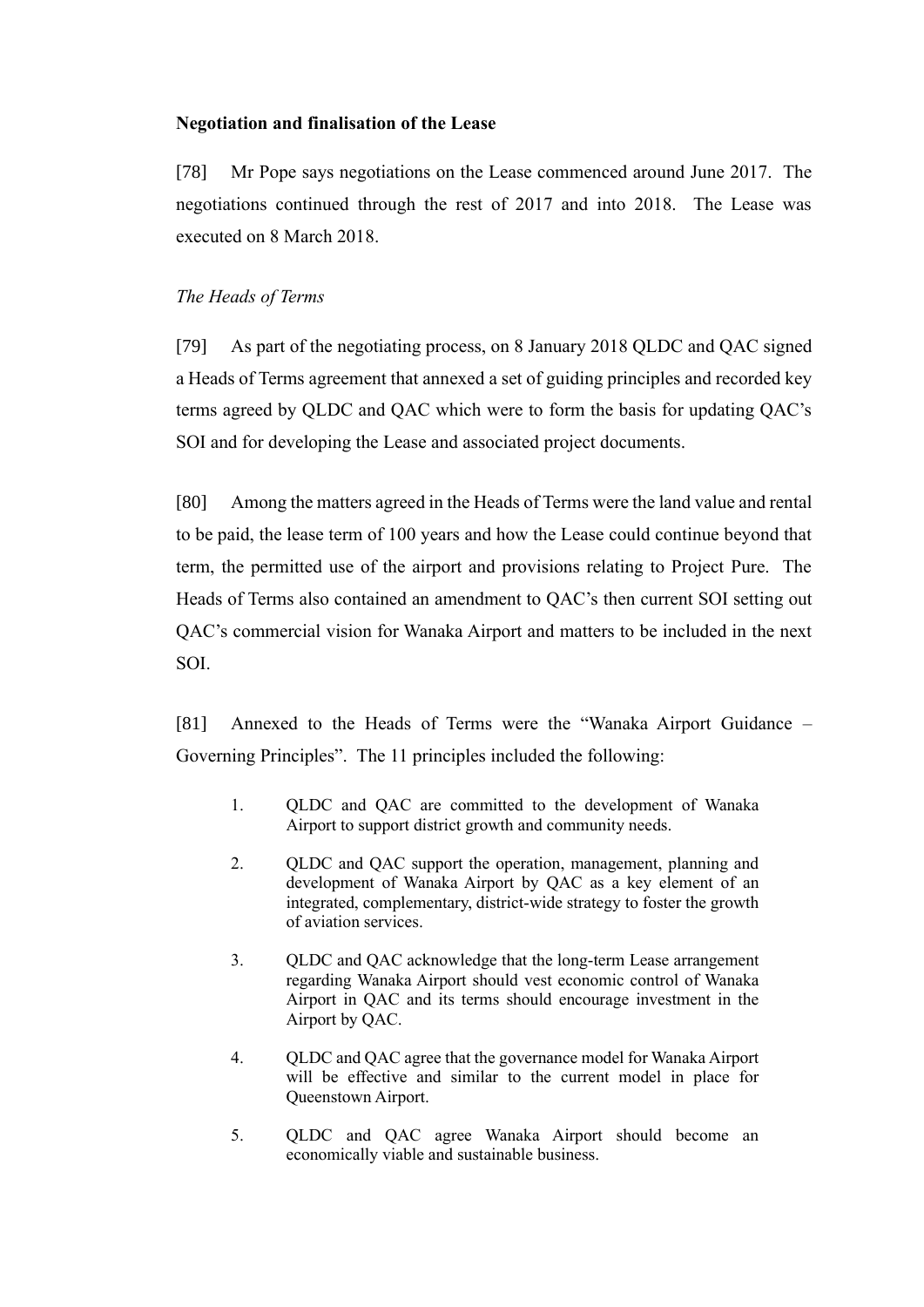**Negotiation and finalisation of the Lease**

[78] Mr Pope says negotiations on the Lease commenced around June 2017. The negotiations continued through the rest of 2017 and into 2018. The Lease was executed on 8 March 2018.

*The Heads of Terms*

[79] As part of the negotiating process, on 8 January 2018 QLDC and QAC signed a Heads of Terms agreement that annexed a set of guiding principles and recorded key terms agreed by QLDC and QAC which were to form the basis for updating QAC's SOI and for developing the Lease and associated project documents.

[80] Among the matters agreed in the Heads of Terms were the land value and rental to be paid, the lease term of 100 years and how the Lease could continue beyond that term, the permitted use of the airport and provisions relating to Project Pure. The Heads of Terms also contained an amendment to QAC's then current SOI setting out QAC's commercial vision for Wanaka Airport and matters to be included in the next SOI.

[81] Annexed to the Heads of Terms were the "Wanaka Airport Guidance – Governing Principles". The 11 principles included the following:

> 1. QLDC and QAC are committed to the development of Wanaka Airport to support district growth and community needs.
>
> 2. QLDC and QAC support the operation, management, planning and development of Wanaka Airport by QAC as a key element of an integrated, complementary, district-wide strategy to foster the growth of aviation services.
>
> 3. QLDC and QAC acknowledge that the long-term Lease arrangement regarding Wanaka Airport should vest economic control of Wanaka Airport in QAC and its terms should encourage investment in the Airport by QAC.
>
> 4. QLDC and QAC agree that the governance model for Wanaka Airport will be effective and similar to the current model in place for Queenstown Airport.
>
> 5. QLDC and QAC agree Wanaka Airport should become an economically viable and sustainable business.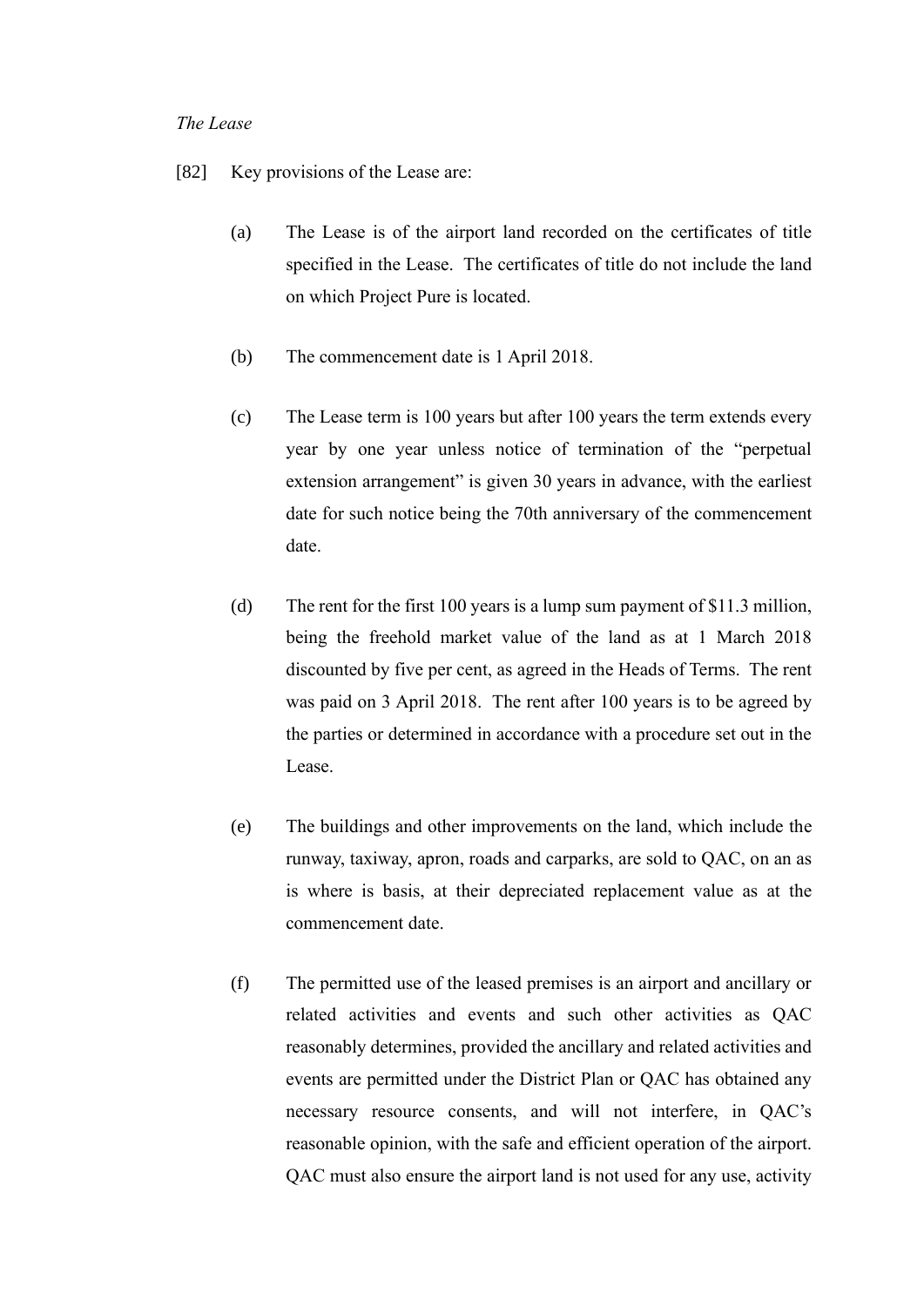*The Lease*

[82] Key provisions of the Lease are:

(a) The Lease is of the airport land recorded on the certificates of title specified in the Lease. The certificates of title do not include the land on which Project Pure is located.

(b) The commencement date is 1 April 2018.

(c) The Lease term is 100 years but after 100 years the term extends every year by one year unless notice of termination of the "perpetual extension arrangement" is given 30 years in advance, with the earliest date for such notice being the 70th anniversary of the commencement date.

(d) The rent for the first 100 years is a lump sum payment of $11.3 million, being the freehold market value of the land as at 1 March 2018 discounted by five per cent, as agreed in the Heads of Terms. The rent was paid on 3 April 2018. The rent after 100 years is to be agreed by the parties or determined in accordance with a procedure set out in the Lease.

(e) The buildings and other improvements on the land, which include the runway, taxiway, apron, roads and carparks, are sold to QAC, on an as is where is basis, at their depreciated replacement value as at the commencement date.

(f) The permitted use of the leased premises is an airport and ancillary or related activities and events and such other activities as QAC reasonably determines, provided the ancillary and related activities and events are permitted under the District Plan or QAC has obtained any necessary resource consents, and will not interfere, in QAC's reasonable opinion, with the safe and efficient operation of the airport. QAC must also ensure the airport land is not used for any use, activity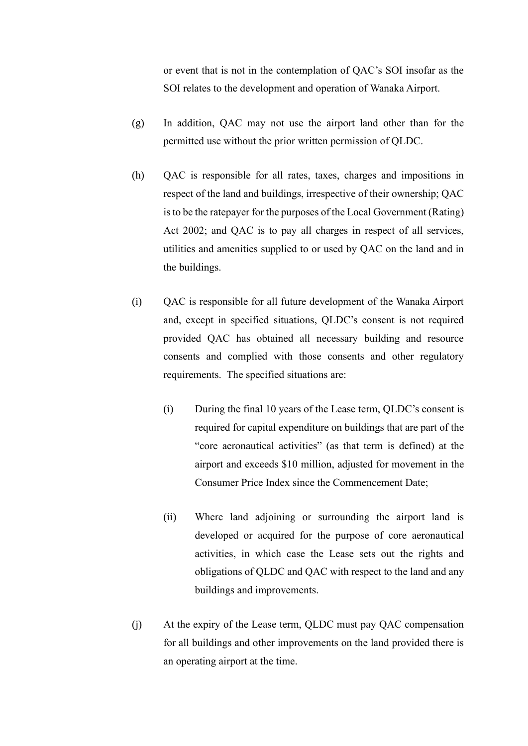or event that is not in the contemplation of QAC's SOI insofar as the SOI relates to the development and operation of Wanaka Airport.

(g) In addition, QAC may not use the airport land other than for the permitted use without the prior written permission of QLDC.

(h) QAC is responsible for all rates, taxes, charges and impositions in respect of the land and buildings, irrespective of their ownership; QAC is to be the ratepayer for the purposes of the Local Government (Rating) Act 2002; and QAC is to pay all charges in respect of all services, utilities and amenities supplied to or used by QAC on the land and in the buildings.

(i) QAC is responsible for all future development of the Wanaka Airport and, except in specified situations, QLDC's consent is not required provided QAC has obtained all necessary building and resource consents and complied with those consents and other regulatory requirements. The specified situations are:

   (i) During the final 10 years of the Lease term, QLDC's consent is required for capital expenditure on buildings that are part of the "core aeronautical activities" (as that term is defined) at the airport and exceeds $10 million, adjusted for movement in the Consumer Price Index since the Commencement Date;

   (ii) Where land adjoining or surrounding the airport land is developed or acquired for the purpose of core aeronautical activities, in which case the Lease sets out the rights and obligations of QLDC and QAC with respect to the land and any buildings and improvements.

(j) At the expiry of the Lease term, QLDC must pay QAC compensation for all buildings and other improvements on the land provided there is an operating airport at the time.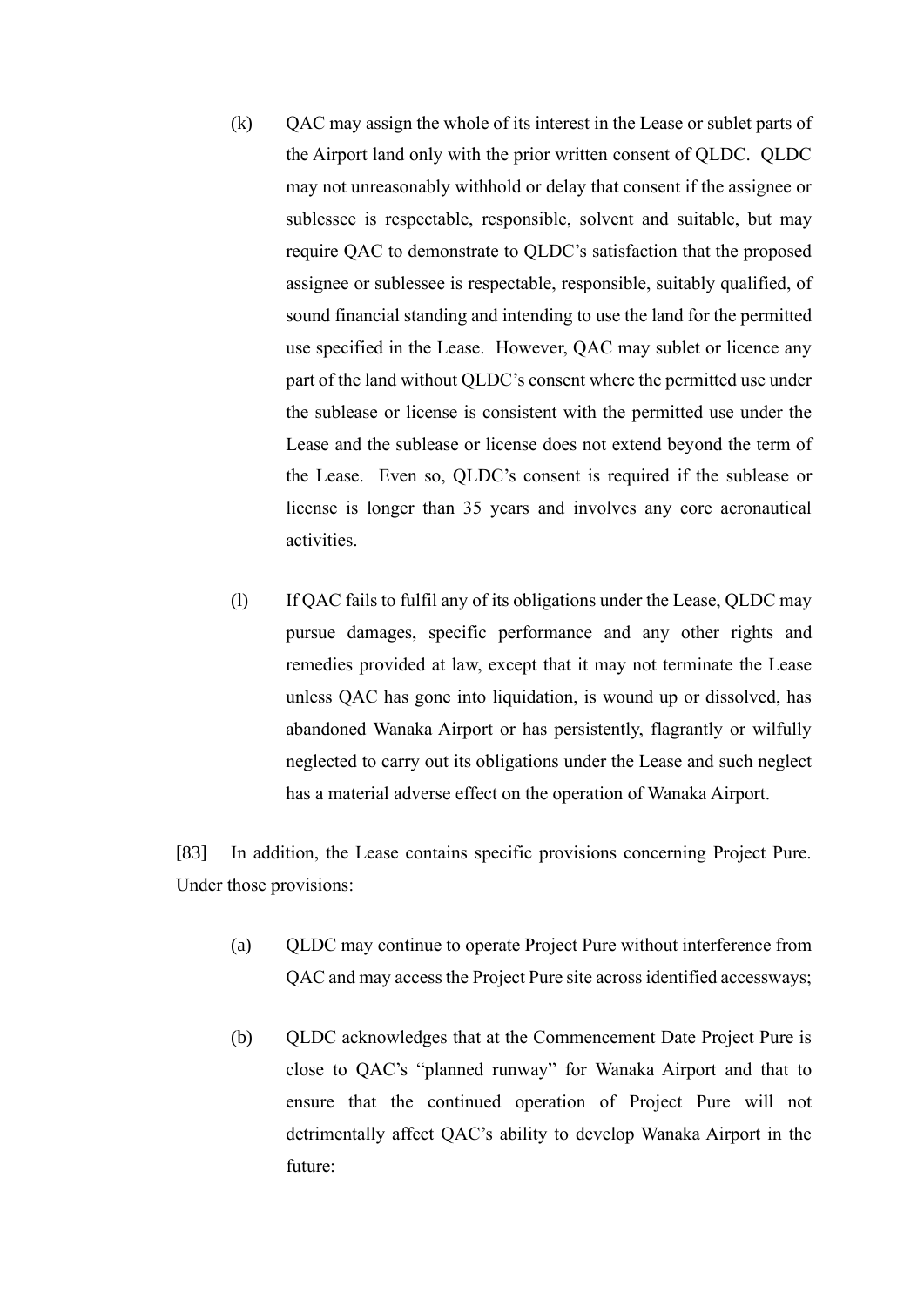(k) QAC may assign the whole of its interest in the Lease or sublet parts of the Airport land only with the prior written consent of QLDC. QLDC may not unreasonably withhold or delay that consent if the assignee or sublessee is respectable, responsible, solvent and suitable, but may require QAC to demonstrate to QLDC's satisfaction that the proposed assignee or sublessee is respectable, responsible, suitably qualified, of sound financial standing and intending to use the land for the permitted use specified in the Lease. However, QAC may sublet or licence any part of the land without QLDC's consent where the permitted use under the sublease or license is consistent with the permitted use under the Lease and the sublease or license does not extend beyond the term of the Lease. Even so, QLDC's consent is required if the sublease or license is longer than 35 years and involves any core aeronautical activities.

(l) If QAC fails to fulfil any of its obligations under the Lease, QLDC may pursue damages, specific performance and any other rights and remedies provided at law, except that it may not terminate the Lease unless QAC has gone into liquidation, is wound up or dissolved, has abandoned Wanaka Airport or has persistently, flagrantly or wilfully neglected to carry out its obligations under the Lease and such neglect has a material adverse effect on the operation of Wanaka Airport.

[83] In addition, the Lease contains specific provisions concerning Project Pure. Under those provisions:

(a) QLDC may continue to operate Project Pure without interference from QAC and may access the Project Pure site across identified accessways;

(b) QLDC acknowledges that at the Commencement Date Project Pure is close to QAC's "planned runway" for Wanaka Airport and that to ensure that the continued operation of Project Pure will not detrimentally affect QAC's ability to develop Wanaka Airport in the future: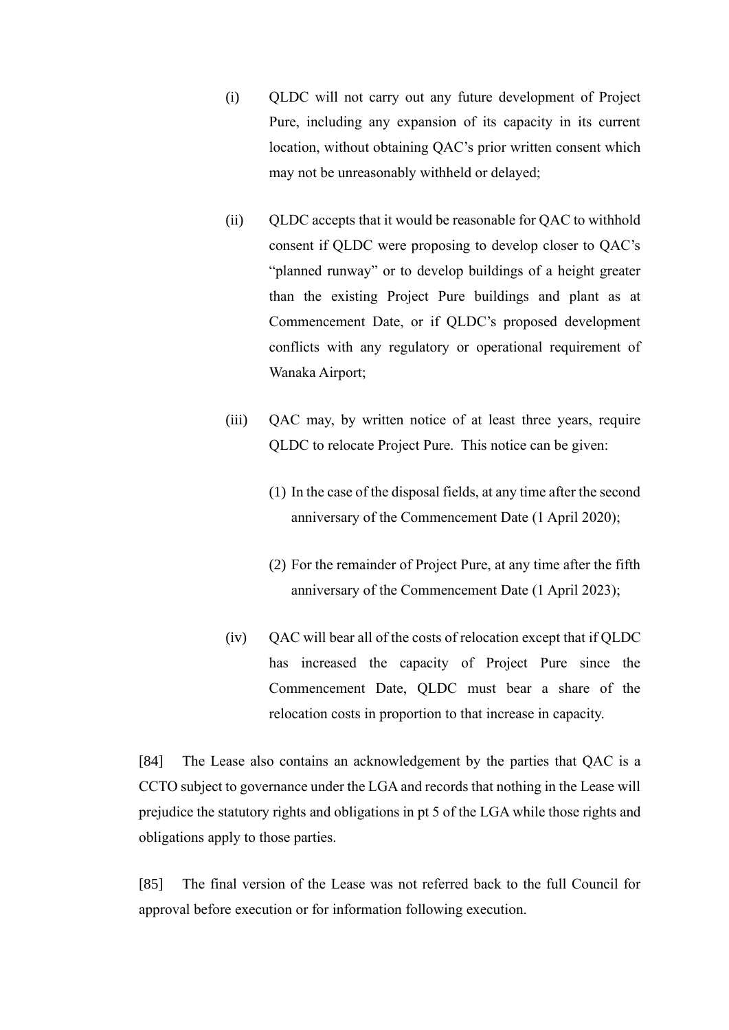(i) QLDC will not carry out any future development of Project Pure, including any expansion of its capacity in its current location, without obtaining QAC's prior written consent which may not be unreasonably withheld or delayed;

(ii) QLDC accepts that it would be reasonable for QAC to withhold consent if QLDC were proposing to develop closer to QAC's "planned runway" or to develop buildings of a height greater than the existing Project Pure buildings and plant as at Commencement Date, or if QLDC's proposed development conflicts with any regulatory or operational requirement of Wanaka Airport;

(iii) QAC may, by written notice of at least three years, require QLDC to relocate Project Pure. This notice can be given:

(1) In the case of the disposal fields, at any time after the second anniversary of the Commencement Date (1 April 2020);

(2) For the remainder of Project Pure, at any time after the fifth anniversary of the Commencement Date (1 April 2023);

(iv) QAC will bear all of the costs of relocation except that if QLDC has increased the capacity of Project Pure since the Commencement Date, QLDC must bear a share of the relocation costs in proportion to that increase in capacity.

[84] The Lease also contains an acknowledgement by the parties that QAC is a CCTO subject to governance under the LGA and records that nothing in the Lease will prejudice the statutory rights and obligations in pt 5 of the LGA while those rights and obligations apply to those parties.

[85] The final version of the Lease was not referred back to the full Council for approval before execution or for information following execution.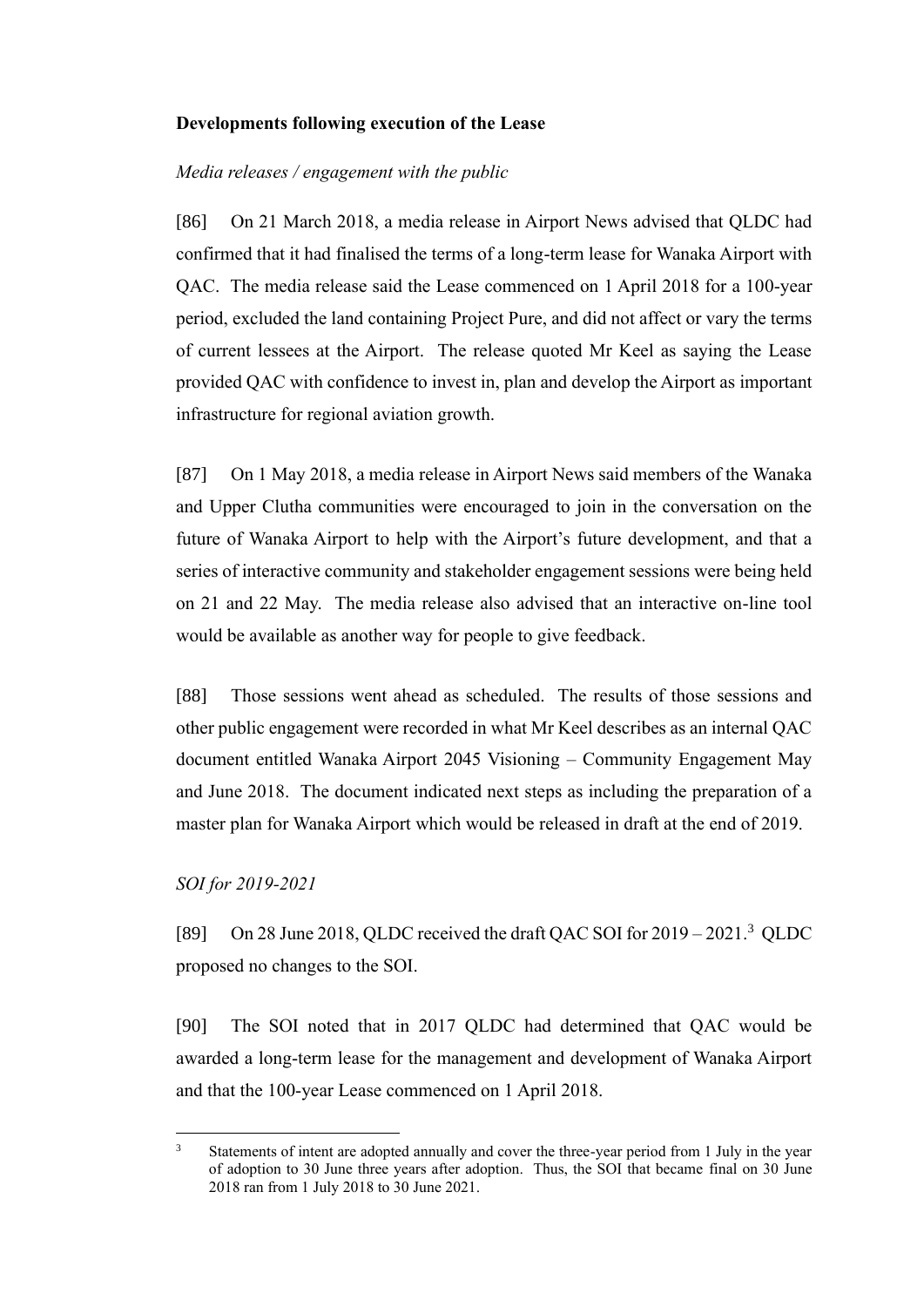**Developments following execution of the Lease**

*Media releases / engagement with the public*

[86] On 21 March 2018, a media release in Airport News advised that QLDC had confirmed that it had finalised the terms of a long-term lease for Wanaka Airport with QAC. The media release said the Lease commenced on 1 April 2018 for a 100-year period, excluded the land containing Project Pure, and did not affect or vary the terms of current lessees at the Airport. The release quoted Mr Keel as saying the Lease provided QAC with confidence to invest in, plan and develop the Airport as important infrastructure for regional aviation growth.

[87] On 1 May 2018, a media release in Airport News said members of the Wanaka and Upper Clutha communities were encouraged to join in the conversation on the future of Wanaka Airport to help with the Airport's future development, and that a series of interactive community and stakeholder engagement sessions were being held on 21 and 22 May. The media release also advised that an interactive on-line tool would be available as another way for people to give feedback.

[88] Those sessions went ahead as scheduled. The results of those sessions and other public engagement were recorded in what Mr Keel describes as an internal QAC document entitled Wanaka Airport 2045 Visioning – Community Engagement May and June 2018. The document indicated next steps as including the preparation of a master plan for Wanaka Airport which would be released in draft at the end of 2019.

*SOI for 2019-2021*

[89] On 28 June 2018, QLDC received the draft QAC SOI for 2019 – 2021.[3] QLDC proposed no changes to the SOI.

[90] The SOI noted that in 2017 QLDC had determined that QAC would be awarded a long-term lease for the management and development of Wanaka Airport and that the 100-year Lease commenced on 1 April 2018.

[3] Statements of intent are adopted annually and cover the three-year period from 1 July in the year of adoption to 30 June three years after adoption. Thus, the SOI that became final on 30 June 2018 ran from 1 July 2018 to 30 June 2021.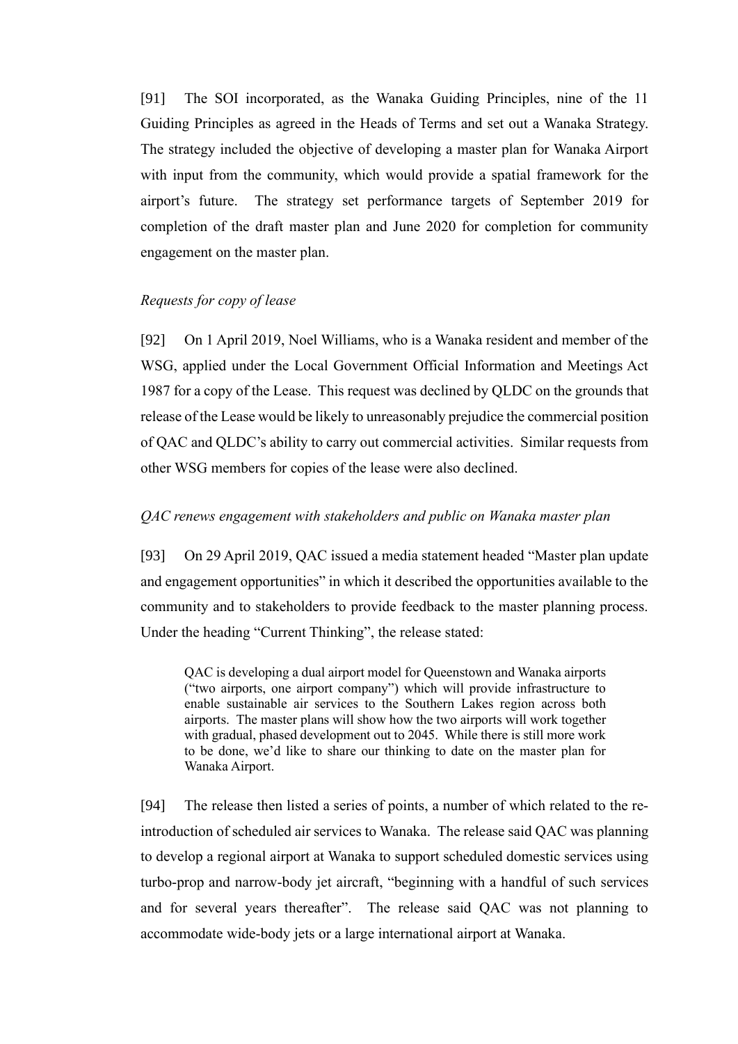[91] The SOI incorporated, as the Wanaka Guiding Principles, nine of the 11 Guiding Principles as agreed in the Heads of Terms and set out a Wanaka Strategy. The strategy included the objective of developing a master plan for Wanaka Airport with input from the community, which would provide a spatial framework for the airport's future. The strategy set performance targets of September 2019 for completion of the draft master plan and June 2020 for completion for community engagement on the master plan.

*Requests for copy of lease*

[92] On 1 April 2019, Noel Williams, who is a Wanaka resident and member of the WSG, applied under the Local Government Official Information and Meetings Act 1987 for a copy of the Lease. This request was declined by QLDC on the grounds that release of the Lease would be likely to unreasonably prejudice the commercial position of QAC and QLDC's ability to carry out commercial activities. Similar requests from other WSG members for copies of the lease were also declined.

*QAC renews engagement with stakeholders and public on Wanaka master plan*

[93] On 29 April 2019, QAC issued a media statement headed "Master plan update and engagement opportunities" in which it described the opportunities available to the community and to stakeholders to provide feedback to the master planning process. Under the heading "Current Thinking", the release stated:

> QAC is developing a dual airport model for Queenstown and Wanaka airports ("two airports, one airport company") which will provide infrastructure to enable sustainable air services to the Southern Lakes region across both airports. The master plans will show how the two airports will work together with gradual, phased development out to 2045. While there is still more work to be done, we'd like to share our thinking to date on the master plan for Wanaka Airport.

[94] The release then listed a series of points, a number of which related to the re-introduction of scheduled air services to Wanaka. The release said QAC was planning to develop a regional airport at Wanaka to support scheduled domestic services using turbo-prop and narrow-body jet aircraft, "beginning with a handful of such services and for several years thereafter". The release said QAC was not planning to accommodate wide-body jets or a large international airport at Wanaka.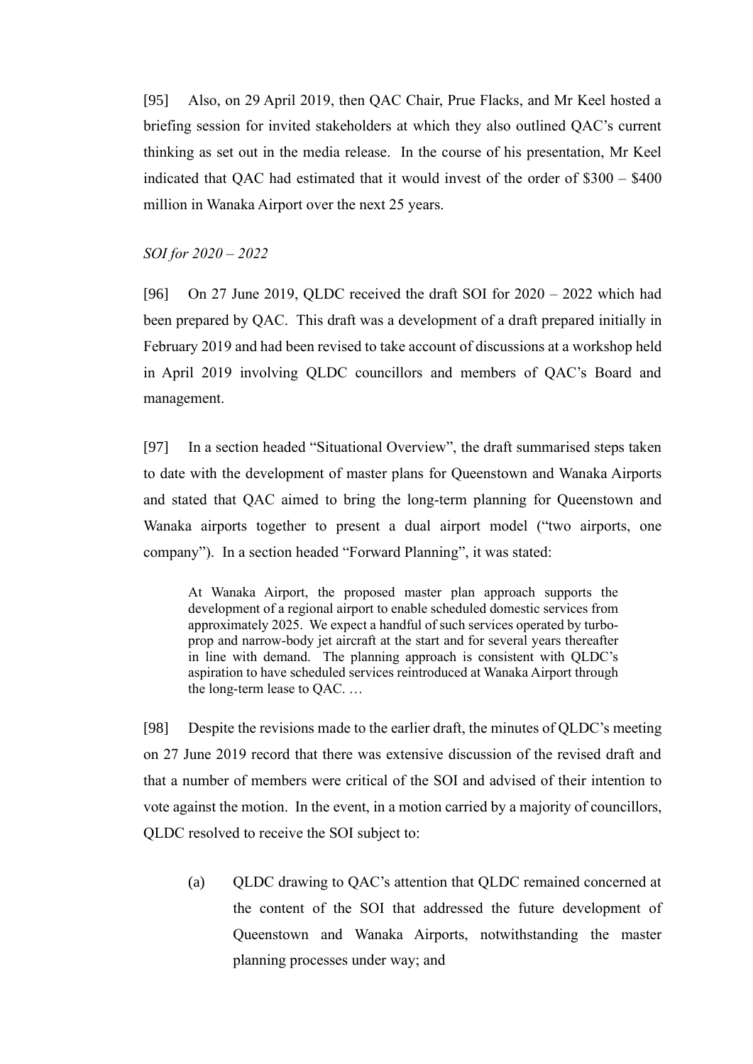[95] Also, on 29 April 2019, then QAC Chair, Prue Flacks, and Mr Keel hosted a briefing session for invited stakeholders at which they also outlined QAC's current thinking as set out in the media release. In the course of his presentation, Mr Keel indicated that QAC had estimated that it would invest of the order of $300 – $400 million in Wanaka Airport over the next 25 years.

*SOI for 2020 – 2022*

[96] On 27 June 2019, QLDC received the draft SOI for 2020 – 2022 which had been prepared by QAC. This draft was a development of a draft prepared initially in February 2019 and had been revised to take account of discussions at a workshop held in April 2019 involving QLDC councillors and members of QAC's Board and management.

[97] In a section headed "Situational Overview", the draft summarised steps taken to date with the development of master plans for Queenstown and Wanaka Airports and stated that QAC aimed to bring the long-term planning for Queenstown and Wanaka airports together to present a dual airport model ("two airports, one company"). In a section headed "Forward Planning", it was stated:

> At Wanaka Airport, the proposed master plan approach supports the development of a regional airport to enable scheduled domestic services from approximately 2025. We expect a handful of such services operated by turbo-prop and narrow-body jet aircraft at the start and for several years thereafter in line with demand. The planning approach is consistent with QLDC's aspiration to have scheduled services reintroduced at Wanaka Airport through the long-term lease to QAC. …

[98] Despite the revisions made to the earlier draft, the minutes of QLDC's meeting on 27 June 2019 record that there was extensive discussion of the revised draft and that a number of members were critical of the SOI and advised of their intention to vote against the motion. In the event, in a motion carried by a majority of councillors, QLDC resolved to receive the SOI subject to:

(a) QLDC drawing to QAC's attention that QLDC remained concerned at the content of the SOI that addressed the future development of Queenstown and Wanaka Airports, notwithstanding the master planning processes under way; and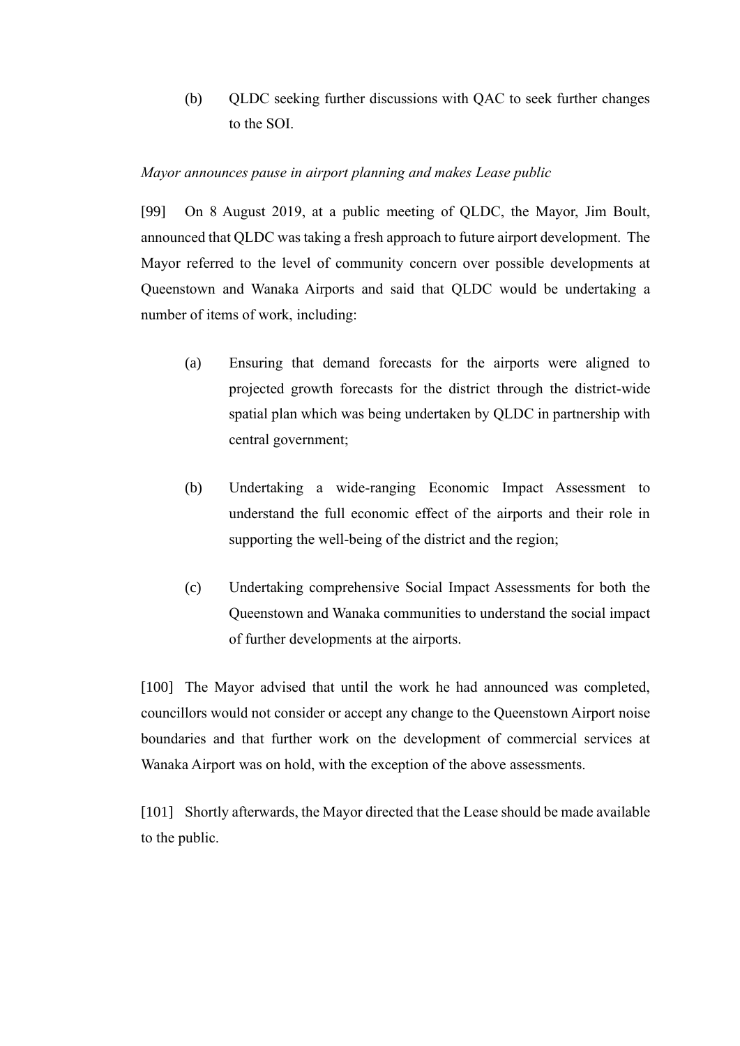(b) QLDC seeking further discussions with QAC to seek further changes to the SOI.

*Mayor announces pause in airport planning and makes Lease public*

[99] On 8 August 2019, at a public meeting of QLDC, the Mayor, Jim Boult, announced that QLDC was taking a fresh approach to future airport development. The Mayor referred to the level of community concern over possible developments at Queenstown and Wanaka Airports and said that QLDC would be undertaking a number of items of work, including:

(a) Ensuring that demand forecasts for the airports were aligned to projected growth forecasts for the district through the district-wide spatial plan which was being undertaken by QLDC in partnership with central government;

(b) Undertaking a wide-ranging Economic Impact Assessment to understand the full economic effect of the airports and their role in supporting the well-being of the district and the region;

(c) Undertaking comprehensive Social Impact Assessments for both the Queenstown and Wanaka communities to understand the social impact of further developments at the airports.

[100] The Mayor advised that until the work he had announced was completed, councillors would not consider or accept any change to the Queenstown Airport noise boundaries and that further work on the development of commercial services at Wanaka Airport was on hold, with the exception of the above assessments.

[101] Shortly afterwards, the Mayor directed that the Lease should be made available to the public.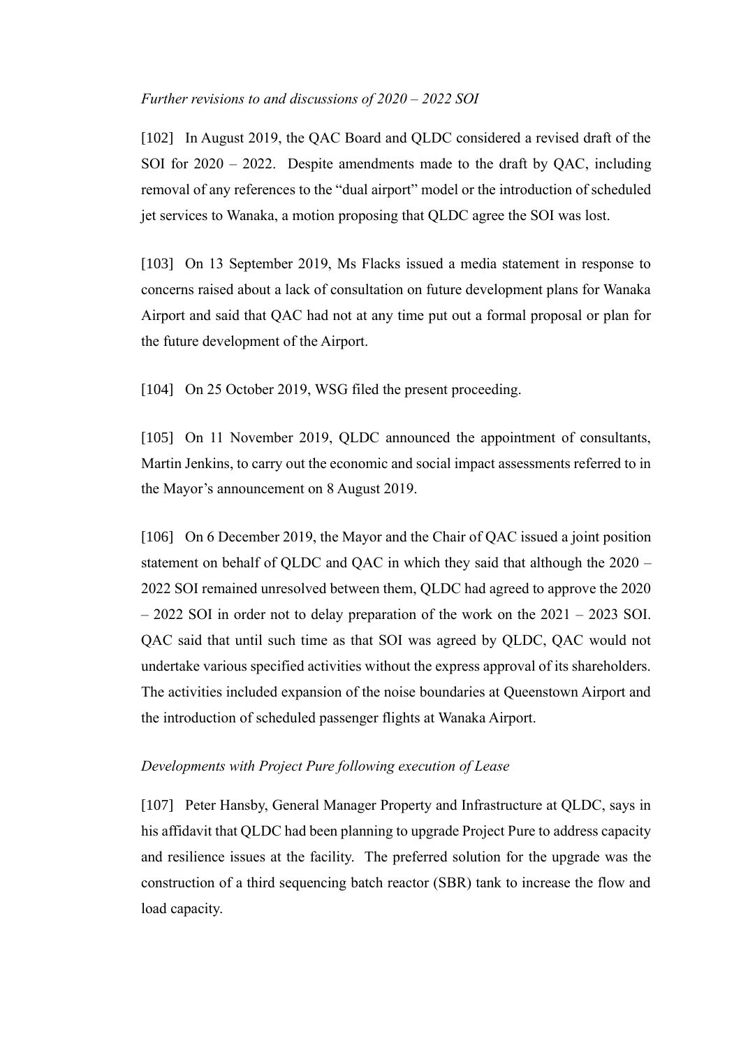*Further revisions to and discussions of 2020 – 2022 SOI*

[102] In August 2019, the QAC Board and QLDC considered a revised draft of the SOI for 2020 – 2022. Despite amendments made to the draft by QAC, including removal of any references to the "dual airport" model or the introduction of scheduled jet services to Wanaka, a motion proposing that QLDC agree the SOI was lost.

[103] On 13 September 2019, Ms Flacks issued a media statement in response to concerns raised about a lack of consultation on future development plans for Wanaka Airport and said that QAC had not at any time put out a formal proposal or plan for the future development of the Airport.

[104] On 25 October 2019, WSG filed the present proceeding.

[105] On 11 November 2019, QLDC announced the appointment of consultants, Martin Jenkins, to carry out the economic and social impact assessments referred to in the Mayor's announcement on 8 August 2019.

[106] On 6 December 2019, the Mayor and the Chair of QAC issued a joint position statement on behalf of QLDC and QAC in which they said that although the 2020 – 2022 SOI remained unresolved between them, QLDC had agreed to approve the 2020 – 2022 SOI in order not to delay preparation of the work on the 2021 – 2023 SOI. QAC said that until such time as that SOI was agreed by QLDC, QAC would not undertake various specified activities without the express approval of its shareholders. The activities included expansion of the noise boundaries at Queenstown Airport and the introduction of scheduled passenger flights at Wanaka Airport.

*Developments with Project Pure following execution of Lease*

[107] Peter Hansby, General Manager Property and Infrastructure at QLDC, says in his affidavit that QLDC had been planning to upgrade Project Pure to address capacity and resilience issues at the facility. The preferred solution for the upgrade was the construction of a third sequencing batch reactor (SBR) tank to increase the flow and load capacity.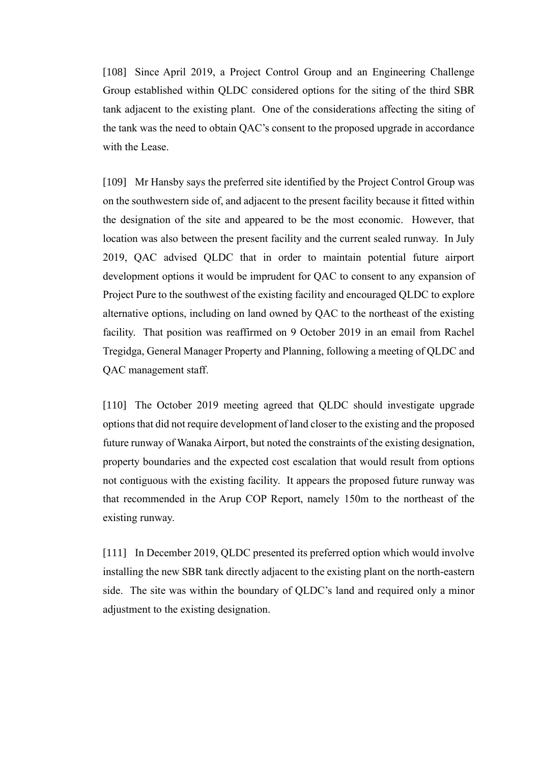[108] Since April 2019, a Project Control Group and an Engineering Challenge Group established within QLDC considered options for the siting of the third SBR tank adjacent to the existing plant. One of the considerations affecting the siting of the tank was the need to obtain QAC's consent to the proposed upgrade in accordance with the Lease.

[109] Mr Hansby says the preferred site identified by the Project Control Group was on the southwestern side of, and adjacent to the present facility because it fitted within the designation of the site and appeared to be the most economic. However, that location was also between the present facility and the current sealed runway. In July 2019, QAC advised QLDC that in order to maintain potential future airport development options it would be imprudent for QAC to consent to any expansion of Project Pure to the southwest of the existing facility and encouraged QLDC to explore alternative options, including on land owned by QAC to the northeast of the existing facility. That position was reaffirmed on 9 October 2019 in an email from Rachel Tregidga, General Manager Property and Planning, following a meeting of QLDC and QAC management staff.

[110] The October 2019 meeting agreed that QLDC should investigate upgrade options that did not require development of land closer to the existing and the proposed future runway of Wanaka Airport, but noted the constraints of the existing designation, property boundaries and the expected cost escalation that would result from options not contiguous with the existing facility. It appears the proposed future runway was that recommended in the Arup COP Report, namely 150m to the northeast of the existing runway.

[111] In December 2019, QLDC presented its preferred option which would involve installing the new SBR tank directly adjacent to the existing plant on the north-eastern side. The site was within the boundary of QLDC's land and required only a minor adjustment to the existing designation.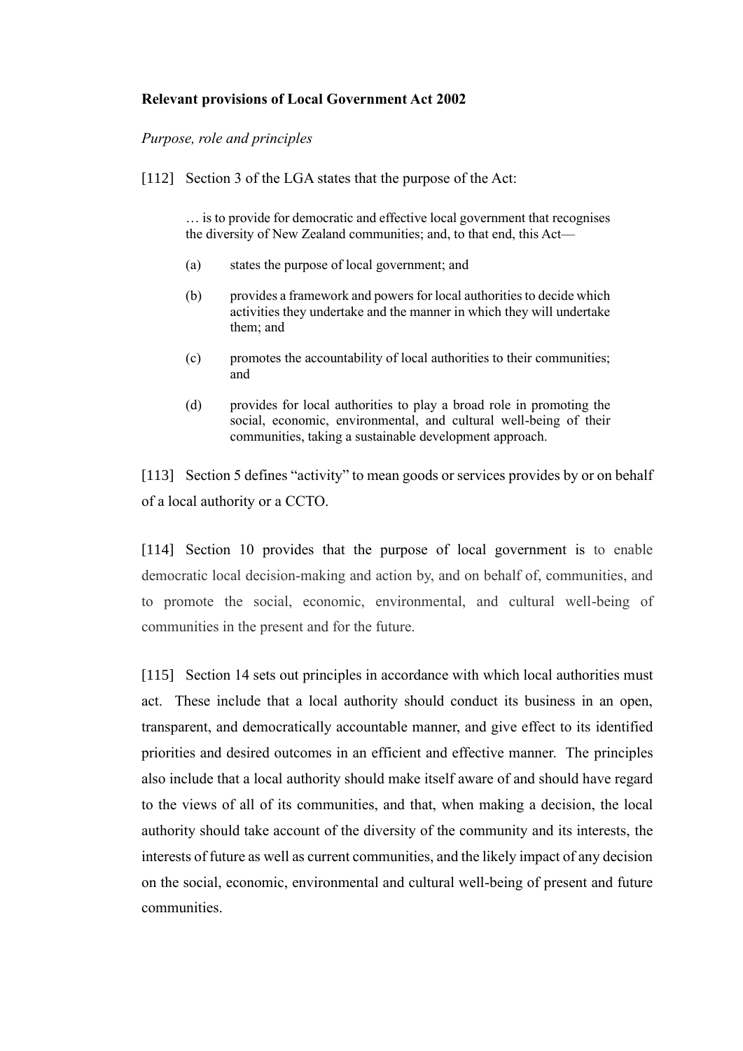**Relevant provisions of Local Government Act 2002**

*Purpose, role and principles*

[112] Section 3 of the LGA states that the purpose of the Act:

> … is to provide for democratic and effective local government that recognises the diversity of New Zealand communities; and, to that end, this Act—
>
> (a) states the purpose of local government; and
>
> (b) provides a framework and powers for local authorities to decide which activities they undertake and the manner in which they will undertake them; and
>
> (c) promotes the accountability of local authorities to their communities; and
>
> (d) provides for local authorities to play a broad role in promoting the social, economic, environmental, and cultural well-being of their communities, taking a sustainable development approach.

[113] Section 5 defines "activity" to mean goods or services provides by or on behalf of a local authority or a CCTO.

[114] Section 10 provides that the purpose of local government is to enable democratic local decision-making and action by, and on behalf of, communities, and to promote the social, economic, environmental, and cultural well-being of communities in the present and for the future.

[115] Section 14 sets out principles in accordance with which local authorities must act. These include that a local authority should conduct its business in an open, transparent, and democratically accountable manner, and give effect to its identified priorities and desired outcomes in an efficient and effective manner. The principles also include that a local authority should make itself aware of and should have regard to the views of all of its communities, and that, when making a decision, the local authority should take account of the diversity of the community and its interests, the interests of future as well as current communities, and the likely impact of any decision on the social, economic, environmental and cultural well-being of present and future communities.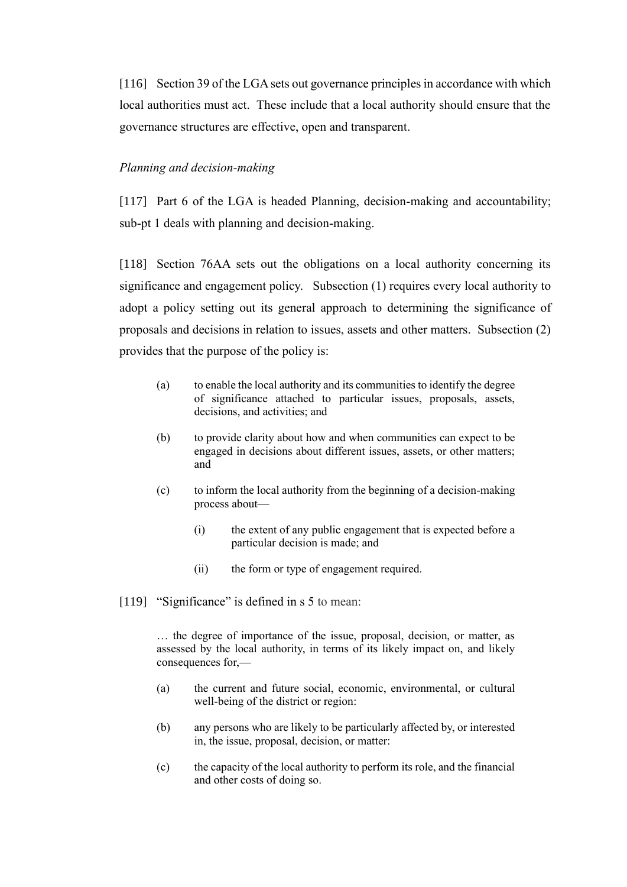[116] Section 39 of the LGA sets out governance principles in accordance with which local authorities must act. These include that a local authority should ensure that the governance structures are effective, open and transparent.

*Planning and decision-making*

[117] Part 6 of the LGA is headed Planning, decision-making and accountability; sub-pt 1 deals with planning and decision-making.

[118] Section 76AA sets out the obligations on a local authority concerning its significance and engagement policy. Subsection (1) requires every local authority to adopt a policy setting out its general approach to determining the significance of proposals and decisions in relation to issues, assets and other matters. Subsection (2) provides that the purpose of the policy is:

> (a) to enable the local authority and its communities to identify the degree of significance attached to particular issues, proposals, assets, decisions, and activities; and
>
> (b) to provide clarity about how and when communities can expect to be engaged in decisions about different issues, assets, or other matters; and
>
> (c) to inform the local authority from the beginning of a decision-making process about—
>
> > (i) the extent of any public engagement that is expected before a particular decision is made; and
> >
> > (ii) the form or type of engagement required.

[119] "Significance" is defined in s 5 to mean:

> … the degree of importance of the issue, proposal, decision, or matter, as assessed by the local authority, in terms of its likely impact on, and likely consequences for,—
>
> (a) the current and future social, economic, environmental, or cultural well-being of the district or region:
>
> (b) any persons who are likely to be particularly affected by, or interested in, the issue, proposal, decision, or matter:
>
> (c) the capacity of the local authority to perform its role, and the financial and other costs of doing so.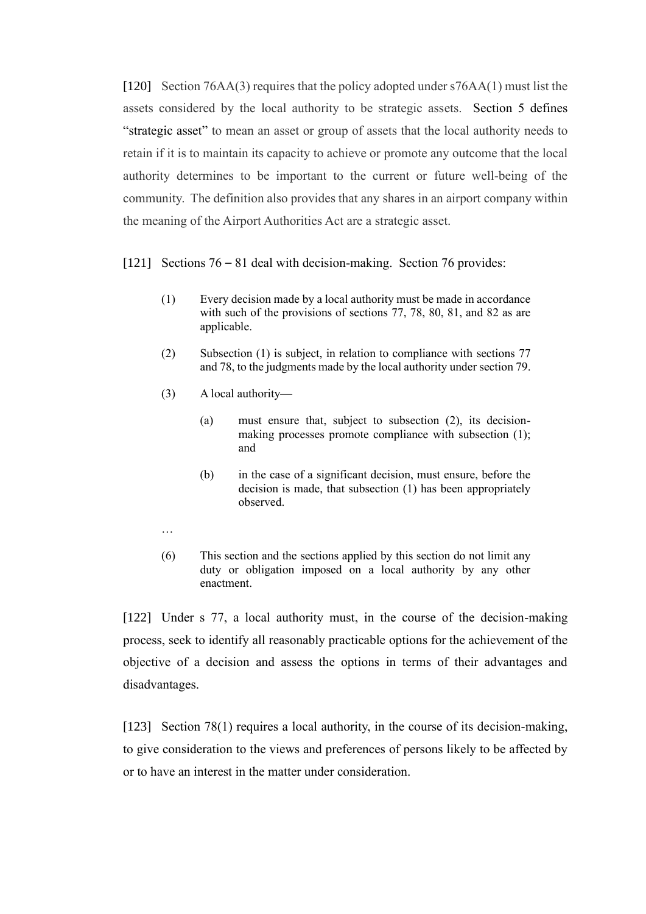[120] Section 76AA(3) requires that the policy adopted under s76AA(1) must list the assets considered by the local authority to be strategic assets. Section 5 defines "strategic asset" to mean an asset or group of assets that the local authority needs to retain if it is to maintain its capacity to achieve or promote any outcome that the local authority determines to be important to the current or future well-being of the community. The definition also provides that any shares in an airport company within the meaning of the Airport Authorities Act are a strategic asset.

[121] Sections 76 – 81 deal with decision-making. Section 76 provides:

> (1) Every decision made by a local authority must be made in accordance with such of the provisions of sections 77, 78, 80, 81, and 82 as are applicable.
>
> (2) Subsection (1) is subject, in relation to compliance with sections 77 and 78, to the judgments made by the local authority under section 79.
>
> (3) A local authority—
>
> > (a) must ensure that, subject to subsection (2), its decision-making processes promote compliance with subsection (1); and
> >
> > (b) in the case of a significant decision, must ensure, before the decision is made, that subsection (1) has been appropriately observed.
>
> …
>
> (6) This section and the sections applied by this section do not limit any duty or obligation imposed on a local authority by any other enactment.

[122] Under s 77, a local authority must, in the course of the decision-making process, seek to identify all reasonably practicable options for the achievement of the objective of a decision and assess the options in terms of their advantages and disadvantages.

[123] Section 78(1) requires a local authority, in the course of its decision-making, to give consideration to the views and preferences of persons likely to be affected by or to have an interest in the matter under consideration.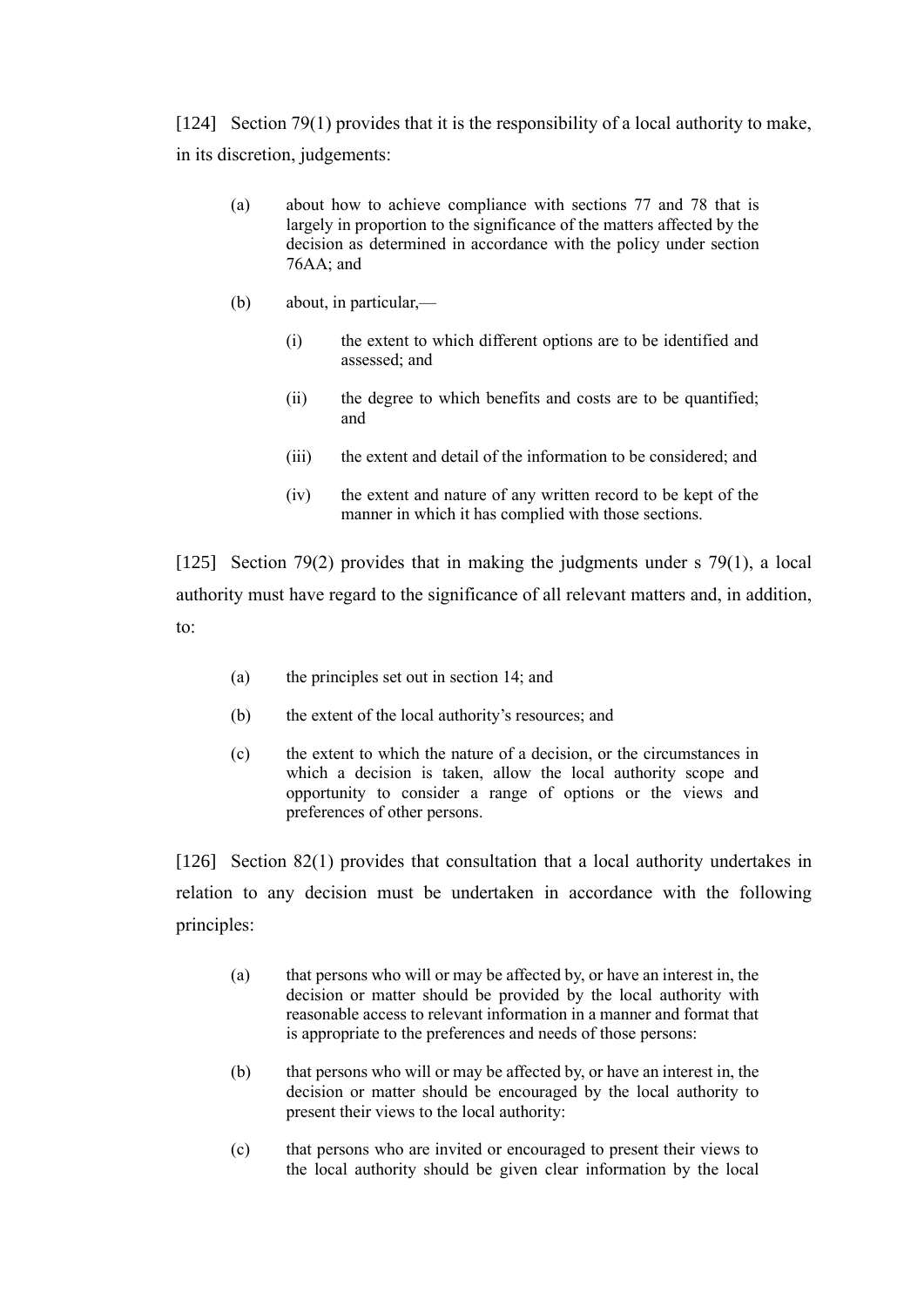[124] Section 79(1) provides that it is the responsibility of a local authority to make, in its discretion, judgements:

> (a) about how to achieve compliance with sections 77 and 78 that is largely in proportion to the significance of the matters affected by the decision as determined in accordance with the policy under section 76AA; and
>
> (b) about, in particular,—
>
> > (i) the extent to which different options are to be identified and assessed; and
> >
> > (ii) the degree to which benefits and costs are to be quantified; and
> >
> > (iii) the extent and detail of the information to be considered; and
> >
> > (iv) the extent and nature of any written record to be kept of the manner in which it has complied with those sections.

[125] Section 79(2) provides that in making the judgments under s 79(1), a local authority must have regard to the significance of all relevant matters and, in addition, to:

> (a) the principles set out in section 14; and
>
> (b) the extent of the local authority's resources; and
>
> (c) the extent to which the nature of a decision, or the circumstances in which a decision is taken, allow the local authority scope and opportunity to consider a range of options or the views and preferences of other persons.

[126] Section 82(1) provides that consultation that a local authority undertakes in relation to any decision must be undertaken in accordance with the following principles:

> (a) that persons who will or may be affected by, or have an interest in, the decision or matter should be provided by the local authority with reasonable access to relevant information in a manner and format that is appropriate to the preferences and needs of those persons:
>
> (b) that persons who will or may be affected by, or have an interest in, the decision or matter should be encouraged by the local authority to present their views to the local authority:
>
> (c) that persons who are invited or encouraged to present their views to the local authority should be given clear information by the local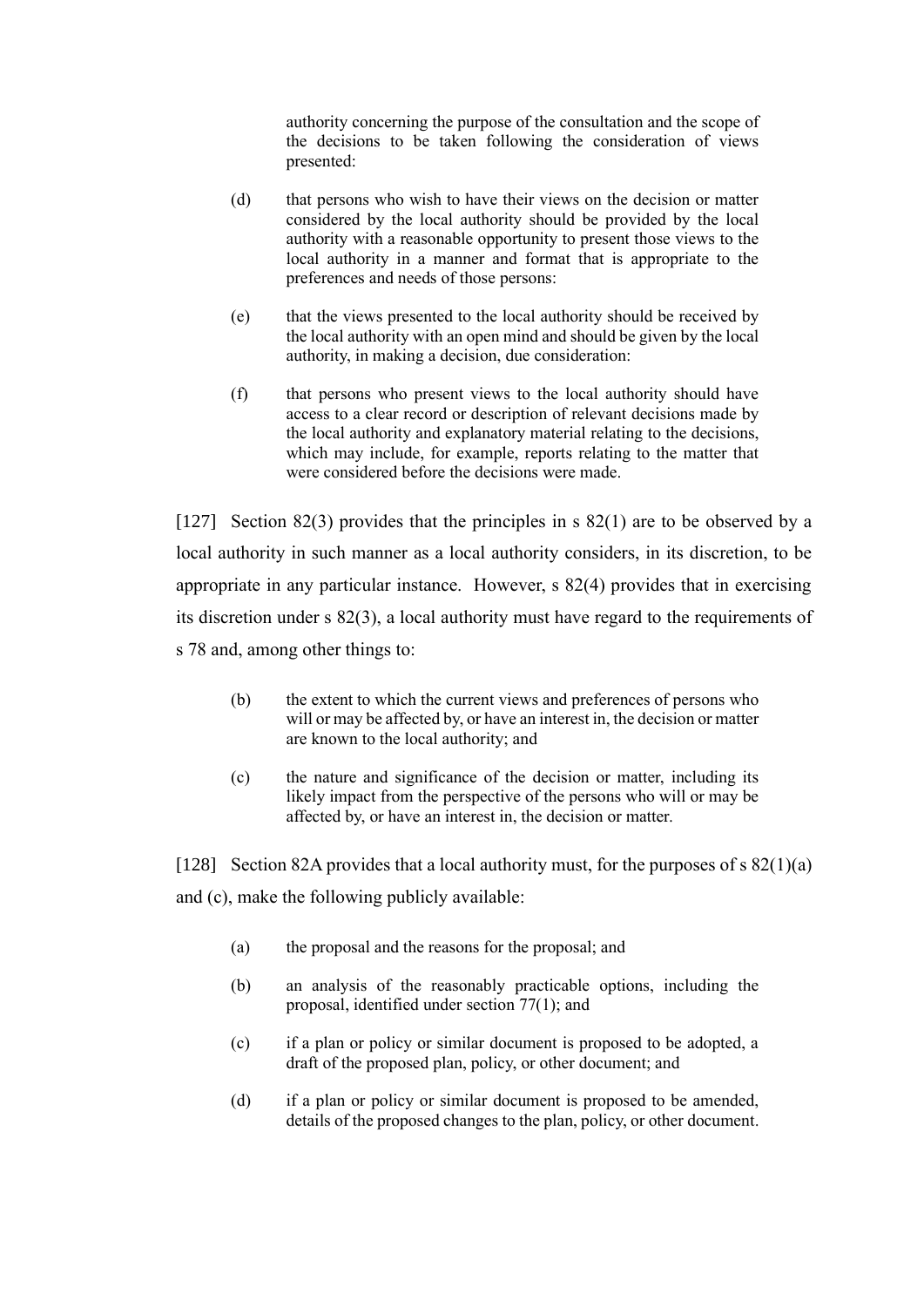> authority concerning the purpose of the consultation and the scope of the decisions to be taken following the consideration of views presented:
>
> (d) that persons who wish to have their views on the decision or matter considered by the local authority should be provided by the local authority with a reasonable opportunity to present those views to the local authority in a manner and format that is appropriate to the preferences and needs of those persons:
>
> (e) that the views presented to the local authority should be received by the local authority with an open mind and should be given by the local authority, in making a decision, due consideration:
>
> (f) that persons who present views to the local authority should have access to a clear record or description of relevant decisions made by the local authority and explanatory material relating to the decisions, which may include, for example, reports relating to the matter that were considered before the decisions were made.

[127] Section 82(3) provides that the principles in s 82(1) are to be observed by a local authority in such manner as a local authority considers, in its discretion, to be appropriate in any particular instance. However, s 82(4) provides that in exercising its discretion under s 82(3), a local authority must have regard to the requirements of s 78 and, among other things to:

> (b) the extent to which the current views and preferences of persons who will or may be affected by, or have an interest in, the decision or matter are known to the local authority; and
>
> (c) the nature and significance of the decision or matter, including its likely impact from the perspective of the persons who will or may be affected by, or have an interest in, the decision or matter.

[128] Section 82A provides that a local authority must, for the purposes of s 82(1)(a) and (c), make the following publicly available:

> (a) the proposal and the reasons for the proposal; and
>
> (b) an analysis of the reasonably practicable options, including the proposal, identified under section 77(1); and
>
> (c) if a plan or policy or similar document is proposed to be adopted, a draft of the proposed plan, policy, or other document; and
>
> (d) if a plan or policy or similar document is proposed to be amended, details of the proposed changes to the plan, policy, or other document.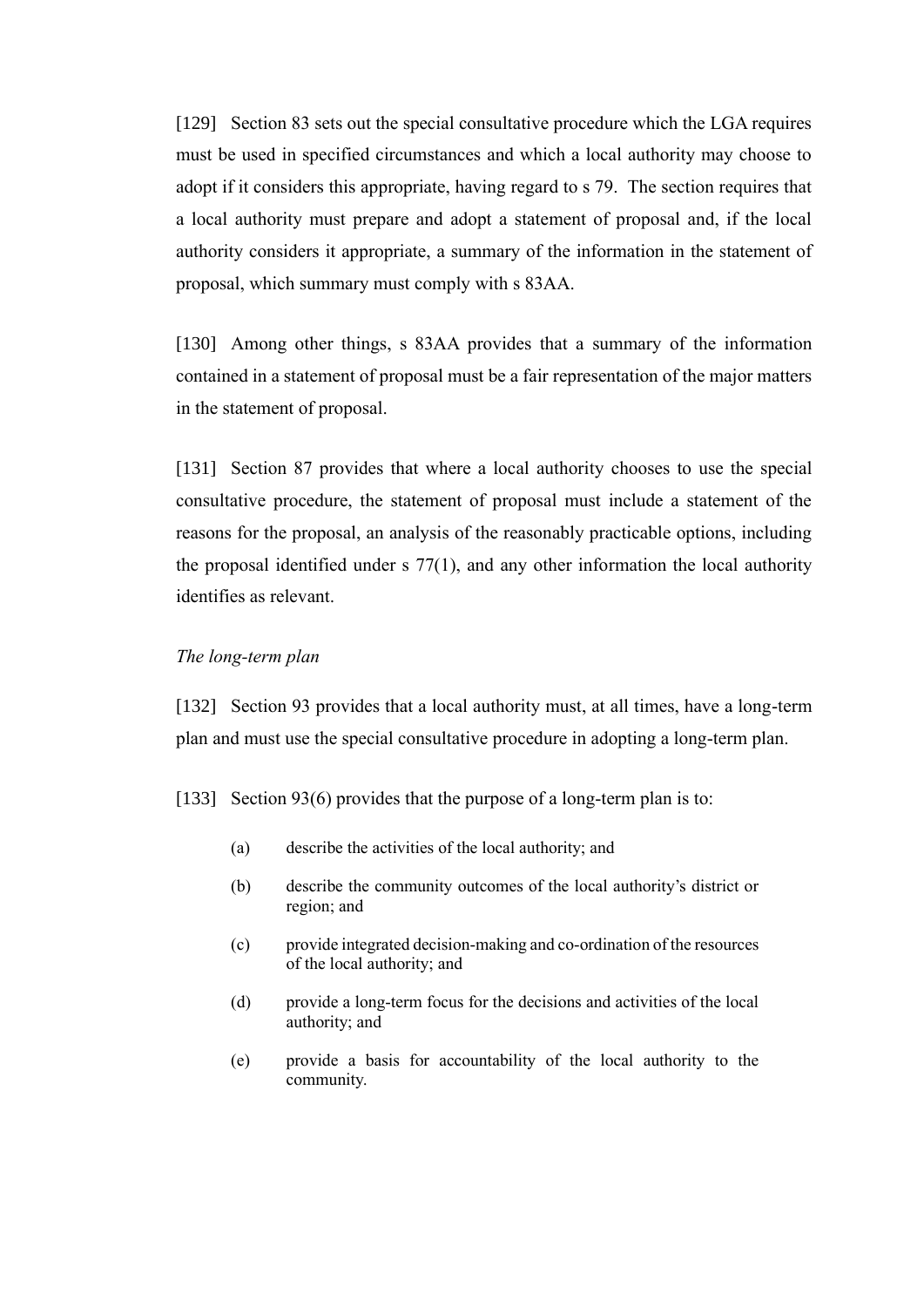[129] Section 83 sets out the special consultative procedure which the LGA requires must be used in specified circumstances and which a local authority may choose to adopt if it considers this appropriate, having regard to s 79. The section requires that a local authority must prepare and adopt a statement of proposal and, if the local authority considers it appropriate, a summary of the information in the statement of proposal, which summary must comply with s 83AA.

[130] Among other things, s 83AA provides that a summary of the information contained in a statement of proposal must be a fair representation of the major matters in the statement of proposal.

[131] Section 87 provides that where a local authority chooses to use the special consultative procedure, the statement of proposal must include a statement of the reasons for the proposal, an analysis of the reasonably practicable options, including the proposal identified under s 77(1), and any other information the local authority identifies as relevant.

*The long-term plan*

[132] Section 93 provides that a local authority must, at all times, have a long-term plan and must use the special consultative procedure in adopting a long-term plan.

[133] Section 93(6) provides that the purpose of a long-term plan is to:

> (a) describe the activities of the local authority; and
>
> (b) describe the community outcomes of the local authority's district or region; and
>
> (c) provide integrated decision-making and co-ordination of the resources of the local authority; and
>
> (d) provide a long-term focus for the decisions and activities of the local authority; and
>
> (e) provide a basis for accountability of the local authority to the community.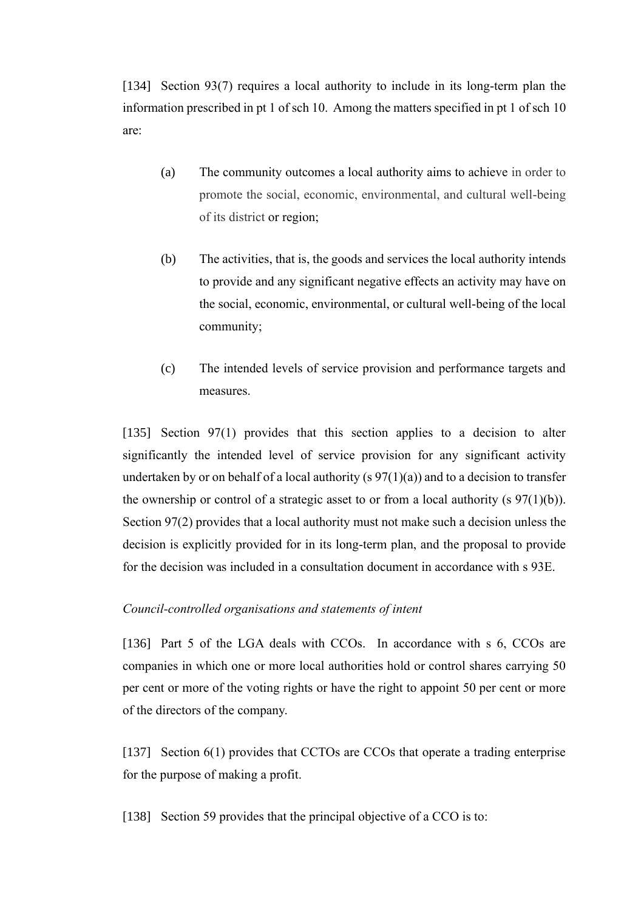[134] Section 93(7) requires a local authority to include in its long-term plan the information prescribed in pt 1 of sch 10. Among the matters specified in pt 1 of sch 10 are:

> (a) The community outcomes a local authority aims to achieve in order to promote the social, economic, environmental, and cultural well-being of its district or region;
>
> (b) The activities, that is, the goods and services the local authority intends to provide and any significant negative effects an activity may have on the social, economic, environmental, or cultural well-being of the local community;
>
> (c) The intended levels of service provision and performance targets and measures.

[135] Section 97(1) provides that this section applies to a decision to alter significantly the intended level of service provision for any significant activity undertaken by or on behalf of a local authority (s 97(1)(a)) and to a decision to transfer the ownership or control of a strategic asset to or from a local authority (s 97(1)(b)). Section 97(2) provides that a local authority must not make such a decision unless the decision is explicitly provided for in its long-term plan, and the proposal to provide for the decision was included in a consultation document in accordance with s 93E.

*Council-controlled organisations and statements of intent*

[136] Part 5 of the LGA deals with CCOs. In accordance with s 6, CCOs are companies in which one or more local authorities hold or control shares carrying 50 per cent or more of the voting rights or have the right to appoint 50 per cent or more of the directors of the company.

[137] Section 6(1) provides that CCTOs are CCOs that operate a trading enterprise for the purpose of making a profit.

[138] Section 59 provides that the principal objective of a CCO is to: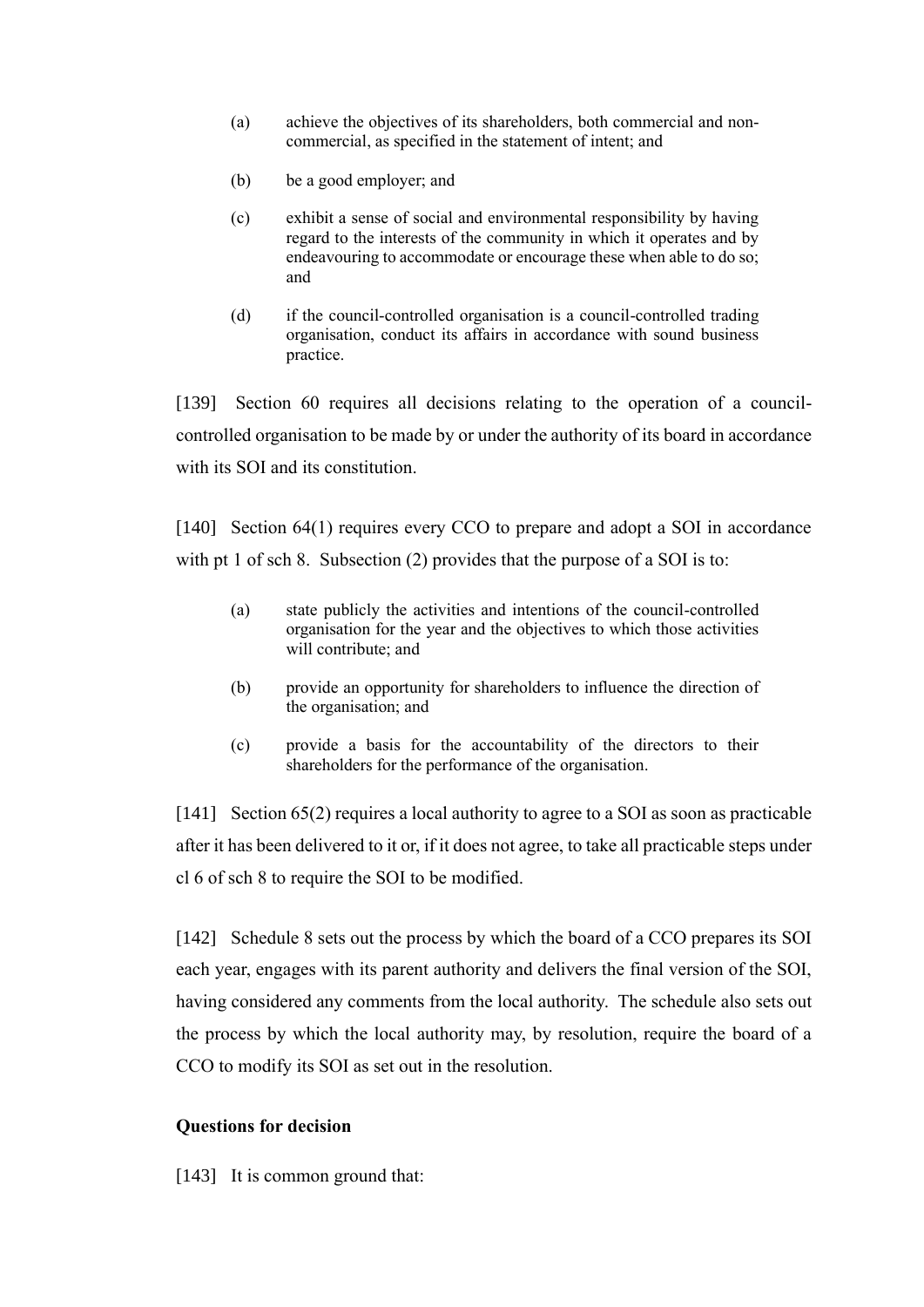> (a) achieve the objectives of its shareholders, both commercial and non-commercial, as specified in the statement of intent; and
>
> (b) be a good employer; and
>
> (c) exhibit a sense of social and environmental responsibility by having regard to the interests of the community in which it operates and by endeavouring to accommodate or encourage these when able to do so; and
>
> (d) if the council-controlled organisation is a council-controlled trading organisation, conduct its affairs in accordance with sound business practice.

[139] Section 60 requires all decisions relating to the operation of a council-controlled organisation to be made by or under the authority of its board in accordance with its SOI and its constitution.

[140] Section 64(1) requires every CCO to prepare and adopt a SOI in accordance with pt 1 of sch 8. Subsection (2) provides that the purpose of a SOI is to:

> (a) state publicly the activities and intentions of the council-controlled organisation for the year and the objectives to which those activities will contribute; and
>
> (b) provide an opportunity for shareholders to influence the direction of the organisation; and
>
> (c) provide a basis for the accountability of the directors to their shareholders for the performance of the organisation.

[141] Section 65(2) requires a local authority to agree to a SOI as soon as practicable after it has been delivered to it or, if it does not agree, to take all practicable steps under cl 6 of sch 8 to require the SOI to be modified.

[142] Schedule 8 sets out the process by which the board of a CCO prepares its SOI each year, engages with its parent authority and delivers the final version of the SOI, having considered any comments from the local authority. The schedule also sets out the process by which the local authority may, by resolution, require the board of a CCO to modify its SOI as set out in the resolution.

**Questions for decision**

[143] It is common ground that: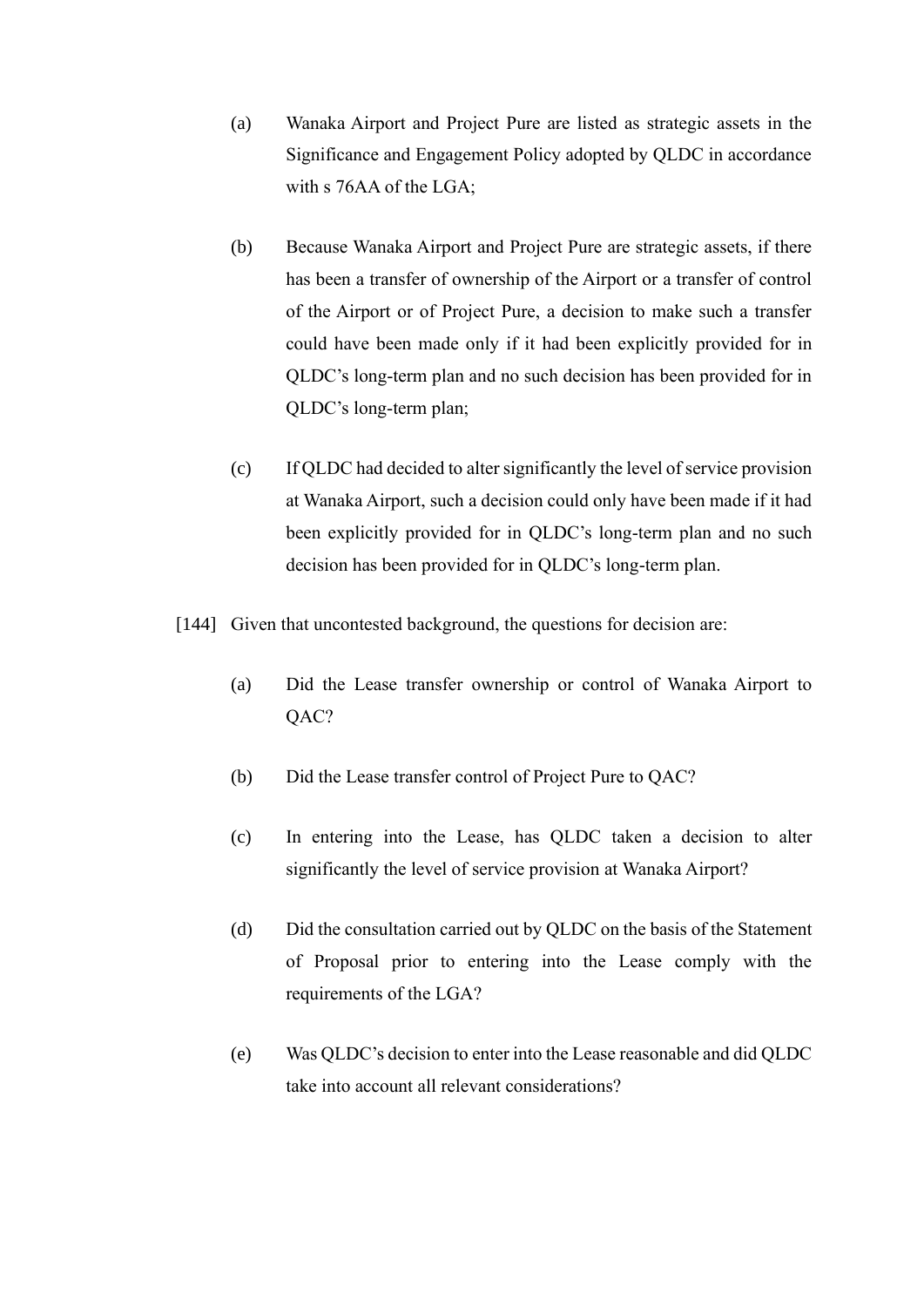(a) Wanaka Airport and Project Pure are listed as strategic assets in the Significance and Engagement Policy adopted by QLDC in accordance with s 76AA of the LGA;

(b) Because Wanaka Airport and Project Pure are strategic assets, if there has been a transfer of ownership of the Airport or a transfer of control of the Airport or of Project Pure, a decision to make such a transfer could have been made only if it had been explicitly provided for in QLDC's long-term plan and no such decision has been provided for in QLDC's long-term plan;

(c) If QLDC had decided to alter significantly the level of service provision at Wanaka Airport, such a decision could only have been made if it had been explicitly provided for in QLDC's long-term plan and no such decision has been provided for in QLDC's long-term plan.

[144] Given that uncontested background, the questions for decision are:

(a) Did the Lease transfer ownership or control of Wanaka Airport to QAC?

(b) Did the Lease transfer control of Project Pure to QAC?

(c) In entering into the Lease, has QLDC taken a decision to alter significantly the level of service provision at Wanaka Airport?

(d) Did the consultation carried out by QLDC on the basis of the Statement of Proposal prior to entering into the Lease comply with the requirements of the LGA?

(e) Was QLDC's decision to enter into the Lease reasonable and did QLDC take into account all relevant considerations?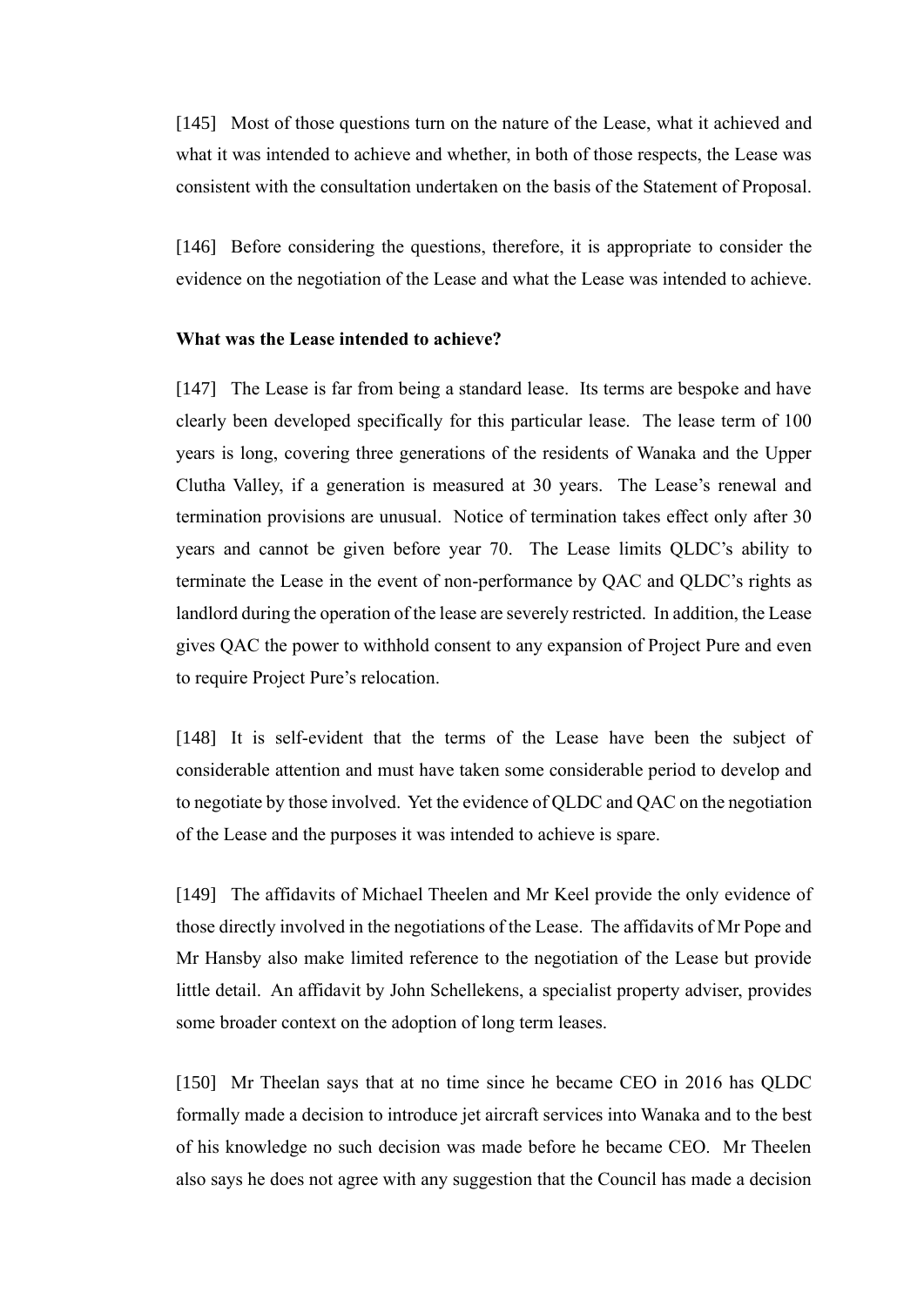[145] Most of those questions turn on the nature of the Lease, what it achieved and what it was intended to achieve and whether, in both of those respects, the Lease was consistent with the consultation undertaken on the basis of the Statement of Proposal.

[146] Before considering the questions, therefore, it is appropriate to consider the evidence on the negotiation of the Lease and what the Lease was intended to achieve.

**What was the Lease intended to achieve?**

[147] The Lease is far from being a standard lease. Its terms are bespoke and have clearly been developed specifically for this particular lease. The lease term of 100 years is long, covering three generations of the residents of Wanaka and the Upper Clutha Valley, if a generation is measured at 30 years. The Lease's renewal and termination provisions are unusual. Notice of termination takes effect only after 30 years and cannot be given before year 70. The Lease limits QLDC's ability to terminate the Lease in the event of non-performance by QAC and QLDC's rights as landlord during the operation of the lease are severely restricted. In addition, the Lease gives QAC the power to withhold consent to any expansion of Project Pure and even to require Project Pure's relocation.

[148] It is self-evident that the terms of the Lease have been the subject of considerable attention and must have taken some considerable period to develop and to negotiate by those involved. Yet the evidence of QLDC and QAC on the negotiation of the Lease and the purposes it was intended to achieve is spare.

[149] The affidavits of Michael Theelen and Mr Keel provide the only evidence of those directly involved in the negotiations of the Lease. The affidavits of Mr Pope and Mr Hansby also make limited reference to the negotiation of the Lease but provide little detail. An affidavit by John Schellekens, a specialist property adviser, provides some broader context on the adoption of long term leases.

[150] Mr Theelan says that at no time since he became CEO in 2016 has QLDC formally made a decision to introduce jet aircraft services into Wanaka and to the best of his knowledge no such decision was made before he became CEO. Mr Theelen also says he does not agree with any suggestion that the Council has made a decision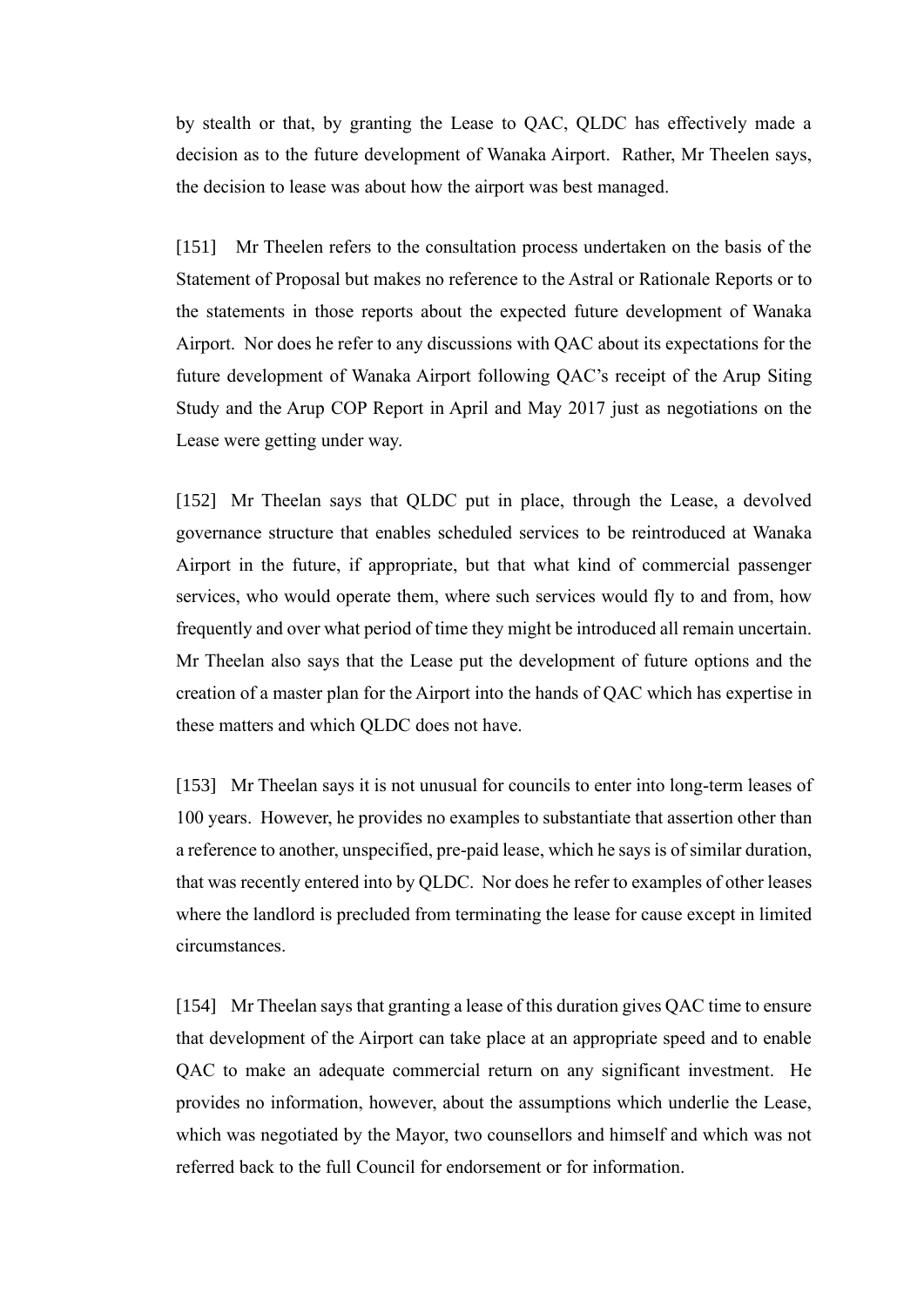by stealth or that, by granting the Lease to QAC, QLDC has effectively made a decision as to the future development of Wanaka Airport. Rather, Mr Theelen says, the decision to lease was about how the airport was best managed.

[151] Mr Theelen refers to the consultation process undertaken on the basis of the Statement of Proposal but makes no reference to the Astral or Rationale Reports or to the statements in those reports about the expected future development of Wanaka Airport. Nor does he refer to any discussions with QAC about its expectations for the future development of Wanaka Airport following QAC's receipt of the Arup Siting Study and the Arup COP Report in April and May 2017 just as negotiations on the Lease were getting under way.

[152] Mr Theelan says that QLDC put in place, through the Lease, a devolved governance structure that enables scheduled services to be reintroduced at Wanaka Airport in the future, if appropriate, but that what kind of commercial passenger services, who would operate them, where such services would fly to and from, how frequently and over what period of time they might be introduced all remain uncertain. Mr Theelan also says that the Lease put the development of future options and the creation of a master plan for the Airport into the hands of QAC which has expertise in these matters and which QLDC does not have.

[153] Mr Theelan says it is not unusual for councils to enter into long-term leases of 100 years. However, he provides no examples to substantiate that assertion other than a reference to another, unspecified, pre-paid lease, which he says is of similar duration, that was recently entered into by QLDC. Nor does he refer to examples of other leases where the landlord is precluded from terminating the lease for cause except in limited circumstances.

[154] Mr Theelan says that granting a lease of this duration gives QAC time to ensure that development of the Airport can take place at an appropriate speed and to enable QAC to make an adequate commercial return on any significant investment. He provides no information, however, about the assumptions which underlie the Lease, which was negotiated by the Mayor, two counsellors and himself and which was not referred back to the full Council for endorsement or for information.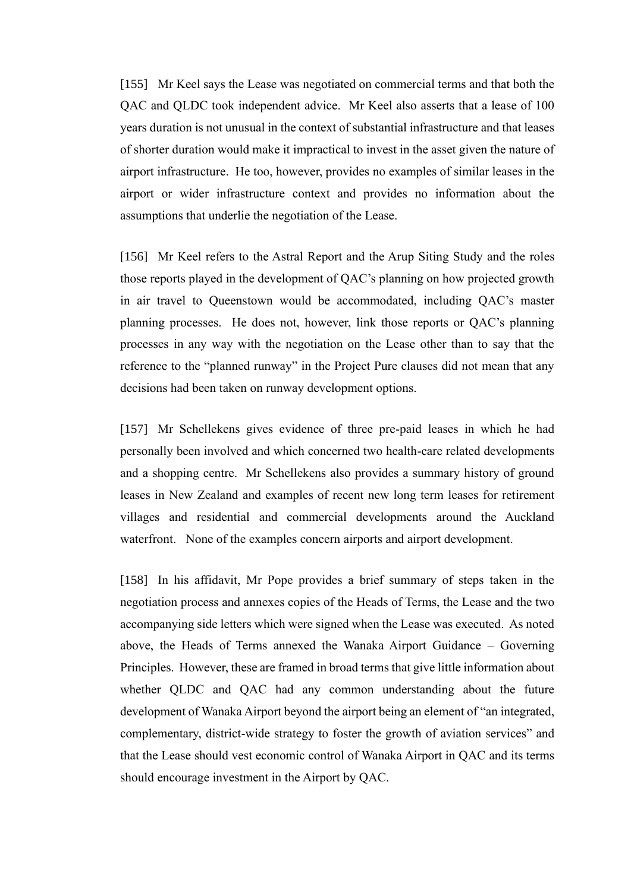[155] Mr Keel says the Lease was negotiated on commercial terms and that both the QAC and QLDC took independent advice. Mr Keel also asserts that a lease of 100 years duration is not unusual in the context of substantial infrastructure and that leases of shorter duration would make it impractical to invest in the asset given the nature of airport infrastructure. He too, however, provides no examples of similar leases in the airport or wider infrastructure context and provides no information about the assumptions that underlie the negotiation of the Lease.

[156] Mr Keel refers to the Astral Report and the Arup Siting Study and the roles those reports played in the development of QAC's planning on how projected growth in air travel to Queenstown would be accommodated, including QAC's master planning processes. He does not, however, link those reports or QAC's planning processes in any way with the negotiation on the Lease other than to say that the reference to the "planned runway" in the Project Pure clauses did not mean that any decisions had been taken on runway development options.

[157] Mr Schellekens gives evidence of three pre-paid leases in which he had personally been involved and which concerned two health-care related developments and a shopping centre. Mr Schellekens also provides a summary history of ground leases in New Zealand and examples of recent new long term leases for retirement villages and residential and commercial developments around the Auckland waterfront. None of the examples concern airports and airport development.

[158] In his affidavit, Mr Pope provides a brief summary of steps taken in the negotiation process and annexes copies of the Heads of Terms, the Lease and the two accompanying side letters which were signed when the Lease was executed. As noted above, the Heads of Terms annexed the Wanaka Airport Guidance – Governing Principles. However, these are framed in broad terms that give little information about whether QLDC and QAC had any common understanding about the future development of Wanaka Airport beyond the airport being an element of "an integrated, complementary, district-wide strategy to foster the growth of aviation services" and that the Lease should vest economic control of Wanaka Airport in QAC and its terms should encourage investment in the Airport by QAC.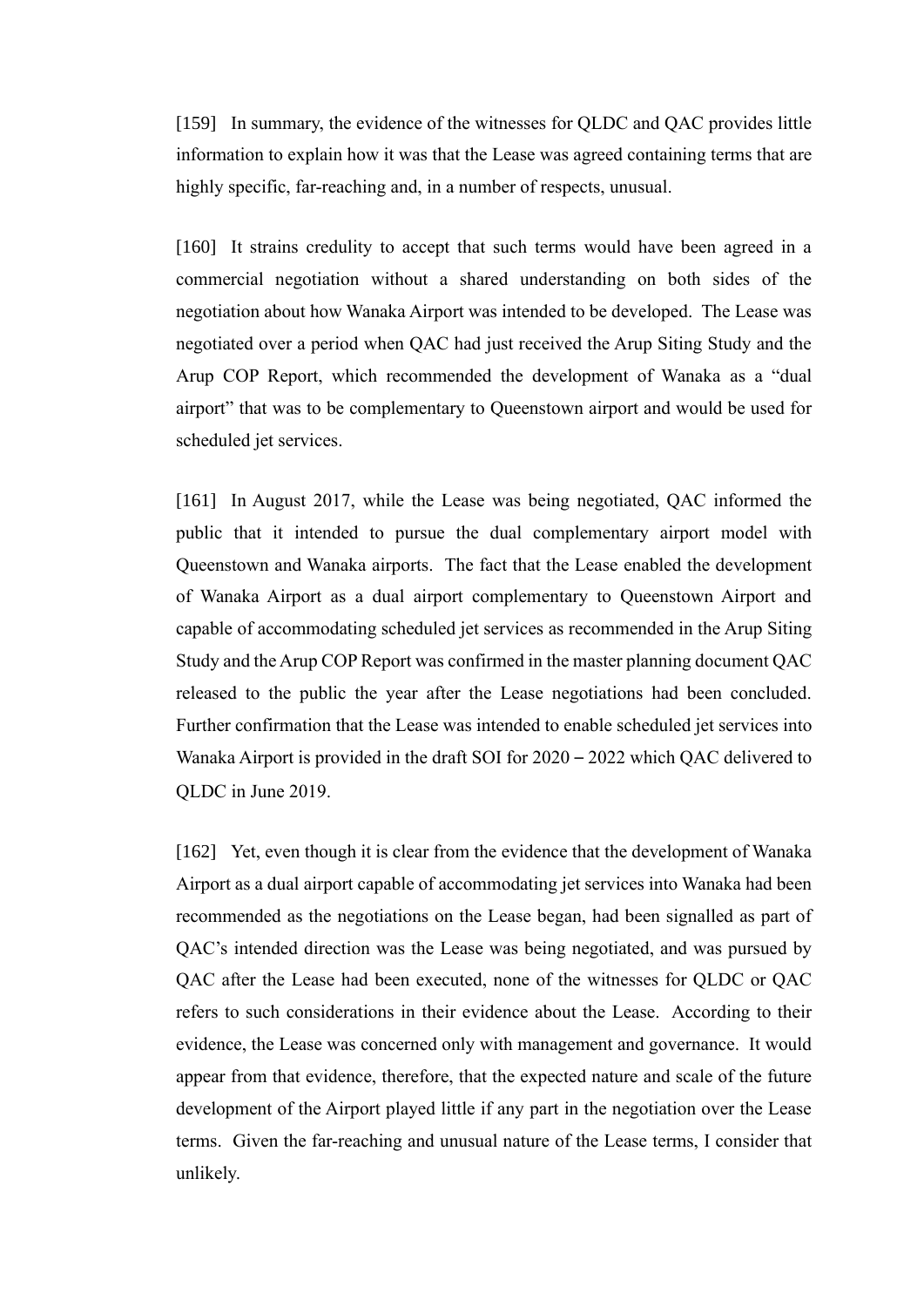[159] In summary, the evidence of the witnesses for QLDC and QAC provides little information to explain how it was that the Lease was agreed containing terms that are highly specific, far-reaching and, in a number of respects, unusual.

[160] It strains credulity to accept that such terms would have been agreed in a commercial negotiation without a shared understanding on both sides of the negotiation about how Wanaka Airport was intended to be developed. The Lease was negotiated over a period when QAC had just received the Arup Siting Study and the Arup COP Report, which recommended the development of Wanaka as a "dual airport" that was to be complementary to Queenstown airport and would be used for scheduled jet services.

[161] In August 2017, while the Lease was being negotiated, QAC informed the public that it intended to pursue the dual complementary airport model with Queenstown and Wanaka airports. The fact that the Lease enabled the development of Wanaka Airport as a dual airport complementary to Queenstown Airport and capable of accommodating scheduled jet services as recommended in the Arup Siting Study and the Arup COP Report was confirmed in the master planning document QAC released to the public the year after the Lease negotiations had been concluded. Further confirmation that the Lease was intended to enable scheduled jet services into Wanaka Airport is provided in the draft SOI for 2020 – 2022 which QAC delivered to QLDC in June 2019.

[162] Yet, even though it is clear from the evidence that the development of Wanaka Airport as a dual airport capable of accommodating jet services into Wanaka had been recommended as the negotiations on the Lease began, had been signalled as part of QAC's intended direction was the Lease was being negotiated, and was pursued by QAC after the Lease had been executed, none of the witnesses for QLDC or QAC refers to such considerations in their evidence about the Lease. According to their evidence, the Lease was concerned only with management and governance. It would appear from that evidence, therefore, that the expected nature and scale of the future development of the Airport played little if any part in the negotiation over the Lease terms. Given the far-reaching and unusual nature of the Lease terms, I consider that unlikely.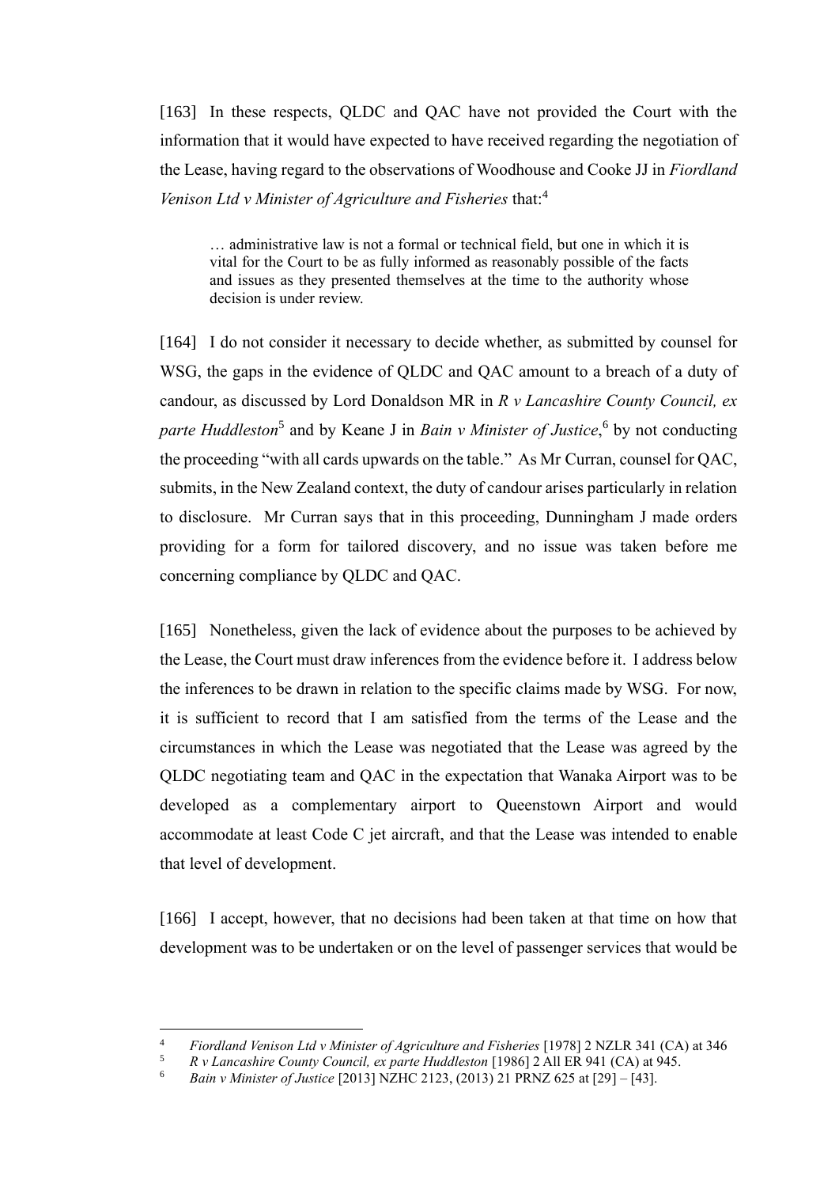[163] In these respects, QLDC and QAC have not provided the Court with the information that it would have expected to have received regarding the negotiation of the Lease, having regard to the observations of Woodhouse and Cooke JJ in *Fiordland Venison Ltd v Minister of Agriculture and Fisheries* that:[4]

> … administrative law is not a formal or technical field, but one in which it is vital for the Court to be as fully informed as reasonably possible of the facts and issues as they presented themselves at the time to the authority whose decision is under review.

[164] I do not consider it necessary to decide whether, as submitted by counsel for WSG, the gaps in the evidence of QLDC and QAC amount to a breach of a duty of candour, as discussed by Lord Donaldson MR in *R v Lancashire County Council, ex parte Huddleston*[5] and by Keane J in *Bain v Minister of Justice*,[6] by not conducting the proceeding "with all cards upwards on the table." As Mr Curran, counsel for QAC, submits, in the New Zealand context, the duty of candour arises particularly in relation to disclosure. Mr Curran says that in this proceeding, Dunningham J made orders providing for a form for tailored discovery, and no issue was taken before me concerning compliance by QLDC and QAC.

[165] Nonetheless, given the lack of evidence about the purposes to be achieved by the Lease, the Court must draw inferences from the evidence before it. I address below the inferences to be drawn in relation to the specific claims made by WSG. For now, it is sufficient to record that I am satisfied from the terms of the Lease and the circumstances in which the Lease was negotiated that the Lease was agreed by the QLDC negotiating team and QAC in the expectation that Wanaka Airport was to be developed as a complementary airport to Queenstown Airport and would accommodate at least Code C jet aircraft, and that the Lease was intended to enable that level of development.

[166] I accept, however, that no decisions had been taken at that time on how that development was to be undertaken or on the level of passenger services that would be

---

[4] *Fiordland Venison Ltd v Minister of Agriculture and Fisheries* [1978] 2 NZLR 341 (CA) at 346

[5] *R v Lancashire County Council, ex parte Huddleston* [1986] 2 All ER 941 (CA) at 945.

[6] *Bain v Minister of Justice* [2013] NZHC 2123, (2013) 21 PRNZ 625 at [29] – [43].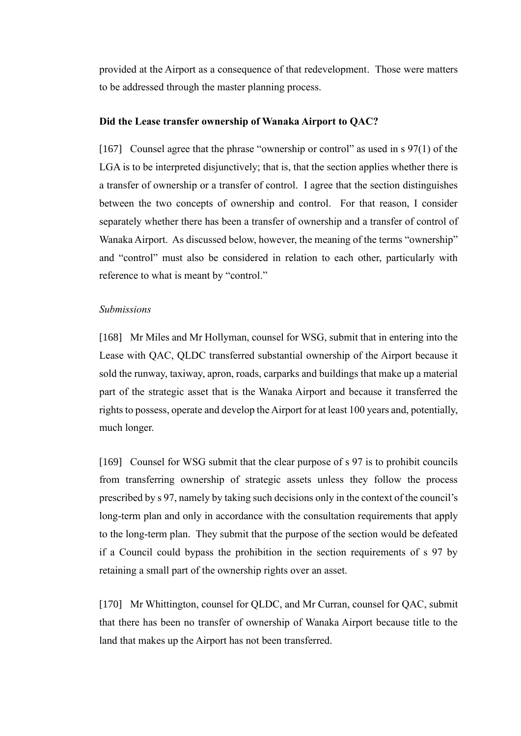provided at the Airport as a consequence of that redevelopment. Those were matters to be addressed through the master planning process.

**Did the Lease transfer ownership of Wanaka Airport to QAC?**

[167] Counsel agree that the phrase "ownership or control" as used in s 97(1) of the LGA is to be interpreted disjunctively; that is, that the section applies whether there is a transfer of ownership or a transfer of control. I agree that the section distinguishes between the two concepts of ownership and control. For that reason, I consider separately whether there has been a transfer of ownership and a transfer of control of Wanaka Airport. As discussed below, however, the meaning of the terms "ownership" and "control" must also be considered in relation to each other, particularly with reference to what is meant by "control."

*Submissions*

[168] Mr Miles and Mr Hollyman, counsel for WSG, submit that in entering into the Lease with QAC, QLDC transferred substantial ownership of the Airport because it sold the runway, taxiway, apron, roads, carparks and buildings that make up a material part of the strategic asset that is the Wanaka Airport and because it transferred the rights to possess, operate and develop the Airport for at least 100 years and, potentially, much longer.

[169] Counsel for WSG submit that the clear purpose of s 97 is to prohibit councils from transferring ownership of strategic assets unless they follow the process prescribed by s 97, namely by taking such decisions only in the context of the council's long-term plan and only in accordance with the consultation requirements that apply to the long-term plan. They submit that the purpose of the section would be defeated if a Council could bypass the prohibition in the section requirements of s 97 by retaining a small part of the ownership rights over an asset.

[170] Mr Whittington, counsel for QLDC, and Mr Curran, counsel for QAC, submit that there has been no transfer of ownership of Wanaka Airport because title to the land that makes up the Airport has not been transferred.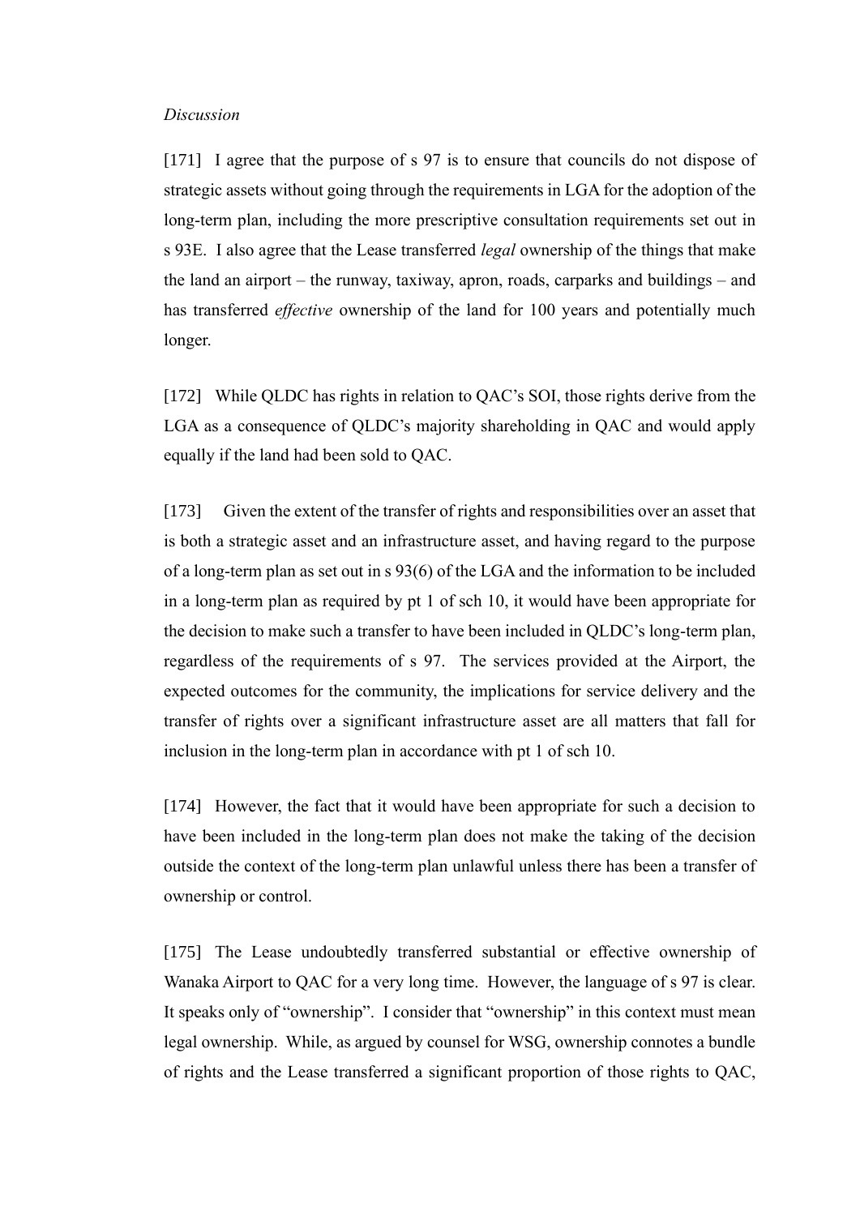*Discussion*

[171] I agree that the purpose of s 97 is to ensure that councils do not dispose of strategic assets without going through the requirements in LGA for the adoption of the long-term plan, including the more prescriptive consultation requirements set out in s 93E. I also agree that the Lease transferred *legal* ownership of the things that make the land an airport – the runway, taxiway, apron, roads, carparks and buildings – and has transferred *effective* ownership of the land for 100 years and potentially much longer.

[172] While QLDC has rights in relation to QAC's SOI, those rights derive from the LGA as a consequence of QLDC's majority shareholding in QAC and would apply equally if the land had been sold to QAC.

[173] Given the extent of the transfer of rights and responsibilities over an asset that is both a strategic asset and an infrastructure asset, and having regard to the purpose of a long-term plan as set out in s 93(6) of the LGA and the information to be included in a long-term plan as required by pt 1 of sch 10, it would have been appropriate for the decision to make such a transfer to have been included in QLDC's long-term plan, regardless of the requirements of s 97. The services provided at the Airport, the expected outcomes for the community, the implications for service delivery and the transfer of rights over a significant infrastructure asset are all matters that fall for inclusion in the long-term plan in accordance with pt 1 of sch 10.

[174] However, the fact that it would have been appropriate for such a decision to have been included in the long-term plan does not make the taking of the decision outside the context of the long-term plan unlawful unless there has been a transfer of ownership or control.

[175] The Lease undoubtedly transferred substantial or effective ownership of Wanaka Airport to QAC for a very long time. However, the language of s 97 is clear. It speaks only of "ownership". I consider that "ownership" in this context must mean legal ownership. While, as argued by counsel for WSG, ownership connotes a bundle of rights and the Lease transferred a significant proportion of those rights to QAC,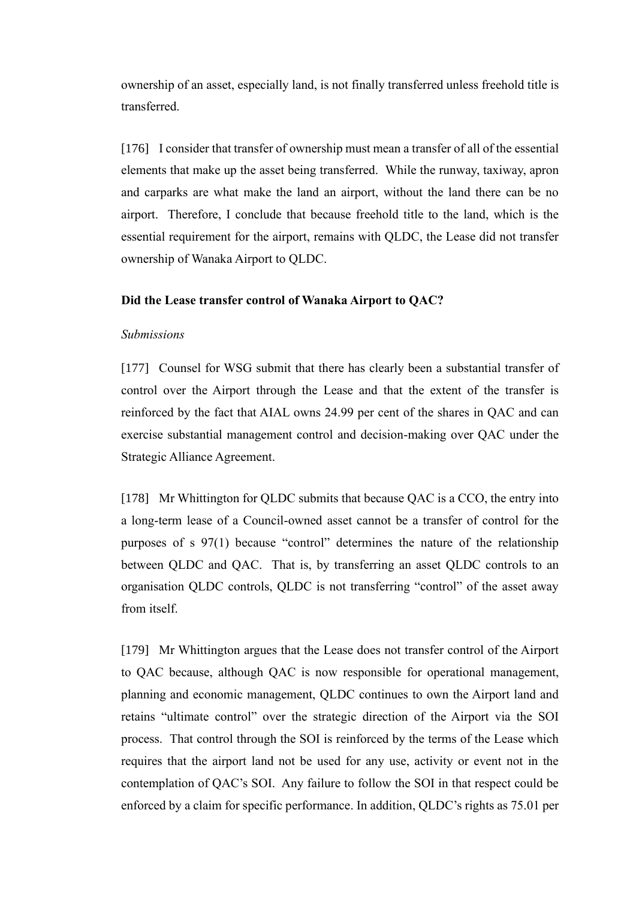ownership of an asset, especially land, is not finally transferred unless freehold title is transferred.

[176] I consider that transfer of ownership must mean a transfer of all of the essential elements that make up the asset being transferred. While the runway, taxiway, apron and carparks are what make the land an airport, without the land there can be no airport. Therefore, I conclude that because freehold title to the land, which is the essential requirement for the airport, remains with QLDC, the Lease did not transfer ownership of Wanaka Airport to QLDC.

**Did the Lease transfer control of Wanaka Airport to QAC?**

*Submissions*

[177] Counsel for WSG submit that there has clearly been a substantial transfer of control over the Airport through the Lease and that the extent of the transfer is reinforced by the fact that AIAL owns 24.99 per cent of the shares in QAC and can exercise substantial management control and decision-making over QAC under the Strategic Alliance Agreement.

[178] Mr Whittington for QLDC submits that because QAC is a CCO, the entry into a long-term lease of a Council-owned asset cannot be a transfer of control for the purposes of s 97(1) because "control" determines the nature of the relationship between QLDC and QAC. That is, by transferring an asset QLDC controls to an organisation QLDC controls, QLDC is not transferring "control" of the asset away from itself.

[179] Mr Whittington argues that the Lease does not transfer control of the Airport to QAC because, although QAC is now responsible for operational management, planning and economic management, QLDC continues to own the Airport land and retains "ultimate control" over the strategic direction of the Airport via the SOI process. That control through the SOI is reinforced by the terms of the Lease which requires that the airport land not be used for any use, activity or event not in the contemplation of QAC's SOI. Any failure to follow the SOI in that respect could be enforced by a claim for specific performance. In addition, QLDC's rights as 75.01 per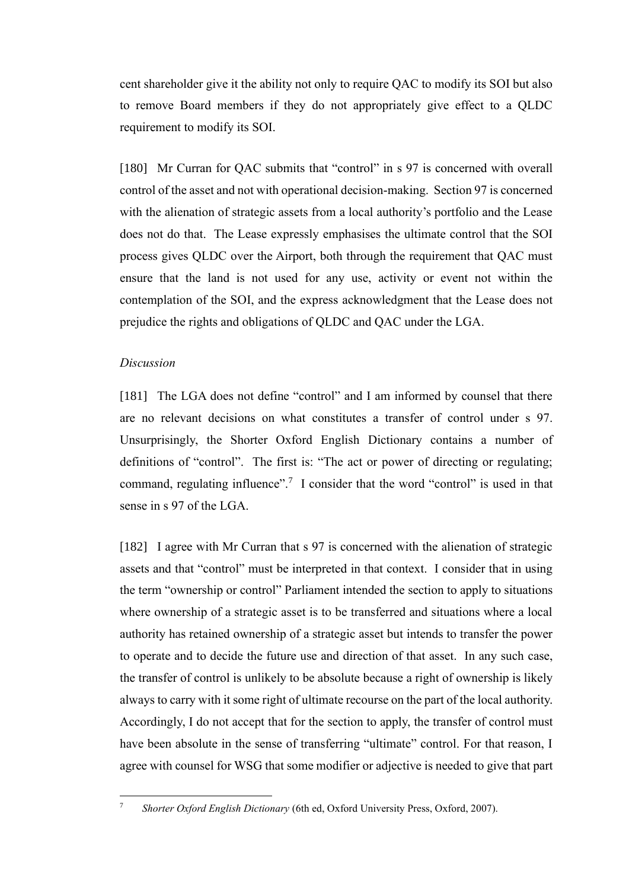cent shareholder give it the ability not only to require QAC to modify its SOI but also to remove Board members if they do not appropriately give effect to a QLDC requirement to modify its SOI.

[180] Mr Curran for QAC submits that "control" in s 97 is concerned with overall control of the asset and not with operational decision-making. Section 97 is concerned with the alienation of strategic assets from a local authority's portfolio and the Lease does not do that. The Lease expressly emphasises the ultimate control that the SOI process gives QLDC over the Airport, both through the requirement that QAC must ensure that the land is not used for any use, activity or event not within the contemplation of the SOI, and the express acknowledgment that the Lease does not prejudice the rights and obligations of QLDC and QAC under the LGA.

*Discussion*

[181] The LGA does not define "control" and I am informed by counsel that there are no relevant decisions on what constitutes a transfer of control under s 97. Unsurprisingly, the Shorter Oxford English Dictionary contains a number of definitions of "control". The first is: "The act or power of directing or regulating; command, regulating influence".[7] I consider that the word "control" is used in that sense in s 97 of the LGA.

[182] I agree with Mr Curran that s 97 is concerned with the alienation of strategic assets and that "control" must be interpreted in that context. I consider that in using the term "ownership or control" Parliament intended the section to apply to situations where ownership of a strategic asset is to be transferred and situations where a local authority has retained ownership of a strategic asset but intends to transfer the power to operate and to decide the future use and direction of that asset. In any such case, the transfer of control is unlikely to be absolute because a right of ownership is likely always to carry with it some right of ultimate recourse on the part of the local authority. Accordingly, I do not accept that for the section to apply, the transfer of control must have been absolute in the sense of transferring "ultimate" control. For that reason, I agree with counsel for WSG that some modifier or adjective is needed to give that part

---

[7] *Shorter Oxford English Dictionary* (6th ed, Oxford University Press, Oxford, 2007).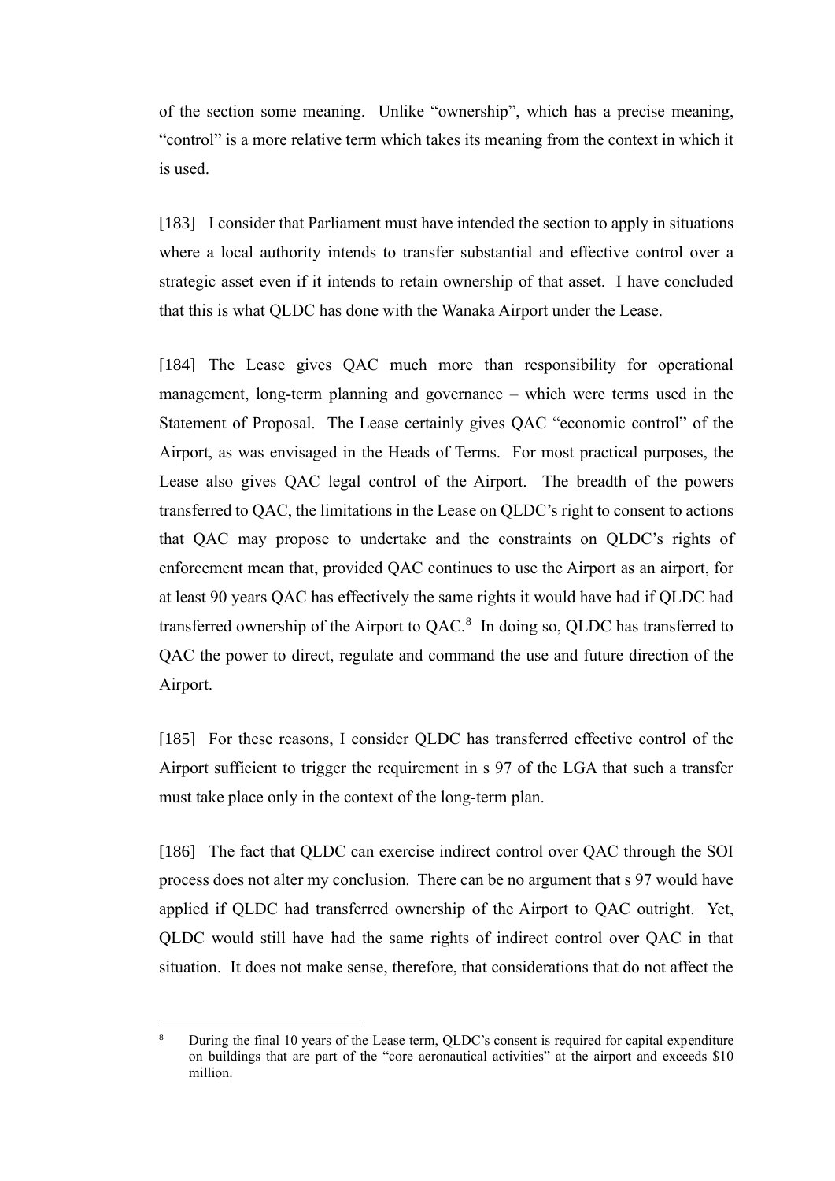of the section some meaning. Unlike "ownership", which has a precise meaning, "control" is a more relative term which takes its meaning from the context in which it is used.

[183] I consider that Parliament must have intended the section to apply in situations where a local authority intends to transfer substantial and effective control over a strategic asset even if it intends to retain ownership of that asset. I have concluded that this is what QLDC has done with the Wanaka Airport under the Lease.

[184] The Lease gives QAC much more than responsibility for operational management, long-term planning and governance – which were terms used in the Statement of Proposal. The Lease certainly gives QAC "economic control" of the Airport, as was envisaged in the Heads of Terms. For most practical purposes, the Lease also gives QAC legal control of the Airport. The breadth of the powers transferred to QAC, the limitations in the Lease on QLDC's right to consent to actions that QAC may propose to undertake and the constraints on QLDC's rights of enforcement mean that, provided QAC continues to use the Airport as an airport, for at least 90 years QAC has effectively the same rights it would have had if QLDC had transferred ownership of the Airport to QAC.[8] In doing so, QLDC has transferred to QAC the power to direct, regulate and command the use and future direction of the Airport.

[185] For these reasons, I consider QLDC has transferred effective control of the Airport sufficient to trigger the requirement in s 97 of the LGA that such a transfer must take place only in the context of the long-term plan.

[186] The fact that QLDC can exercise indirect control over QAC through the SOI process does not alter my conclusion. There can be no argument that s 97 would have applied if QLDC had transferred ownership of the Airport to QAC outright. Yet, QLDC would still have had the same rights of indirect control over QAC in that situation. It does not make sense, therefore, that considerations that do not affect the

---

[8] During the final 10 years of the Lease term, QLDC's consent is required for capital expenditure on buildings that are part of the "core aeronautical activities" at the airport and exceeds $10 million.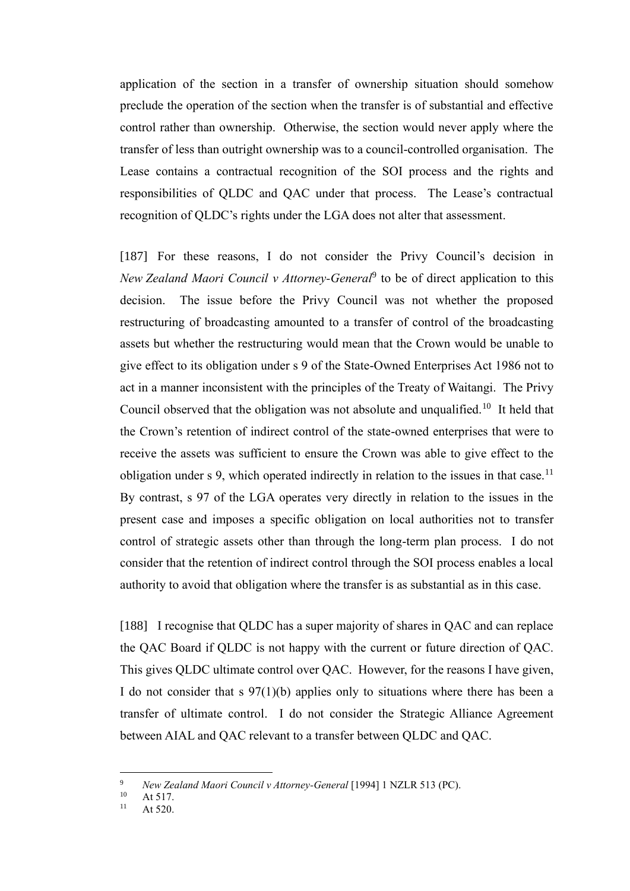application of the section in a transfer of ownership situation should somehow preclude the operation of the section when the transfer is of substantial and effective control rather than ownership. Otherwise, the section would never apply where the transfer of less than outright ownership was to a council-controlled organisation. The Lease contains a contractual recognition of the SOI process and the rights and responsibilities of QLDC and QAC under that process. The Lease's contractual recognition of QLDC's rights under the LGA does not alter that assessment.

[187] For these reasons, I do not consider the Privy Council's decision in *New Zealand Maori Council v Attorney-General*[9] to be of direct application to this decision. The issue before the Privy Council was not whether the proposed restructuring of broadcasting amounted to a transfer of control of the broadcasting assets but whether the restructuring would mean that the Crown would be unable to give effect to its obligation under s 9 of the State-Owned Enterprises Act 1986 not to act in a manner inconsistent with the principles of the Treaty of Waitangi. The Privy Council observed that the obligation was not absolute and unqualified.[10] It held that the Crown's retention of indirect control of the state-owned enterprises that were to receive the assets was sufficient to ensure the Crown was able to give effect to the obligation under s 9, which operated indirectly in relation to the issues in that case.[11] By contrast, s 97 of the LGA operates very directly in relation to the issues in the present case and imposes a specific obligation on local authorities not to transfer control of strategic assets other than through the long-term plan process. I do not consider that the retention of indirect control through the SOI process enables a local authority to avoid that obligation where the transfer is as substantial as in this case.

[188] I recognise that QLDC has a super majority of shares in QAC and can replace the QAC Board if QLDC is not happy with the current or future direction of QAC. This gives QLDC ultimate control over QAC. However, for the reasons I have given, I do not consider that s 97(1)(b) applies only to situations where there has been a transfer of ultimate control. I do not consider the Strategic Alliance Agreement between AIAL and QAC relevant to a transfer between QLDC and QAC.

---

[9] *New Zealand Maori Council v Attorney-General* [1994] 1 NZLR 513 (PC).

[10] At 517.

[11] At 520.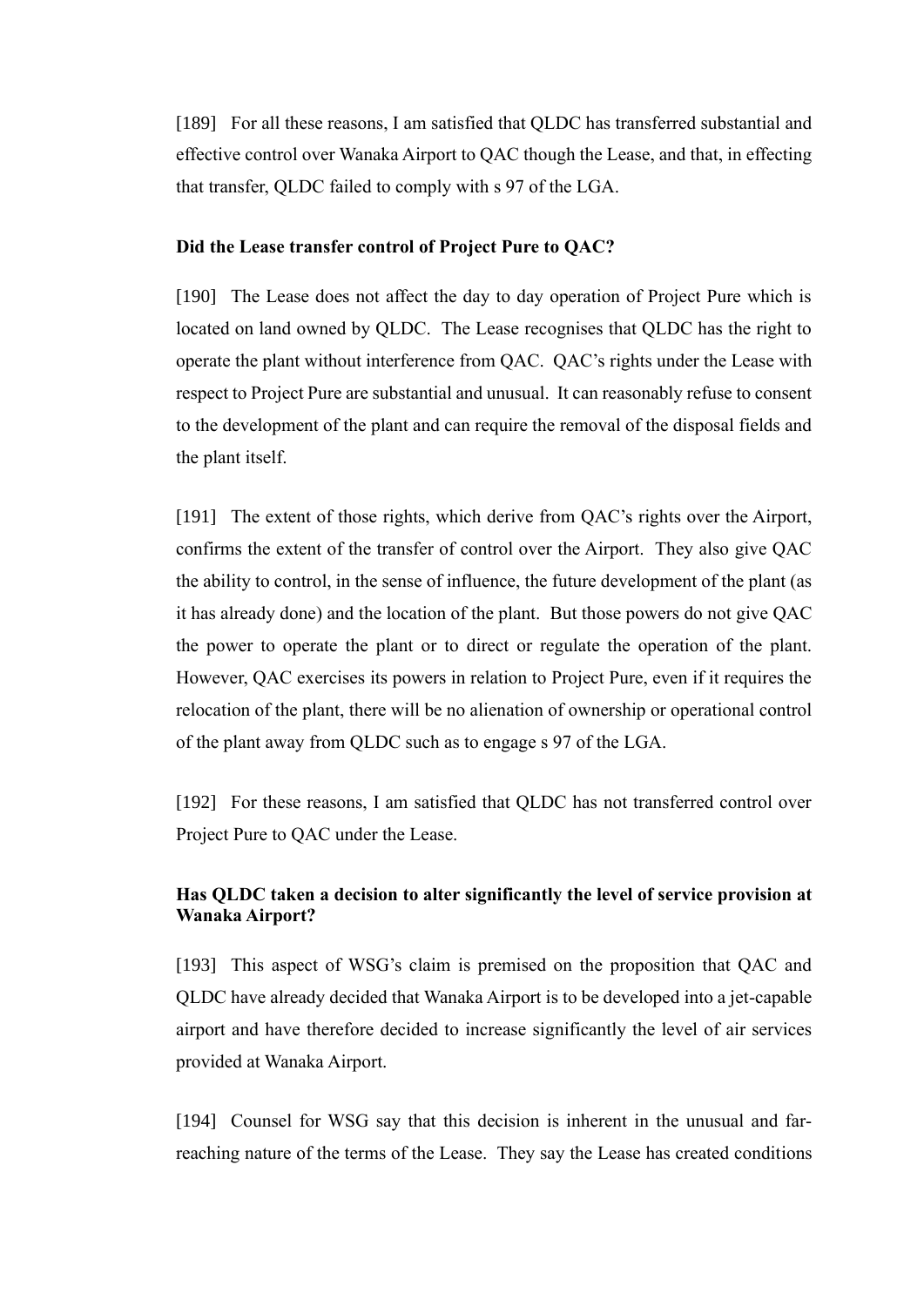[189] For all these reasons, I am satisfied that QLDC has transferred substantial and effective control over Wanaka Airport to QAC though the Lease, and that, in effecting that transfer, QLDC failed to comply with s 97 of the LGA.

**Did the Lease transfer control of Project Pure to QAC?**

[190] The Lease does not affect the day to day operation of Project Pure which is located on land owned by QLDC. The Lease recognises that QLDC has the right to operate the plant without interference from QAC. QAC's rights under the Lease with respect to Project Pure are substantial and unusual. It can reasonably refuse to consent to the development of the plant and can require the removal of the disposal fields and the plant itself.

[191] The extent of those rights, which derive from QAC's rights over the Airport, confirms the extent of the transfer of control over the Airport. They also give QAC the ability to control, in the sense of influence, the future development of the plant (as it has already done) and the location of the plant. But those powers do not give QAC the power to operate the plant or to direct or regulate the operation of the plant. However, QAC exercises its powers in relation to Project Pure, even if it requires the relocation of the plant, there will be no alienation of ownership or operational control of the plant away from QLDC such as to engage s 97 of the LGA.

[192] For these reasons, I am satisfied that QLDC has not transferred control over Project Pure to QAC under the Lease.

**Has QLDC taken a decision to alter significantly the level of service provision at Wanaka Airport?**

[193] This aspect of WSG's claim is premised on the proposition that QAC and QLDC have already decided that Wanaka Airport is to be developed into a jet-capable airport and have therefore decided to increase significantly the level of air services provided at Wanaka Airport.

[194] Counsel for WSG say that this decision is inherent in the unusual and far-reaching nature of the terms of the Lease. They say the Lease has created conditions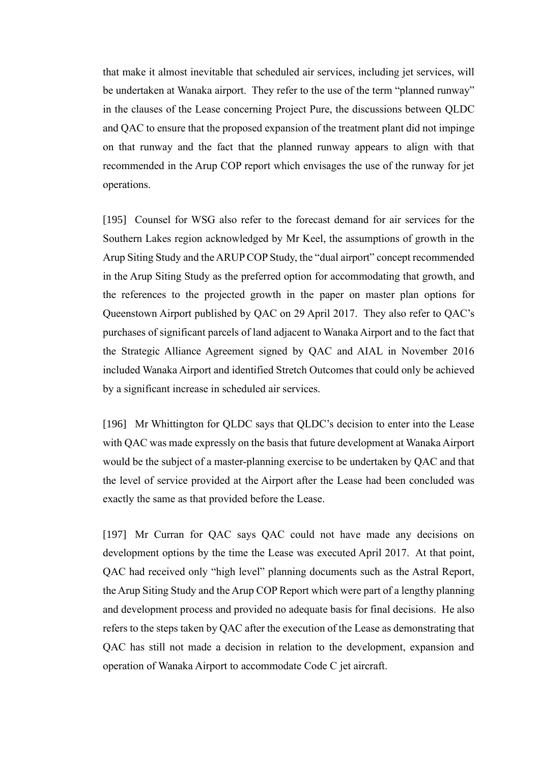that make it almost inevitable that scheduled air services, including jet services, will be undertaken at Wanaka airport. They refer to the use of the term "planned runway" in the clauses of the Lease concerning Project Pure, the discussions between QLDC and QAC to ensure that the proposed expansion of the treatment plant did not impinge on that runway and the fact that the planned runway appears to align with that recommended in the Arup COP report which envisages the use of the runway for jet operations.

[195] Counsel for WSG also refer to the forecast demand for air services for the Southern Lakes region acknowledged by Mr Keel, the assumptions of growth in the Arup Siting Study and the ARUP COP Study, the "dual airport" concept recommended in the Arup Siting Study as the preferred option for accommodating that growth, and the references to the projected growth in the paper on master plan options for Queenstown Airport published by QAC on 29 April 2017. They also refer to QAC's purchases of significant parcels of land adjacent to Wanaka Airport and to the fact that the Strategic Alliance Agreement signed by QAC and AIAL in November 2016 included Wanaka Airport and identified Stretch Outcomes that could only be achieved by a significant increase in scheduled air services.

[196] Mr Whittington for QLDC says that QLDC's decision to enter into the Lease with QAC was made expressly on the basis that future development at Wanaka Airport would be the subject of a master-planning exercise to be undertaken by QAC and that the level of service provided at the Airport after the Lease had been concluded was exactly the same as that provided before the Lease.

[197] Mr Curran for QAC says QAC could not have made any decisions on development options by the time the Lease was executed April 2017. At that point, QAC had received only "high level" planning documents such as the Astral Report, the Arup Siting Study and the Arup COP Report which were part of a lengthy planning and development process and provided no adequate basis for final decisions. He also refers to the steps taken by QAC after the execution of the Lease as demonstrating that QAC has still not made a decision in relation to the development, expansion and operation of Wanaka Airport to accommodate Code C jet aircraft.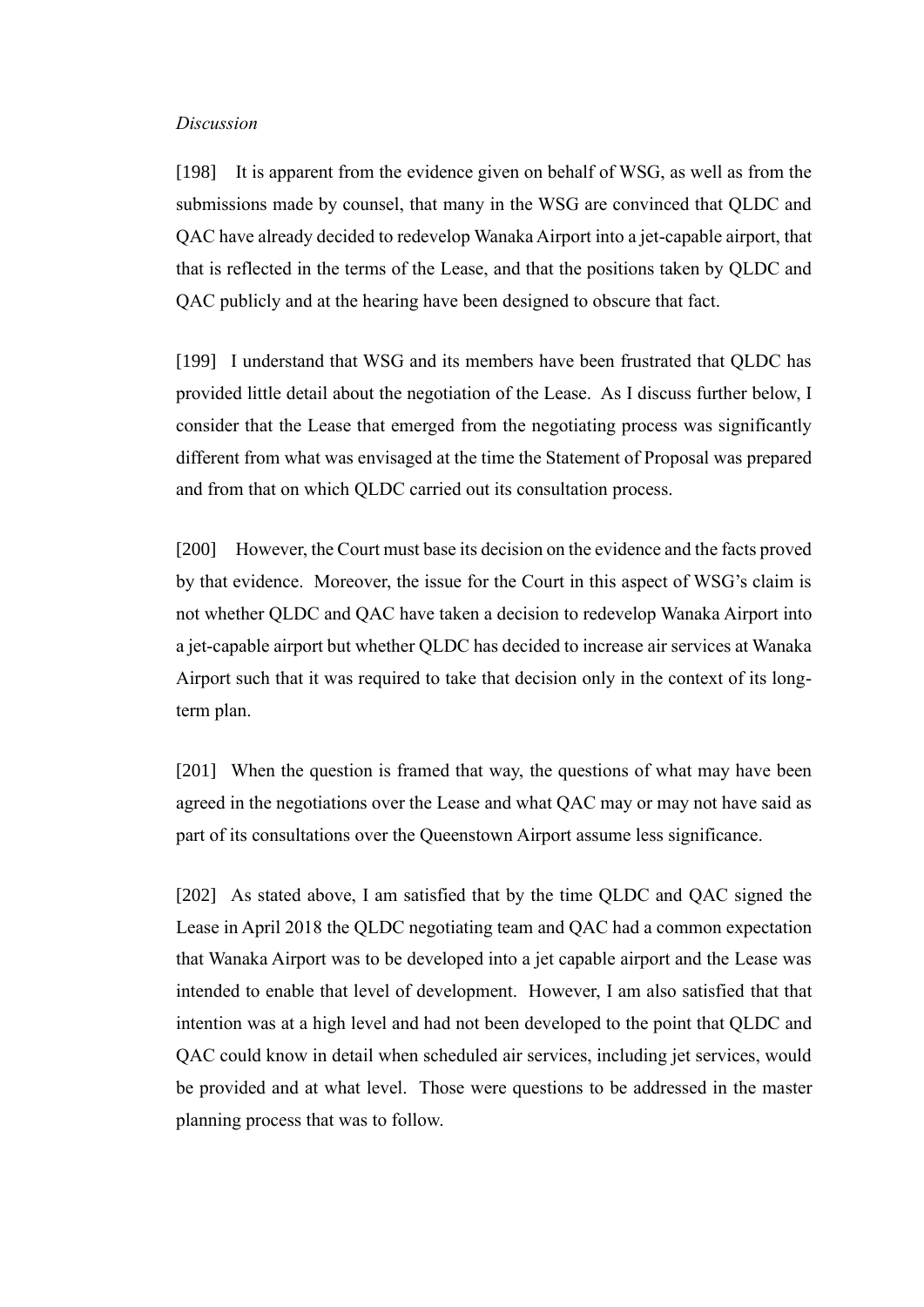*Discussion*

[198] It is apparent from the evidence given on behalf of WSG, as well as from the submissions made by counsel, that many in the WSG are convinced that QLDC and QAC have already decided to redevelop Wanaka Airport into a jet-capable airport, that that is reflected in the terms of the Lease, and that the positions taken by QLDC and QAC publicly and at the hearing have been designed to obscure that fact.

[199] I understand that WSG and its members have been frustrated that QLDC has provided little detail about the negotiation of the Lease. As I discuss further below, I consider that the Lease that emerged from the negotiating process was significantly different from what was envisaged at the time the Statement of Proposal was prepared and from that on which QLDC carried out its consultation process.

[200] However, the Court must base its decision on the evidence and the facts proved by that evidence. Moreover, the issue for the Court in this aspect of WSG's claim is not whether QLDC and QAC have taken a decision to redevelop Wanaka Airport into a jet-capable airport but whether QLDC has decided to increase air services at Wanaka Airport such that it was required to take that decision only in the context of its long-term plan.

[201] When the question is framed that way, the questions of what may have been agreed in the negotiations over the Lease and what QAC may or may not have said as part of its consultations over the Queenstown Airport assume less significance.

[202] As stated above, I am satisfied that by the time QLDC and QAC signed the Lease in April 2018 the QLDC negotiating team and QAC had a common expectation that Wanaka Airport was to be developed into a jet capable airport and the Lease was intended to enable that level of development. However, I am also satisfied that that intention was at a high level and had not been developed to the point that QLDC and QAC could know in detail when scheduled air services, including jet services, would be provided and at what level. Those were questions to be addressed in the master planning process that was to follow.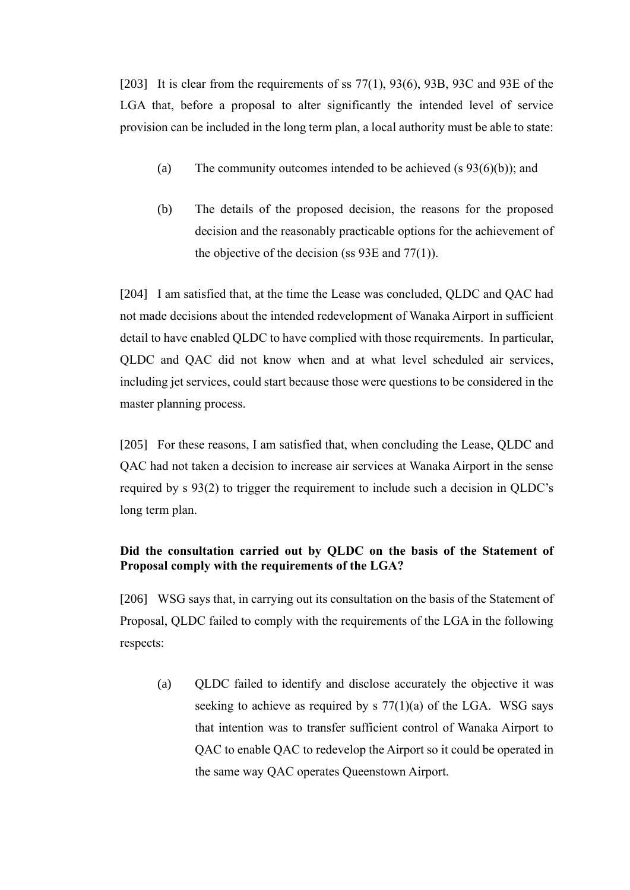[203] It is clear from the requirements of ss 77(1), 93(6), 93B, 93C and 93E of the LGA that, before a proposal to alter significantly the intended level of service provision can be included in the long term plan, a local authority must be able to state:

(a) The community outcomes intended to be achieved (s 93(6)(b)); and

(b) The details of the proposed decision, the reasons for the proposed decision and the reasonably practicable options for the achievement of the objective of the decision (ss 93E and 77(1)).

[204] I am satisfied that, at the time the Lease was concluded, QLDC and QAC had not made decisions about the intended redevelopment of Wanaka Airport in sufficient detail to have enabled QLDC to have complied with those requirements. In particular, QLDC and QAC did not know when and at what level scheduled air services, including jet services, could start because those were questions to be considered in the master planning process.

[205] For these reasons, I am satisfied that, when concluding the Lease, QLDC and QAC had not taken a decision to increase air services at Wanaka Airport in the sense required by s 93(2) to trigger the requirement to include such a decision in QLDC's long term plan.

**Did the consultation carried out by QLDC on the basis of the Statement of Proposal comply with the requirements of the LGA?**

[206] WSG says that, in carrying out its consultation on the basis of the Statement of Proposal, QLDC failed to comply with the requirements of the LGA in the following respects:

(a) QLDC failed to identify and disclose accurately the objective it was seeking to achieve as required by s 77(1)(a) of the LGA. WSG says that intention was to transfer sufficient control of Wanaka Airport to QAC to enable QAC to redevelop the Airport so it could be operated in the same way QAC operates Queenstown Airport.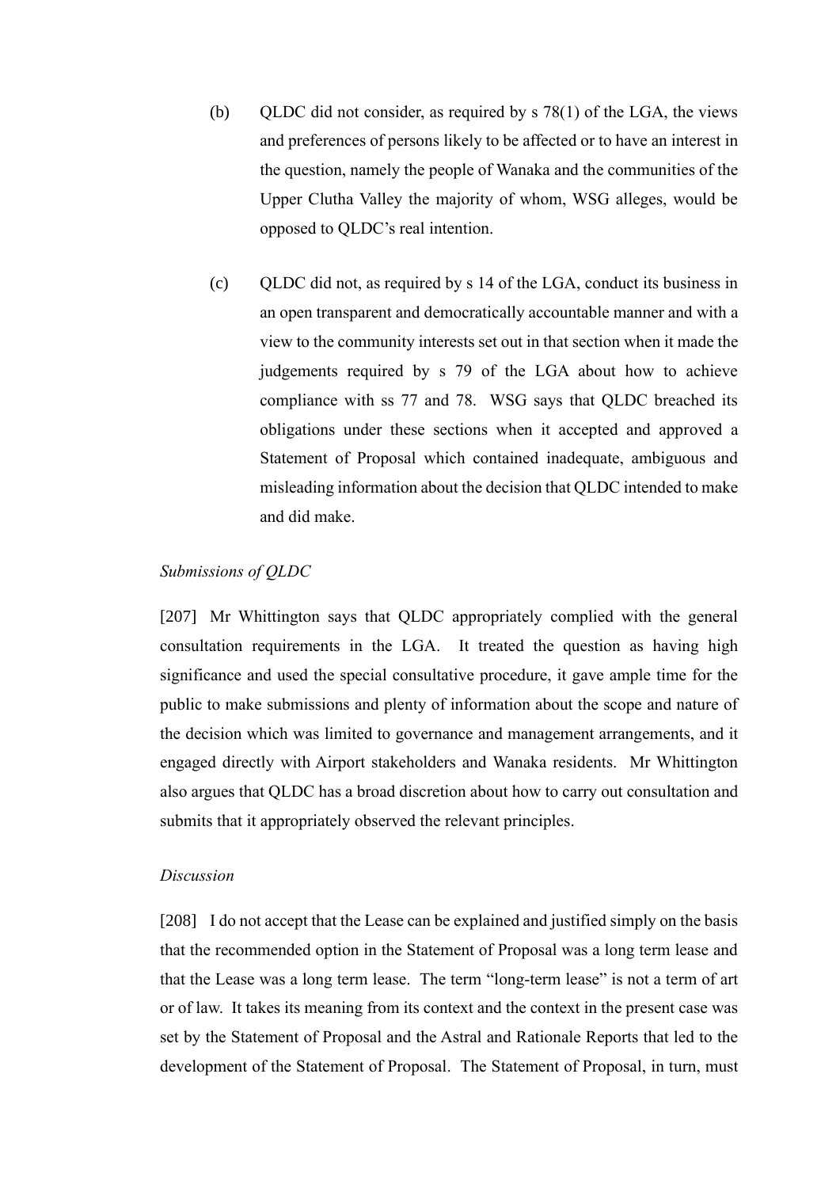(b) QLDC did not consider, as required by s 78(1) of the LGA, the views and preferences of persons likely to be affected or to have an interest in the question, namely the people of Wanaka and the communities of the Upper Clutha Valley the majority of whom, WSG alleges, would be opposed to QLDC's real intention.

(c) QLDC did not, as required by s 14 of the LGA, conduct its business in an open transparent and democratically accountable manner and with a view to the community interests set out in that section when it made the judgements required by s 79 of the LGA about how to achieve compliance with ss 77 and 78. WSG says that QLDC breached its obligations under these sections when it accepted and approved a Statement of Proposal which contained inadequate, ambiguous and misleading information about the decision that QLDC intended to make and did make.

*Submissions of QLDC*

[207] Mr Whittington says that QLDC appropriately complied with the general consultation requirements in the LGA. It treated the question as having high significance and used the special consultative procedure, it gave ample time for the public to make submissions and plenty of information about the scope and nature of the decision which was limited to governance and management arrangements, and it engaged directly with Airport stakeholders and Wanaka residents. Mr Whittington also argues that QLDC has a broad discretion about how to carry out consultation and submits that it appropriately observed the relevant principles.

*Discussion*

[208] I do not accept that the Lease can be explained and justified simply on the basis that the recommended option in the Statement of Proposal was a long term lease and that the Lease was a long term lease. The term "long-term lease" is not a term of art or of law. It takes its meaning from its context and the context in the present case was set by the Statement of Proposal and the Astral and Rationale Reports that led to the development of the Statement of Proposal. The Statement of Proposal, in turn, must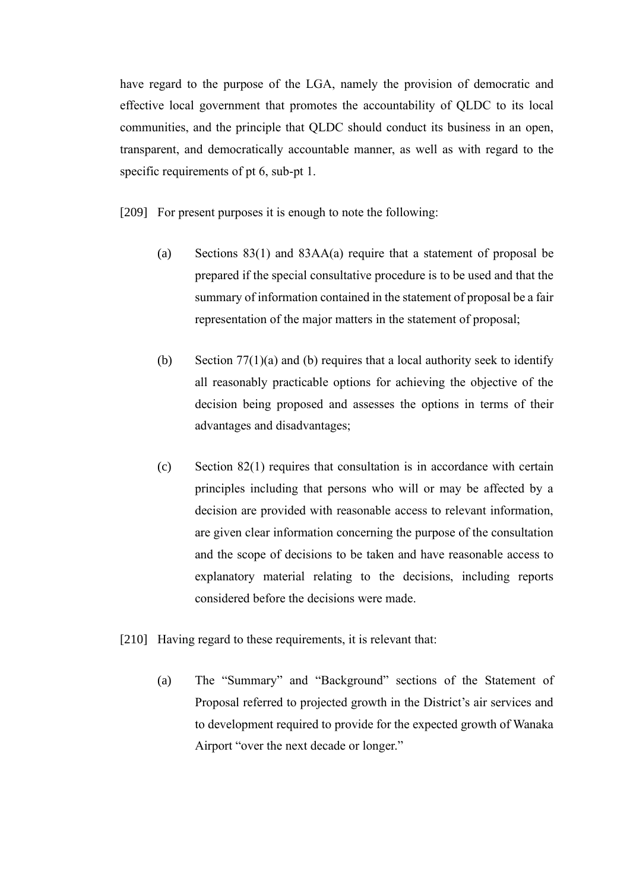have regard to the purpose of the LGA, namely the provision of democratic and effective local government that promotes the accountability of QLDC to its local communities, and the principle that QLDC should conduct its business in an open, transparent, and democratically accountable manner, as well as with regard to the specific requirements of pt 6, sub-pt 1.

[209] For present purposes it is enough to note the following:

(a) Sections 83(1) and 83AA(a) require that a statement of proposal be prepared if the special consultative procedure is to be used and that the summary of information contained in the statement of proposal be a fair representation of the major matters in the statement of proposal;

(b) Section 77(1)(a) and (b) requires that a local authority seek to identify all reasonably practicable options for achieving the objective of the decision being proposed and assesses the options in terms of their advantages and disadvantages;

(c) Section 82(1) requires that consultation is in accordance with certain principles including that persons who will or may be affected by a decision are provided with reasonable access to relevant information, are given clear information concerning the purpose of the consultation and the scope of decisions to be taken and have reasonable access to explanatory material relating to the decisions, including reports considered before the decisions were made.

[210] Having regard to these requirements, it is relevant that:

(a) The "Summary" and "Background" sections of the Statement of Proposal referred to projected growth in the District's air services and to development required to provide for the expected growth of Wanaka Airport "over the next decade or longer."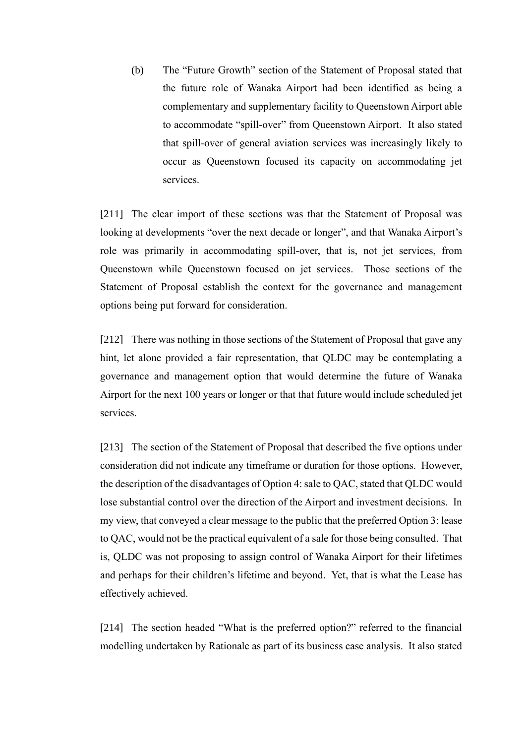(b) The "Future Growth" section of the Statement of Proposal stated that the future role of Wanaka Airport had been identified as being a complementary and supplementary facility to Queenstown Airport able to accommodate "spill-over" from Queenstown Airport. It also stated that spill-over of general aviation services was increasingly likely to occur as Queenstown focused its capacity on accommodating jet services.

[211] The clear import of these sections was that the Statement of Proposal was looking at developments "over the next decade or longer", and that Wanaka Airport's role was primarily in accommodating spill-over, that is, not jet services, from Queenstown while Queenstown focused on jet services. Those sections of the Statement of Proposal establish the context for the governance and management options being put forward for consideration.

[212] There was nothing in those sections of the Statement of Proposal that gave any hint, let alone provided a fair representation, that QLDC may be contemplating a governance and management option that would determine the future of Wanaka Airport for the next 100 years or longer or that that future would include scheduled jet services.

[213] The section of the Statement of Proposal that described the five options under consideration did not indicate any timeframe or duration for those options. However, the description of the disadvantages of Option 4: sale to QAC, stated that QLDC would lose substantial control over the direction of the Airport and investment decisions. In my view, that conveyed a clear message to the public that the preferred Option 3: lease to QAC, would not be the practical equivalent of a sale for those being consulted. That is, QLDC was not proposing to assign control of Wanaka Airport for their lifetimes and perhaps for their children's lifetime and beyond. Yet, that is what the Lease has effectively achieved.

[214] The section headed "What is the preferred option?" referred to the financial modelling undertaken by Rationale as part of its business case analysis. It also stated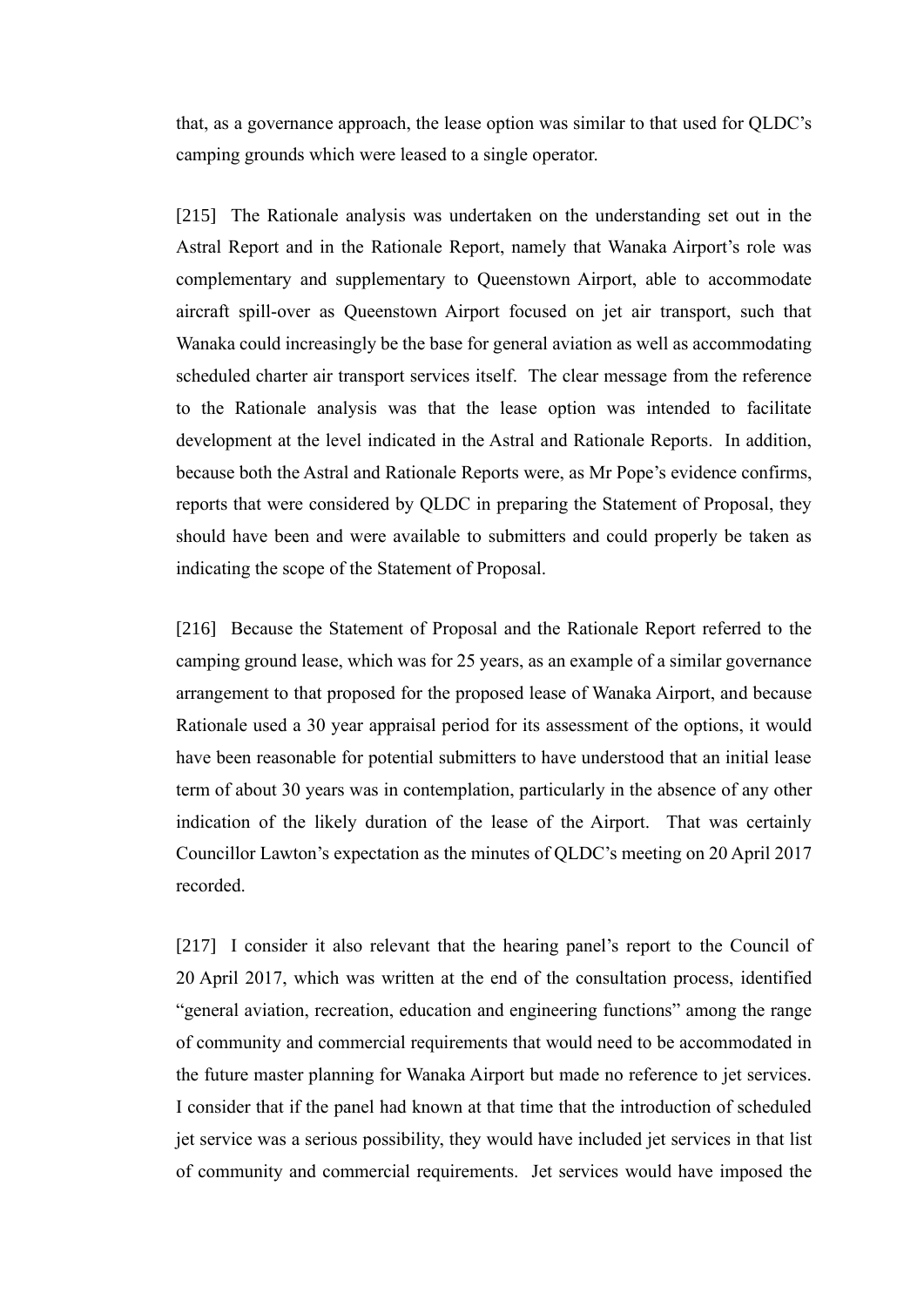that, as a governance approach, the lease option was similar to that used for QLDC's camping grounds which were leased to a single operator.

[215] The Rationale analysis was undertaken on the understanding set out in the Astral Report and in the Rationale Report, namely that Wanaka Airport's role was complementary and supplementary to Queenstown Airport, able to accommodate aircraft spill-over as Queenstown Airport focused on jet air transport, such that Wanaka could increasingly be the base for general aviation as well as accommodating scheduled charter air transport services itself. The clear message from the reference to the Rationale analysis was that the lease option was intended to facilitate development at the level indicated in the Astral and Rationale Reports. In addition, because both the Astral and Rationale Reports were, as Mr Pope's evidence confirms, reports that were considered by QLDC in preparing the Statement of Proposal, they should have been and were available to submitters and could properly be taken as indicating the scope of the Statement of Proposal.

[216] Because the Statement of Proposal and the Rationale Report referred to the camping ground lease, which was for 25 years, as an example of a similar governance arrangement to that proposed for the proposed lease of Wanaka Airport, and because Rationale used a 30 year appraisal period for its assessment of the options, it would have been reasonable for potential submitters to have understood that an initial lease term of about 30 years was in contemplation, particularly in the absence of any other indication of the likely duration of the lease of the Airport. That was certainly Councillor Lawton's expectation as the minutes of QLDC's meeting on 20 April 2017 recorded.

[217] I consider it also relevant that the hearing panel's report to the Council of 20 April 2017, which was written at the end of the consultation process, identified "general aviation, recreation, education and engineering functions" among the range of community and commercial requirements that would need to be accommodated in the future master planning for Wanaka Airport but made no reference to jet services. I consider that if the panel had known at that time that the introduction of scheduled jet service was a serious possibility, they would have included jet services in that list of community and commercial requirements. Jet services would have imposed the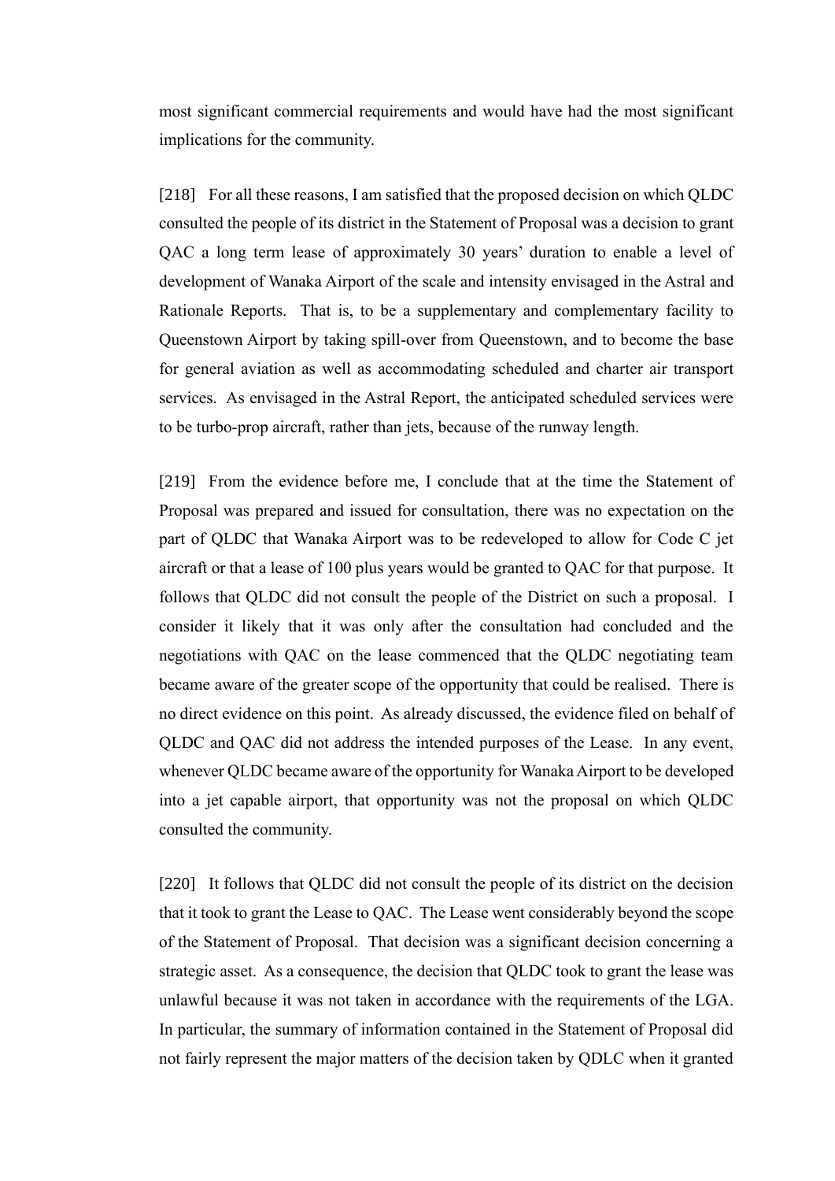most significant commercial requirements and would have had the most significant implications for the community.

[218] For all these reasons, I am satisfied that the proposed decision on which QLDC consulted the people of its district in the Statement of Proposal was a decision to grant QAC a long term lease of approximately 30 years' duration to enable a level of development of Wanaka Airport of the scale and intensity envisaged in the Astral and Rationale Reports. That is, to be a supplementary and complementary facility to Queenstown Airport by taking spill-over from Queenstown, and to become the base for general aviation as well as accommodating scheduled and charter air transport services. As envisaged in the Astral Report, the anticipated scheduled services were to be turbo-prop aircraft, rather than jets, because of the runway length.

[219] From the evidence before me, I conclude that at the time the Statement of Proposal was prepared and issued for consultation, there was no expectation on the part of QLDC that Wanaka Airport was to be redeveloped to allow for Code C jet aircraft or that a lease of 100 plus years would be granted to QAC for that purpose. It follows that QLDC did not consult the people of the District on such a proposal. I consider it likely that it was only after the consultation had concluded and the negotiations with QAC on the lease commenced that the QLDC negotiating team became aware of the greater scope of the opportunity that could be realised. There is no direct evidence on this point. As already discussed, the evidence filed on behalf of QLDC and QAC did not address the intended purposes of the Lease. In any event, whenever QLDC became aware of the opportunity for Wanaka Airport to be developed into a jet capable airport, that opportunity was not the proposal on which QLDC consulted the community.

[220] It follows that QLDC did not consult the people of its district on the decision that it took to grant the Lease to QAC. The Lease went considerably beyond the scope of the Statement of Proposal. That decision was a significant decision concerning a strategic asset. As a consequence, the decision that QLDC took to grant the lease was unlawful because it was not taken in accordance with the requirements of the LGA. In particular, the summary of information contained in the Statement of Proposal did not fairly represent the major matters of the decision taken by QDLC when it granted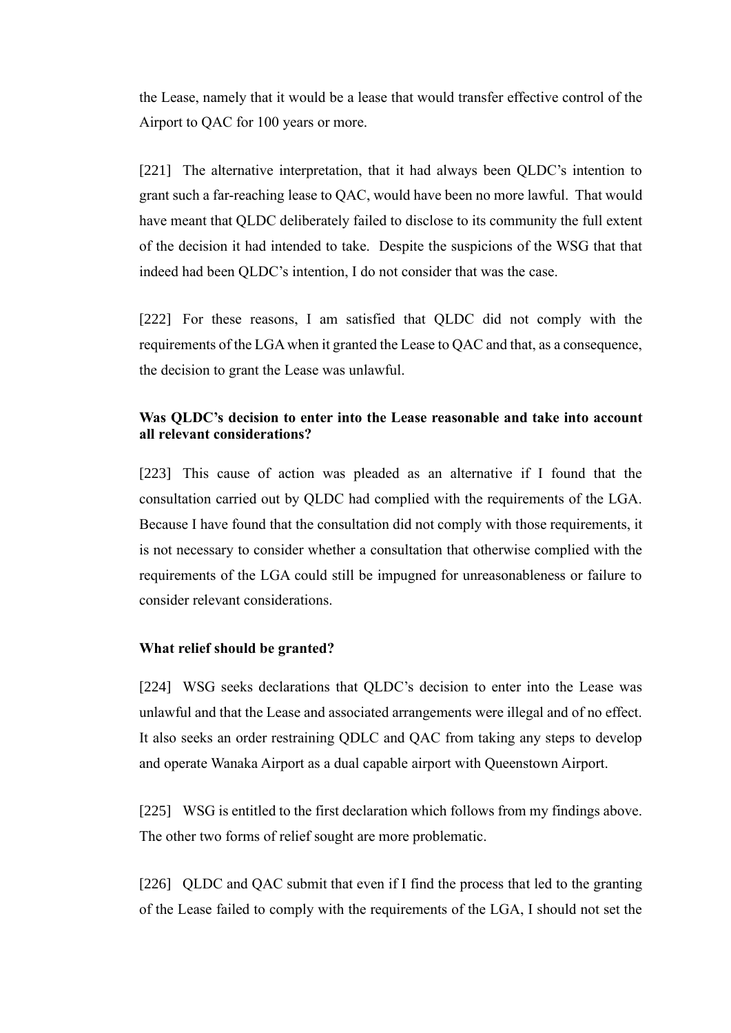the Lease, namely that it would be a lease that would transfer effective control of the Airport to QAC for 100 years or more.

[221] The alternative interpretation, that it had always been QLDC's intention to grant such a far-reaching lease to QAC, would have been no more lawful. That would have meant that QLDC deliberately failed to disclose to its community the full extent of the decision it had intended to take. Despite the suspicions of the WSG that that indeed had been QLDC's intention, I do not consider that was the case.

[222] For these reasons, I am satisfied that QLDC did not comply with the requirements of the LGA when it granted the Lease to QAC and that, as a consequence, the decision to grant the Lease was unlawful.

**Was QLDC's decision to enter into the Lease reasonable and take into account all relevant considerations?**

[223] This cause of action was pleaded as an alternative if I found that the consultation carried out by QLDC had complied with the requirements of the LGA. Because I have found that the consultation did not comply with those requirements, it is not necessary to consider whether a consultation that otherwise complied with the requirements of the LGA could still be impugned for unreasonableness or failure to consider relevant considerations.

**What relief should be granted?**

[224] WSG seeks declarations that QLDC's decision to enter into the Lease was unlawful and that the Lease and associated arrangements were illegal and of no effect. It also seeks an order restraining QDLC and QAC from taking any steps to develop and operate Wanaka Airport as a dual capable airport with Queenstown Airport.

[225] WSG is entitled to the first declaration which follows from my findings above. The other two forms of relief sought are more problematic.

[226] QLDC and QAC submit that even if I find the process that led to the granting of the Lease failed to comply with the requirements of the LGA, I should not set the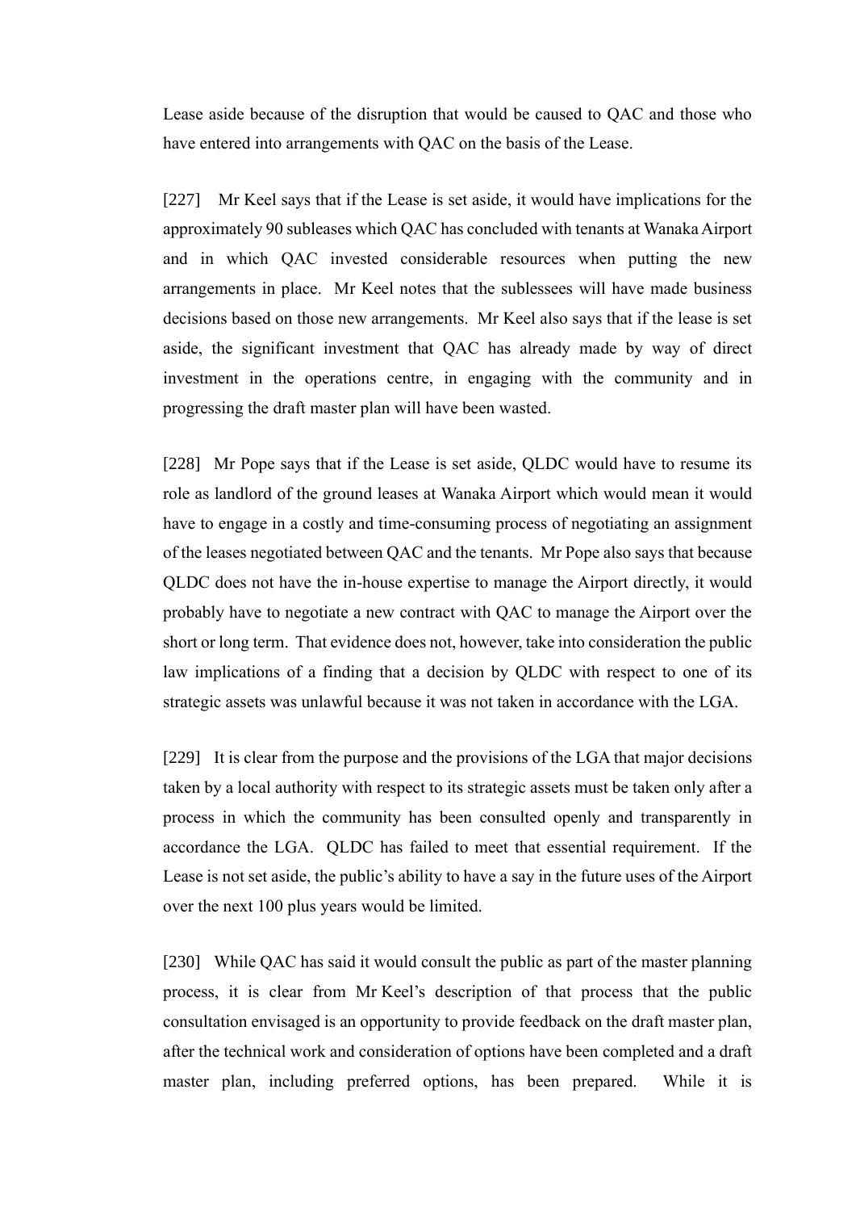Lease aside because of the disruption that would be caused to QAC and those who have entered into arrangements with QAC on the basis of the Lease.

[227] Mr Keel says that if the Lease is set aside, it would have implications for the approximately 90 subleases which QAC has concluded with tenants at Wanaka Airport and in which QAC invested considerable resources when putting the new arrangements in place. Mr Keel notes that the sublessees will have made business decisions based on those new arrangements. Mr Keel also says that if the lease is set aside, the significant investment that QAC has already made by way of direct investment in the operations centre, in engaging with the community and in progressing the draft master plan will have been wasted.

[228] Mr Pope says that if the Lease is set aside, QLDC would have to resume its role as landlord of the ground leases at Wanaka Airport which would mean it would have to engage in a costly and time-consuming process of negotiating an assignment of the leases negotiated between QAC and the tenants. Mr Pope also says that because QLDC does not have the in-house expertise to manage the Airport directly, it would probably have to negotiate a new contract with QAC to manage the Airport over the short or long term. That evidence does not, however, take into consideration the public law implications of a finding that a decision by QLDC with respect to one of its strategic assets was unlawful because it was not taken in accordance with the LGA.

[229] It is clear from the purpose and the provisions of the LGA that major decisions taken by a local authority with respect to its strategic assets must be taken only after a process in which the community has been consulted openly and transparently in accordance the LGA. QLDC has failed to meet that essential requirement. If the Lease is not set aside, the public's ability to have a say in the future uses of the Airport over the next 100 plus years would be limited.

[230] While QAC has said it would consult the public as part of the master planning process, it is clear from Mr Keel's description of that process that the public consultation envisaged is an opportunity to provide feedback on the draft master plan, after the technical work and consideration of options have been completed and a draft master plan, including preferred options, has been prepared. While it is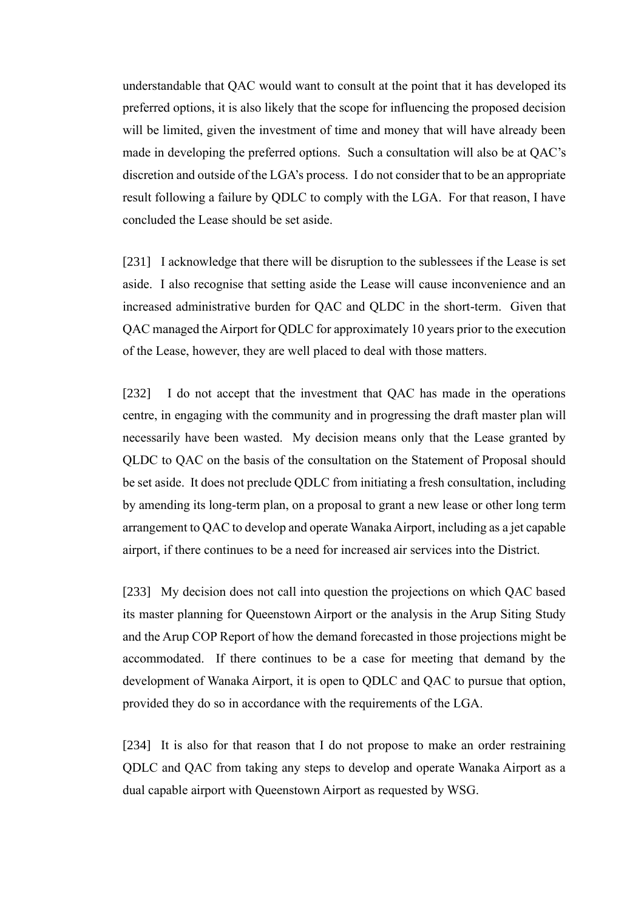understandable that QAC would want to consult at the point that it has developed its preferred options, it is also likely that the scope for influencing the proposed decision will be limited, given the investment of time and money that will have already been made in developing the preferred options. Such a consultation will also be at QAC's discretion and outside of the LGA's process. I do not consider that to be an appropriate result following a failure by QDLC to comply with the LGA. For that reason, I have concluded the Lease should be set aside.

[231] I acknowledge that there will be disruption to the sublessees if the Lease is set aside. I also recognise that setting aside the Lease will cause inconvenience and an increased administrative burden for QAC and QLDC in the short-term. Given that QAC managed the Airport for QDLC for approximately 10 years prior to the execution of the Lease, however, they are well placed to deal with those matters.

[232] I do not accept that the investment that QAC has made in the operations centre, in engaging with the community and in progressing the draft master plan will necessarily have been wasted. My decision means only that the Lease granted by QLDC to QAC on the basis of the consultation on the Statement of Proposal should be set aside. It does not preclude QDLC from initiating a fresh consultation, including by amending its long-term plan, on a proposal to grant a new lease or other long term arrangement to QAC to develop and operate Wanaka Airport, including as a jet capable airport, if there continues to be a need for increased air services into the District.

[233] My decision does not call into question the projections on which QAC based its master planning for Queenstown Airport or the analysis in the Arup Siting Study and the Arup COP Report of how the demand forecasted in those projections might be accommodated. If there continues to be a case for meeting that demand by the development of Wanaka Airport, it is open to QDLC and QAC to pursue that option, provided they do so in accordance with the requirements of the LGA.

[234] It is also for that reason that I do not propose to make an order restraining QDLC and QAC from taking any steps to develop and operate Wanaka Airport as a dual capable airport with Queenstown Airport as requested by WSG.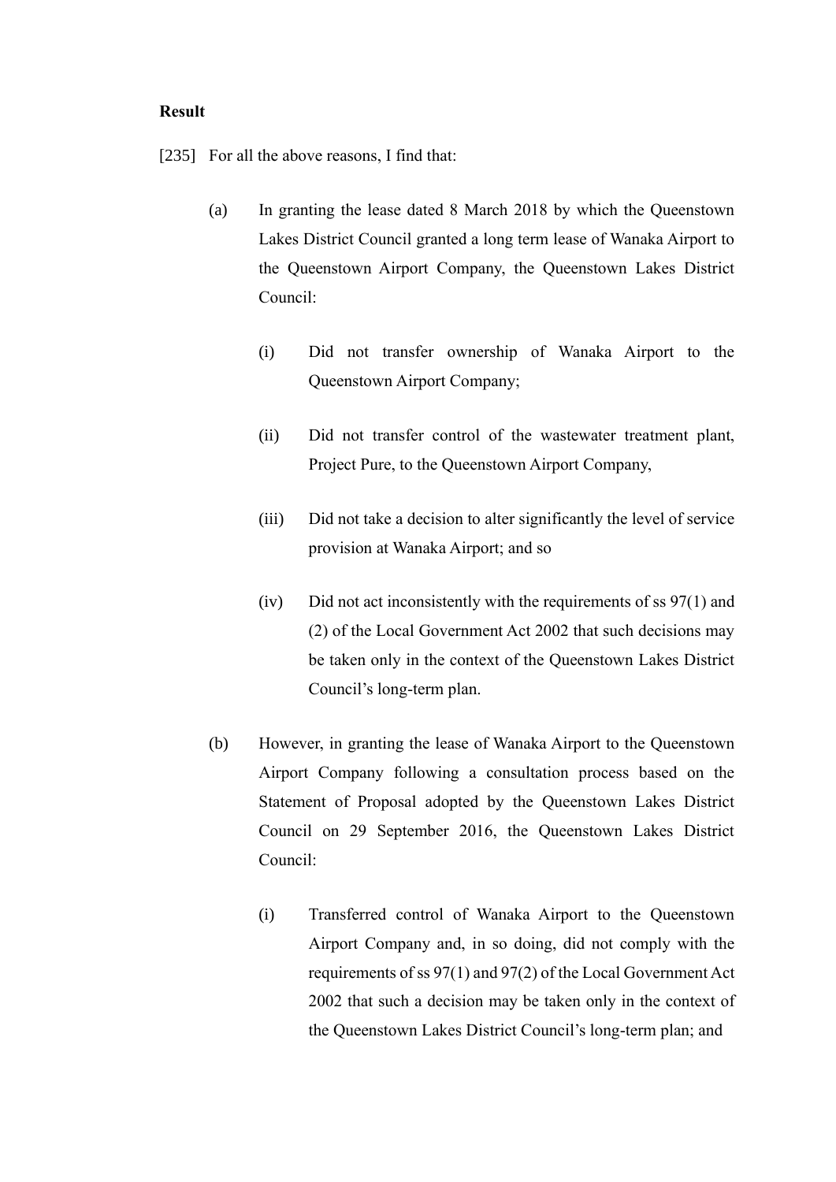**Result**

[235] For all the above reasons, I find that:

(a) In granting the lease dated 8 March 2018 by which the Queenstown Lakes District Council granted a long term lease of Wanaka Airport to the Queenstown Airport Company, the Queenstown Lakes District Council:

  (i) Did not transfer ownership of Wanaka Airport to the Queenstown Airport Company;

  (ii) Did not transfer control of the wastewater treatment plant, Project Pure, to the Queenstown Airport Company,

  (iii) Did not take a decision to alter significantly the level of service provision at Wanaka Airport; and so

  (iv) Did not act inconsistently with the requirements of ss 97(1) and (2) of the Local Government Act 2002 that such decisions may be taken only in the context of the Queenstown Lakes District Council's long-term plan.

(b) However, in granting the lease of Wanaka Airport to the Queenstown Airport Company following a consultation process based on the Statement of Proposal adopted by the Queenstown Lakes District Council on 29 September 2016, the Queenstown Lakes District Council:

  (i) Transferred control of Wanaka Airport to the Queenstown Airport Company and, in so doing, did not comply with the requirements of ss 97(1) and 97(2) of the Local Government Act 2002 that such a decision may be taken only in the context of the Queenstown Lakes District Council's long-term plan; and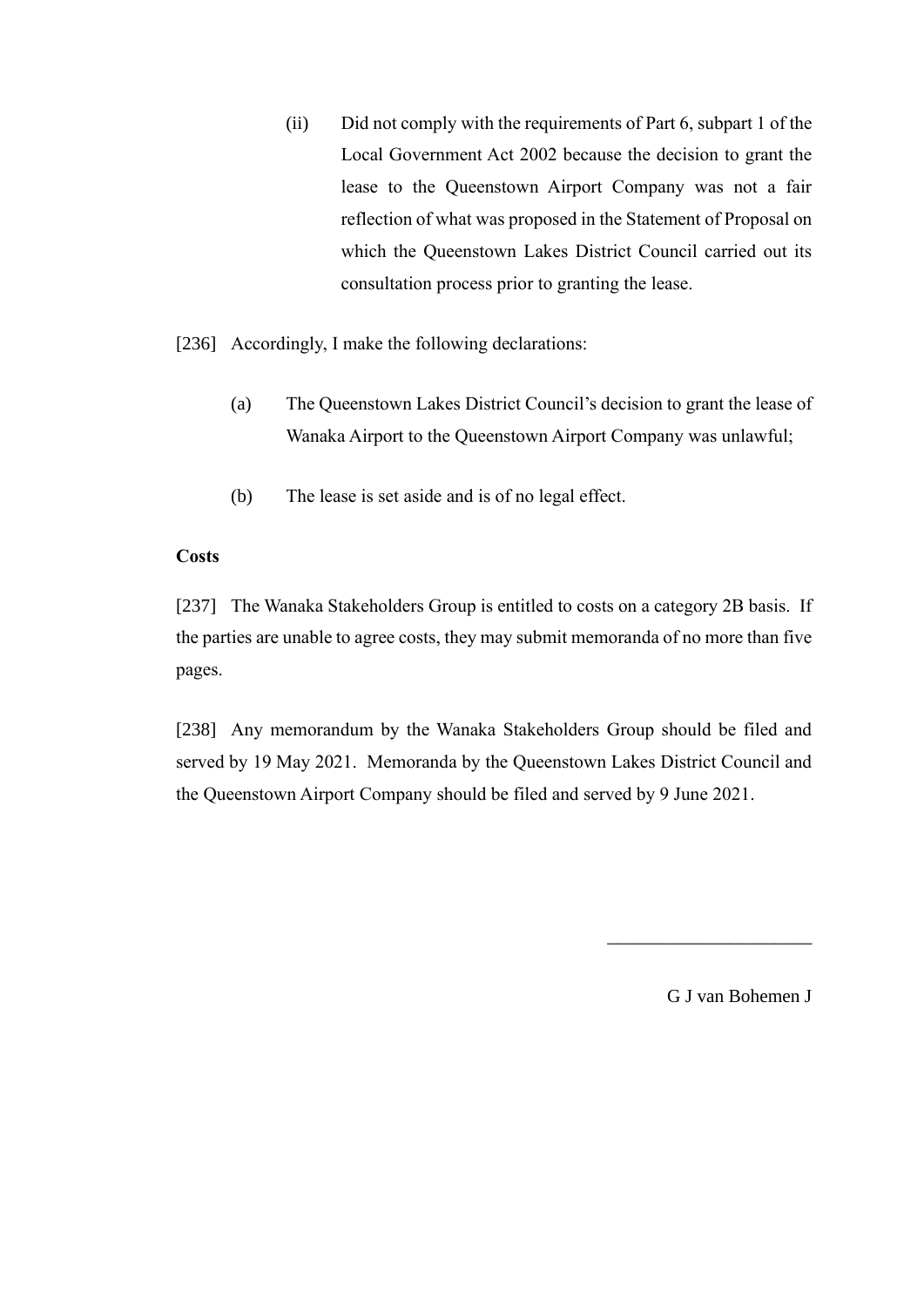(ii) Did not comply with the requirements of Part 6, subpart 1 of the Local Government Act 2002 because the decision to grant the lease to the Queenstown Airport Company was not a fair reflection of what was proposed in the Statement of Proposal on which the Queenstown Lakes District Council carried out its consultation process prior to granting the lease.

[236] Accordingly, I make the following declarations:

(a) The Queenstown Lakes District Council's decision to grant the lease of Wanaka Airport to the Queenstown Airport Company was unlawful;

(b) The lease is set aside and is of no legal effect.

**Costs**

[237] The Wanaka Stakeholders Group is entitled to costs on a category 2B basis. If the parties are unable to agree costs, they may submit memoranda of no more than five pages.

[238] Any memorandum by the Wanaka Stakeholders Group should be filed and served by 19 May 2021. Memoranda by the Queenstown Lakes District Council and the Queenstown Airport Company should be filed and served by 9 June 2021.

______________________

G J van Bohemen J